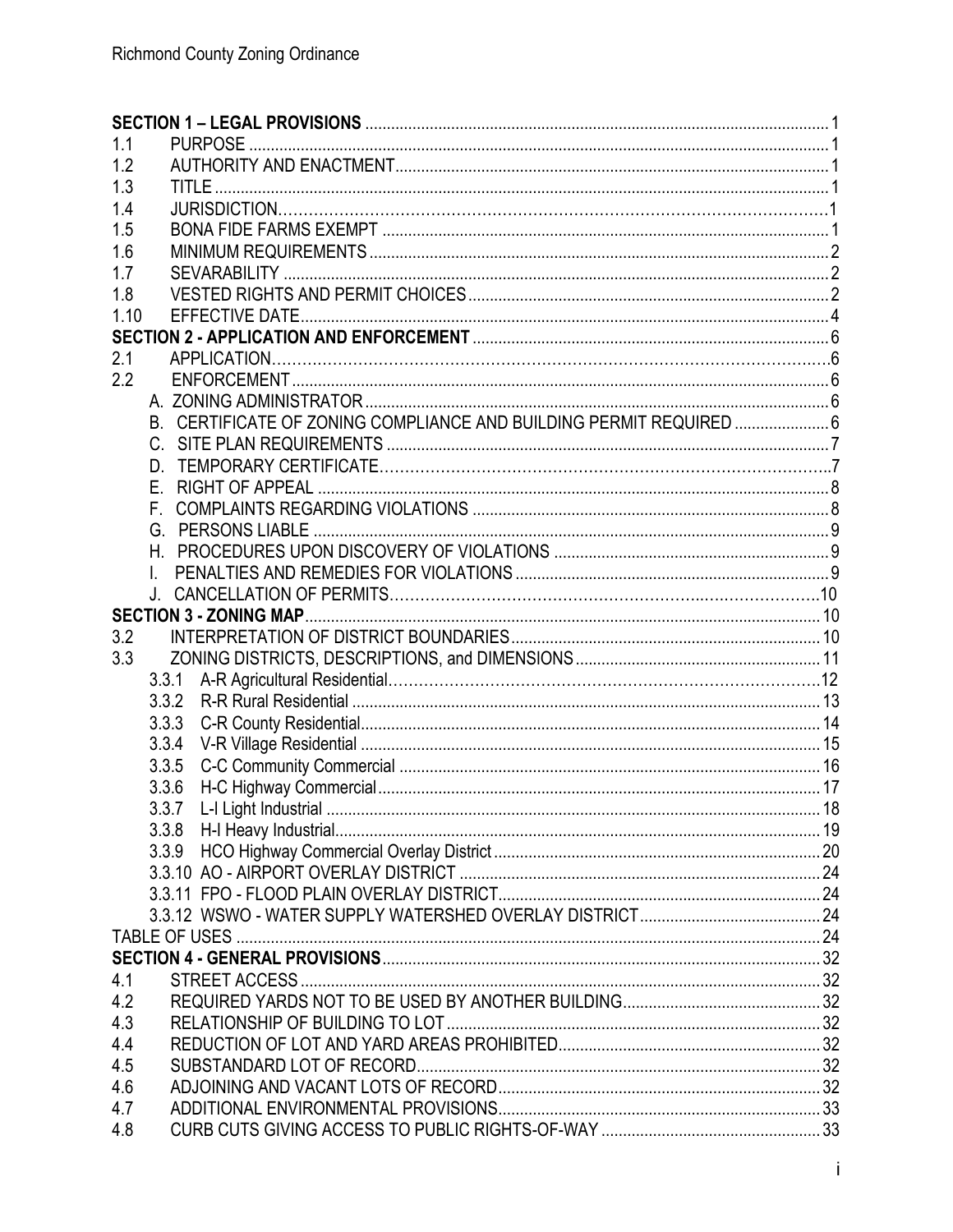**SECTION 1 – LEGAL PROVISIONS** .......... 1

1.1 PURPOSE .......... 1
1.2 AUTHORITY AND ENACTMENT .......... 1
1.3 TITLE .......... 1
1.4 JURISDICTION .......... 1
1.5 BONA FIDE FARMS EXEMPT .......... 1
1.6 MINIMUM REQUIREMENTS .......... 2
1.7 SEVARABILITY .......... 2
1.8 VESTED RIGHTS AND PERMIT CHOICES .......... 2
1.10 EFFECTIVE DATE .......... 4

**SECTION 2 - APPLICATION AND ENFORCEMENT** .......... 6

2.1 APPLICATION .......... 6
2.2 ENFORCEMENT .......... 6
- A. ZONING ADMINISTRATOR .......... 6
- B. CERTIFICATE OF ZONING COMPLIANCE AND BUILDING PERMIT REQUIRED .......... 6
- C. SITE PLAN REQUIREMENTS .......... 7
- D. TEMPORARY CERTIFICATE .......... 7
- E. RIGHT OF APPEAL .......... 8
- F. COMPLAINTS REGARDING VIOLATIONS .......... 8
- G. PERSONS LIABLE .......... 9
- H. PROCEDURES UPON DISCOVERY OF VIOLATIONS .......... 9
- I. PENALTIES AND REMEDIES FOR VIOLATIONS .......... 9
- J. CANCELLATION OF PERMITS .......... 10

**SECTION 3 - ZONING MAP** .......... 10

3.2 INTERPRETATION OF DISTRICT BOUNDARIES .......... 10
3.3 ZONING DISTRICTS, DESCRIPTIONS, and DIMENSIONS .......... 11
- 3.3.1 A-R Agricultural Residential .......... 12
- 3.3.2 R-R Rural Residential .......... 13
- 3.3.3 C-R County Residential .......... 14
- 3.3.4 V-R Village Residential .......... 15
- 3.3.5 C-C Community Commercial .......... 16
- 3.3.6 H-C Highway Commercial .......... 17
- 3.3.7 L-I Light Industrial .......... 18
- 3.3.8 H-I Heavy Industrial .......... 19
- 3.3.9 HCO Highway Commercial Overlay District .......... 20
- 3.3.10 AO - AIRPORT OVERLAY DISTRICT .......... 24
- 3.3.11 FPO - FLOOD PLAIN OVERLAY DISTRICT .......... 24
- 3.3.12 WSWO - WATER SUPPLY WATERSHED OVERLAY DISTRICT .......... 24

TABLE OF USES .......... 24

**SECTION 4 - GENERAL PROVISIONS** .......... 32

4.1 STREET ACCESS .......... 32
4.2 REQUIRED YARDS NOT TO BE USED BY ANOTHER BUILDING .......... 32
4.3 RELATIONSHIP OF BUILDING TO LOT .......... 32
4.4 REDUCTION OF LOT AND YARD AREAS PROHIBITED .......... 32
4.5 SUBSTANDARD LOT OF RECORD .......... 32
4.6 ADJOINING AND VACANT LOTS OF RECORD .......... 32
4.7 ADDITIONAL ENVIRONMENTAL PROVISIONS .......... 33
4.8 CURB CUTS GIVING ACCESS TO PUBLIC RIGHTS-OF-WAY .......... 33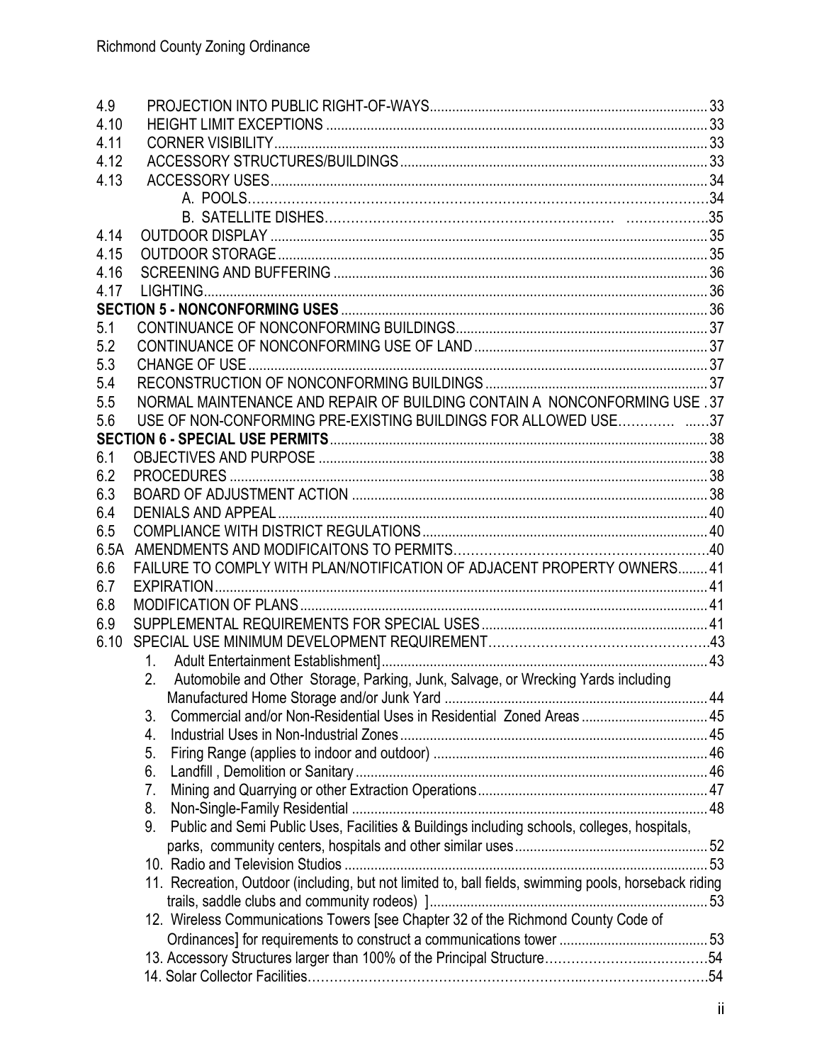| | | |
|---|---|---|
| 4.9 | PROJECTION INTO PUBLIC RIGHT-OF-WAYS | 33 |
| 4.10 | HEIGHT LIMIT EXCEPTIONS | 33 |
| 4.11 | CORNER VISIBILITY | 33 |
| 4.12 | ACCESSORY STRUCTURES/BUILDINGS | 33 |
| 4.13 | ACCESSORY USES | 34 |
| | A. POOLS | 34 |
| | B. SATELLITE DISHES | 35 |
| 4.14 | OUTDOOR DISPLAY | 35 |
| 4.15 | OUTDOOR STORAGE | 35 |
| 4.16 | SCREENING AND BUFFERING | 36 |
| 4.17 | LIGHTING | 36 |
| **SECTION 5 - NONCONFORMING USES** | | 36 |
| 5.1 | CONTINUANCE OF NONCONFORMING BUILDINGS | 37 |
| 5.2 | CONTINUANCE OF NONCONFORMING USE OF LAND | 37 |
| 5.3 | CHANGE OF USE | 37 |
| 5.4 | RECONSTRUCTION OF NONCONFORMING BUILDINGS | 37 |
| 5.5 | NORMAL MAINTENANCE AND REPAIR OF BUILDING CONTAIN A NONCONFORMING USE | 37 |
| 5.6 | USE OF NON-CONFORMING PRE-EXISTING BUILDINGS FOR ALLOWED USE | 37 |
| **SECTION 6 - SPECIAL USE PERMITS** | | 38 |
| 6.1 | OBJECTIVES AND PURPOSE | 38 |
| 6.2 | PROCEDURES | 38 |
| 6.3 | BOARD OF ADJUSTMENT ACTION | 38 |
| 6.4 | DENIALS AND APPEAL | 40 |
| 6.5 | COMPLIANCE WITH DISTRICT REGULATIONS | 40 |
| 6.5A | AMENDMENTS AND MODIFICAITONS TO PERMITS | 40 |
| 6.6 | FAILURE TO COMPLY WITH PLAN/NOTIFICATION OF ADJACENT PROPERTY OWNERS | 41 |
| 6.7 | EXPIRATION | 41 |
| 6.8 | MODIFICATION OF PLANS | 41 |
| 6.9 | SUPPLEMENTAL REQUIREMENTS FOR SPECIAL USES | 41 |
| 6.10 | SPECIAL USE MINIMUM DEVELOPMENT REQUIREMENT | 43 |
| | 1. Adult Entertainment Establishment] | 43 |
| | 2. Automobile and Other Storage, Parking, Junk, Salvage, or Wrecking Yards including Manufactured Home Storage and/or Junk Yard | 44 |
| | 3. Commercial and/or Non-Residential Uses in Residential Zoned Areas | 45 |
| | 4. Industrial Uses in Non-Industrial Zones | 45 |
| | 5. Firing Range (applies to indoor and outdoor) | 46 |
| | 6. Landfill , Demolition or Sanitary | 46 |
| | 7. Mining and Quarrying or other Extraction Operations | 47 |
| | 8. Non-Single-Family Residential | 48 |
| | 9. Public and Semi Public Uses, Facilities & Buildings including schools, colleges, hospitals, parks, community centers, hospitals and other similar uses | 52 |
| | 10. Radio and Television Studios | 53 |
| | 11. Recreation, Outdoor (including, but not limited to, ball fields, swimming pools, horseback riding trails, saddle clubs and community rodeos) ] | 53 |
| | 12. Wireless Communications Towers [see Chapter 32 of the Richmond County Code of Ordinances] for requirements to construct a communications tower | 53 |
| | 13. Accessory Structures larger than 100% of the Principal Structure | 54 |
| | 14. Solar Collector Facilities | 54 |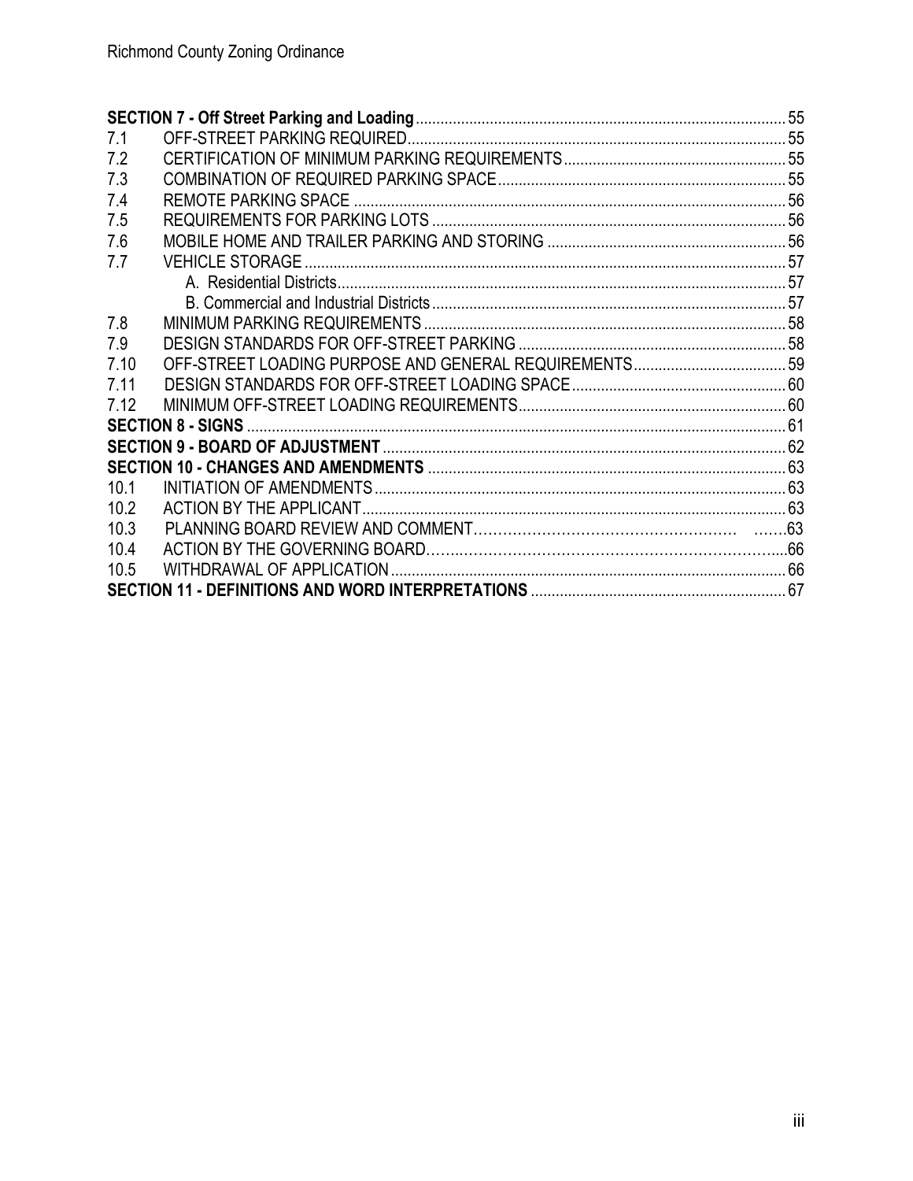| | | |
|---|---|---|
| **SECTION 7 - Off Street Parking and Loading** | | 55 |
| 7.1 | OFF-STREET PARKING REQUIRED | 55 |
| 7.2 | CERTIFICATION OF MINIMUM PARKING REQUIREMENTS | 55 |
| 7.3 | COMBINATION OF REQUIRED PARKING SPACE | 55 |
| 7.4 | REMOTE PARKING SPACE | 56 |
| 7.5 | REQUIREMENTS FOR PARKING LOTS | 56 |
| 7.6 | MOBILE HOME AND TRAILER PARKING AND STORING | 56 |
| 7.7 | VEHICLE STORAGE | 57 |
| | A. Residential Districts | 57 |
| | B. Commercial and Industrial Districts | 57 |
| 7.8 | MINIMUM PARKING REQUIREMENTS | 58 |
| 7.9 | DESIGN STANDARDS FOR OFF-STREET PARKING | 58 |
| 7.10 | OFF-STREET LOADING PURPOSE AND GENERAL REQUIREMENTS | 59 |
| 7.11 | DESIGN STANDARDS FOR OFF-STREET LOADING SPACE | 60 |
| 7.12 | MINIMUM OFF-STREET LOADING REQUIREMENTS | 60 |
| **SECTION 8 - SIGNS** | | 61 |
| **SECTION 9 - BOARD OF ADJUSTMENT** | | 62 |
| **SECTION 10 - CHANGES AND AMENDMENTS** | | 63 |
| 10.1 | INITIATION OF AMENDMENTS | 63 |
| 10.2 | ACTION BY THE APPLICANT | 63 |
| 10.3 | PLANNING BOARD REVIEW AND COMMENT | 63 |
| 10.4 | ACTION BY THE GOVERNING BOARD | 66 |
| 10.5 | WITHDRAWAL OF APPLICATION | 66 |
| **SECTION 11 - DEFINITIONS AND WORD INTERPRETATIONS** | | 67 |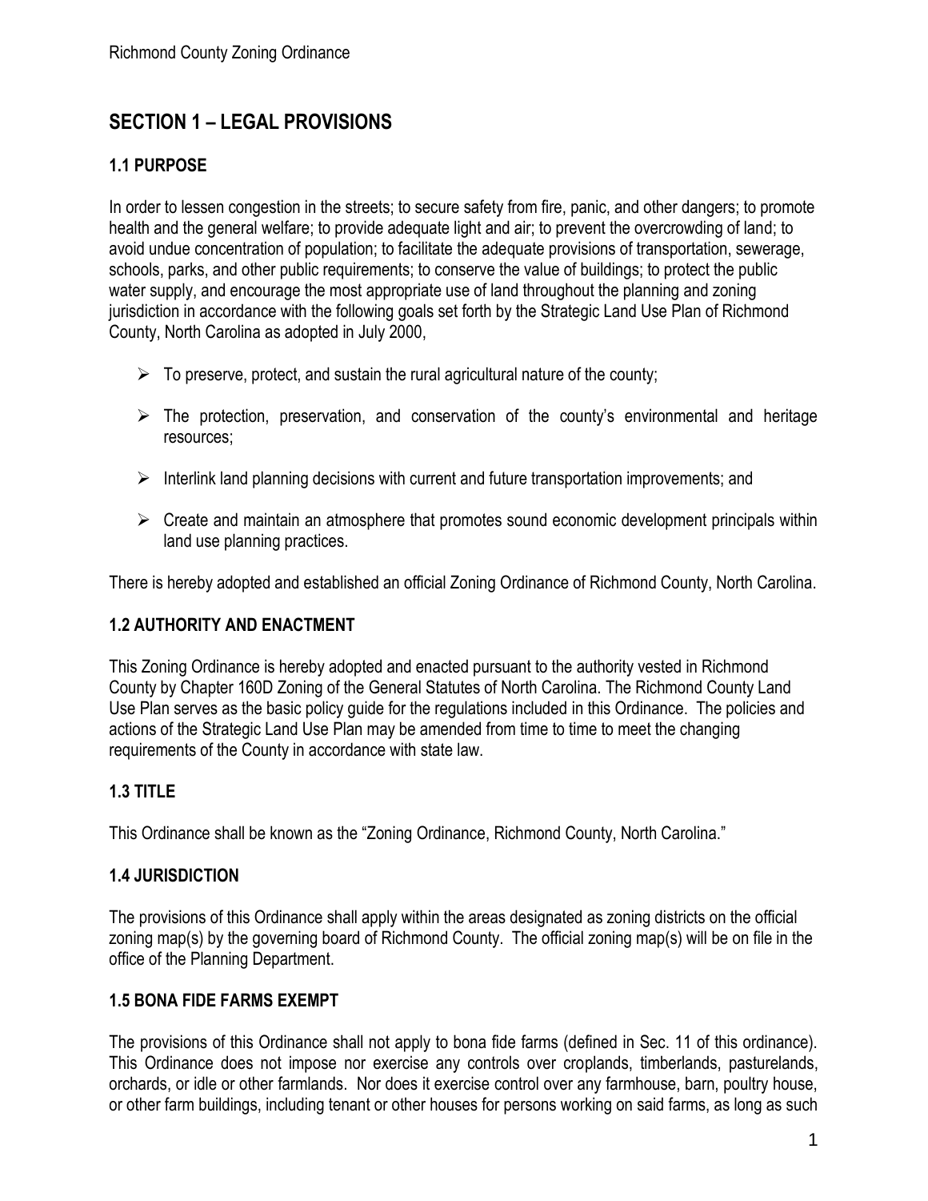# SECTION 1 – LEGAL PROVISIONS

## 1.1 PURPOSE

In order to lessen congestion in the streets; to secure safety from fire, panic, and other dangers; to promote health and the general welfare; to provide adequate light and air; to prevent the overcrowding of land; to avoid undue concentration of population; to facilitate the adequate provisions of transportation, sewerage, schools, parks, and other public requirements; to conserve the value of buildings; to protect the public water supply, and encourage the most appropriate use of land throughout the planning and zoning jurisdiction in accordance with the following goals set forth by the Strategic Land Use Plan of Richmond County, North Carolina as adopted in July 2000,

- To preserve, protect, and sustain the rural agricultural nature of the county;
- The protection, preservation, and conservation of the county's environmental and heritage resources;
- Interlink land planning decisions with current and future transportation improvements; and
- Create and maintain an atmosphere that promotes sound economic development principals within land use planning practices.

There is hereby adopted and established an official Zoning Ordinance of Richmond County, North Carolina.

## 1.2 AUTHORITY AND ENACTMENT

This Zoning Ordinance is hereby adopted and enacted pursuant to the authority vested in Richmond County by Chapter 160D Zoning of the General Statutes of North Carolina. The Richmond County Land Use Plan serves as the basic policy guide for the regulations included in this Ordinance. The policies and actions of the Strategic Land Use Plan may be amended from time to time to meet the changing requirements of the County in accordance with state law.

## 1.3 TITLE

This Ordinance shall be known as the "Zoning Ordinance, Richmond County, North Carolina."

## 1.4 JURISDICTION

The provisions of this Ordinance shall apply within the areas designated as zoning districts on the official zoning map(s) by the governing board of Richmond County. The official zoning map(s) will be on file in the office of the Planning Department.

## 1.5 BONA FIDE FARMS EXEMPT

The provisions of this Ordinance shall not apply to bona fide farms (defined in Sec. 11 of this ordinance). This Ordinance does not impose nor exercise any controls over croplands, timberlands, pasturelands, orchards, or idle or other farmlands. Nor does it exercise control over any farmhouse, barn, poultry house, or other farm buildings, including tenant or other houses for persons working on said farms, as long as such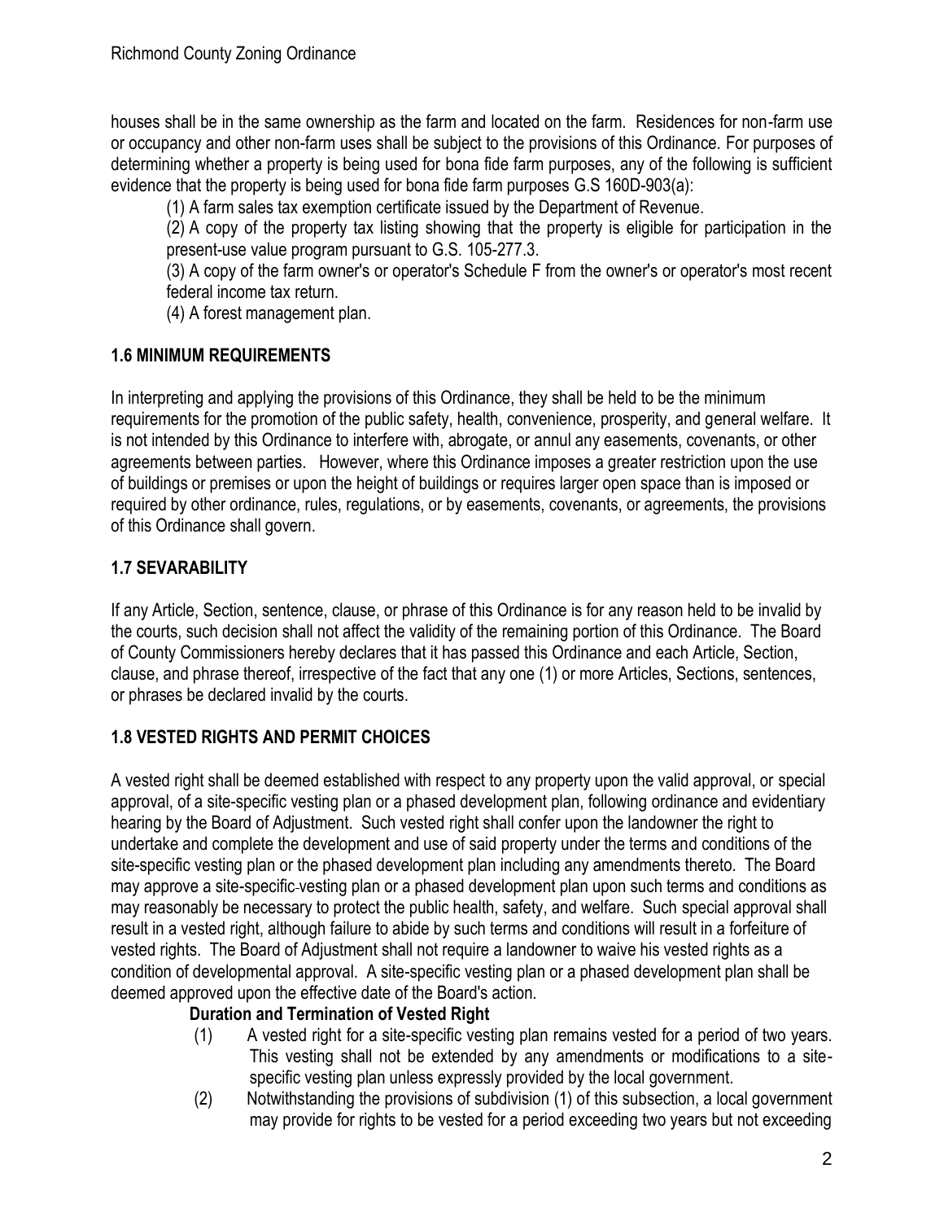houses shall be in the same ownership as the farm and located on the farm. Residences for non-farm use or occupancy and other non-farm uses shall be subject to the provisions of this Ordinance. For purposes of determining whether a property is being used for bona fide farm purposes, any of the following is sufficient evidence that the property is being used for bona fide farm purposes G.S 160D-903(a):

(1) A farm sales tax exemption certificate issued by the Department of Revenue.

(2) A copy of the property tax listing showing that the property is eligible for participation in the present-use value program pursuant to G.S. 105-277.3.

(3) A copy of the farm owner's or operator's Schedule F from the owner's or operator's most recent federal income tax return.

(4) A forest management plan.

## 1.6 MINIMUM REQUIREMENTS

In interpreting and applying the provisions of this Ordinance, they shall be held to be the minimum requirements for the promotion of the public safety, health, convenience, prosperity, and general welfare. It is not intended by this Ordinance to interfere with, abrogate, or annul any easements, covenants, or other agreements between parties. However, where this Ordinance imposes a greater restriction upon the use of buildings or premises or upon the height of buildings or requires larger open space than is imposed or required by other ordinance, rules, regulations, or by easements, covenants, or agreements, the provisions of this Ordinance shall govern.

## 1.7 SEVARABILITY

If any Article, Section, sentence, clause, or phrase of this Ordinance is for any reason held to be invalid by the courts, such decision shall not affect the validity of the remaining portion of this Ordinance. The Board of County Commissioners hereby declares that it has passed this Ordinance and each Article, Section, clause, and phrase thereof, irrespective of the fact that any one (1) or more Articles, Sections, sentences, or phrases be declared invalid by the courts.

## 1.8 VESTED RIGHTS AND PERMIT CHOICES

A vested right shall be deemed established with respect to any property upon the valid approval, or special approval, of a site-specific vesting plan or a phased development plan, following ordinance and evidentiary hearing by the Board of Adjustment. Such vested right shall confer upon the landowner the right to undertake and complete the development and use of said property under the terms and conditions of the site-specific vesting plan or the phased development plan including any amendments thereto. The Board may approve a site-specific vesting plan or a phased development plan upon such terms and conditions as may reasonably be necessary to protect the public health, safety, and welfare. Such special approval shall result in a vested right, although failure to abide by such terms and conditions will result in a forfeiture of vested rights. The Board of Adjustment shall not require a landowner to waive his vested rights as a condition of developmental approval. A site-specific vesting plan or a phased development plan shall be deemed approved upon the effective date of the Board's action.

**Duration and Termination of Vested Right**

(1) A vested right for a site-specific vesting plan remains vested for a period of two years. This vesting shall not be extended by any amendments or modifications to a site-specific vesting plan unless expressly provided by the local government.

(2) Notwithstanding the provisions of subdivision (1) of this subsection, a local government may provide for rights to be vested for a period exceeding two years but not exceeding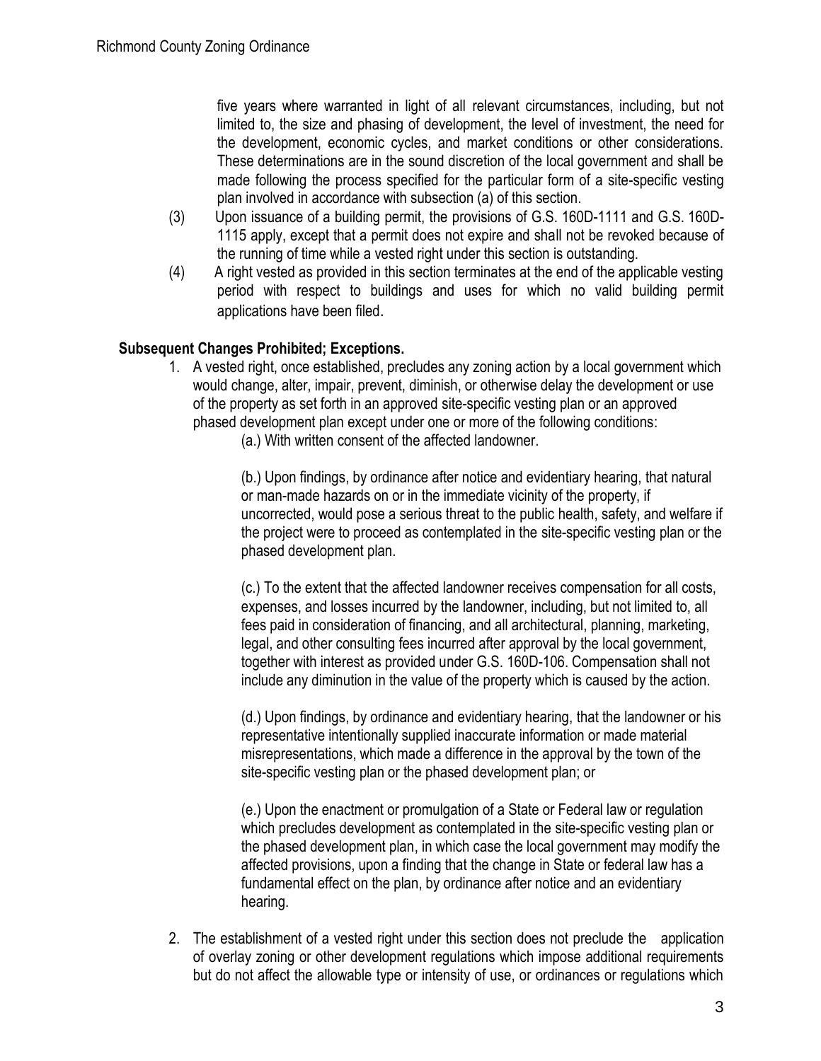five years where warranted in light of all relevant circumstances, including, but not limited to, the size and phasing of development, the level of investment, the need for the development, economic cycles, and market conditions or other considerations. These determinations are in the sound discretion of the local government and shall be made following the process specified for the particular form of a site-specific vesting plan involved in accordance with subsection (a) of this section.

(3) Upon issuance of a building permit, the provisions of G.S. 160D-1111 and G.S. 160D-1115 apply, except that a permit does not expire and shall not be revoked because of the running of time while a vested right under this section is outstanding.

(4) A right vested as provided in this section terminates at the end of the applicable vesting period with respect to buildings and uses for which no valid building permit applications have been filed.

**Subsequent Changes Prohibited; Exceptions.**

1. A vested right, once established, precludes any zoning action by a local government which would change, alter, impair, prevent, diminish, or otherwise delay the development or use of the property as set forth in an approved site-specific vesting plan or an approved phased development plan except under one or more of the following conditions:

   (a.) With written consent of the affected landowner.

   (b.) Upon findings, by ordinance after notice and evidentiary hearing, that natural or man-made hazards on or in the immediate vicinity of the property, if uncorrected, would pose a serious threat to the public health, safety, and welfare if the project were to proceed as contemplated in the site-specific vesting plan or the phased development plan.

   (c.) To the extent that the affected landowner receives compensation for all costs, expenses, and losses incurred by the landowner, including, but not limited to, all fees paid in consideration of financing, and all architectural, planning, marketing, legal, and other consulting fees incurred after approval by the local government, together with interest as provided under G.S. 160D-106. Compensation shall not include any diminution in the value of the property which is caused by the action.

   (d.) Upon findings, by ordinance and evidentiary hearing, that the landowner or his representative intentionally supplied inaccurate information or made material misrepresentations, which made a difference in the approval by the town of the site-specific vesting plan or the phased development plan; or

   (e.) Upon the enactment or promulgation of a State or Federal law or regulation which precludes development as contemplated in the site-specific vesting plan or the phased development plan, in which case the local government may modify the affected provisions, upon a finding that the change in State or federal law has a fundamental effect on the plan, by ordinance after notice and an evidentiary hearing.

2. The establishment of a vested right under this section does not preclude the application of overlay zoning or other development regulations which impose additional requirements but do not affect the allowable type or intensity of use, or ordinances or regulations which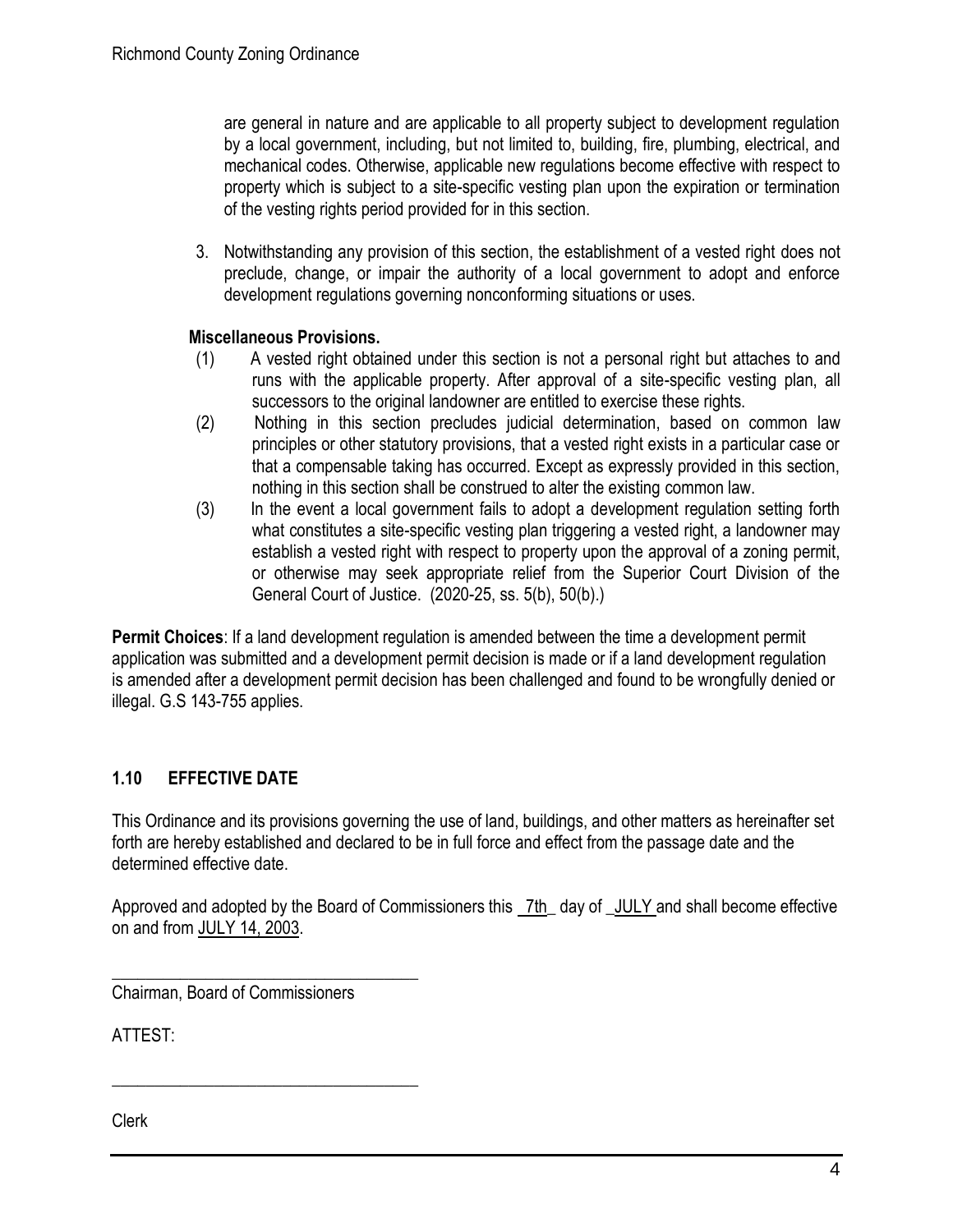are general in nature and are applicable to all property subject to development regulation by a local government, including, but not limited to, building, fire, plumbing, electrical, and mechanical codes. Otherwise, applicable new regulations become effective with respect to property which is subject to a site-specific vesting plan upon the expiration or termination of the vesting rights period provided for in this section.

3. Notwithstanding any provision of this section, the establishment of a vested right does not preclude, change, or impair the authority of a local government to adopt and enforce development regulations governing nonconforming situations or uses.

**Miscellaneous Provisions.**

(1) A vested right obtained under this section is not a personal right but attaches to and runs with the applicable property. After approval of a site-specific vesting plan, all successors to the original landowner are entitled to exercise these rights.

(2) Nothing in this section precludes judicial determination, based on common law principles or other statutory provisions, that a vested right exists in a particular case or that a compensable taking has occurred. Except as expressly provided in this section, nothing in this section shall be construed to alter the existing common law.

(3) In the event a local government fails to adopt a development regulation setting forth what constitutes a site-specific vesting plan triggering a vested right, a landowner may establish a vested right with respect to property upon the approval of a zoning permit, or otherwise may seek appropriate relief from the Superior Court Division of the General Court of Justice. (2020-25, ss. 5(b), 50(b).)

**Permit Choices**: If a land development regulation is amended between the time a development permit application was submitted and a development permit decision is made or if a land development regulation is amended after a development permit decision has been challenged and found to be wrongfully denied or illegal. G.S 143-755 applies.

## 1.10 EFFECTIVE DATE

This Ordinance and its provisions governing the use of land, buildings, and other matters as hereinafter set forth are hereby established and declared to be in full force and effect from the passage date and the determined effective date.

Approved and adopted by the Board of Commissioners this _7th_ day of _JULY and shall become effective on and from JULY 14, 2003.

___________________________________

Chairman, Board of Commissioners

ATTEST:

___________________________________

Clerk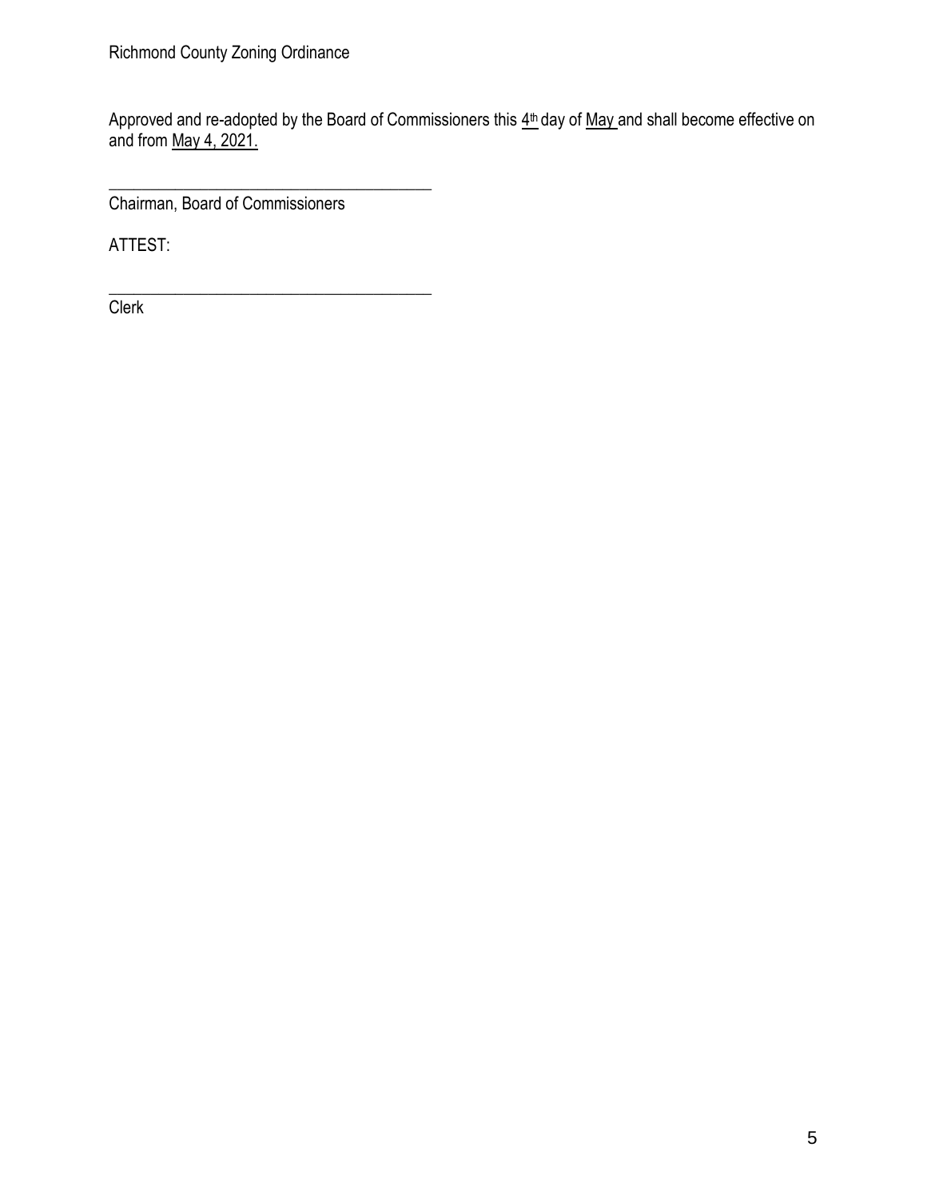Approved and re-adopted by the Board of Commissioners this 4th day of May and shall become effective on and from May 4, 2021.

\_\_\_\_\_\_\_\_\_\_\_\_\_\_\_\_\_\_\_\_\_\_\_\_\_\_\_\_\_\_\_\_\_\_\_\_\_\_\_\_

Chairman, Board of Commissioners

ATTEST:

\_\_\_\_\_\_\_\_\_\_\_\_\_\_\_\_\_\_\_\_\_\_\_\_\_\_\_\_\_\_\_\_\_\_\_\_\_\_\_\_

Clerk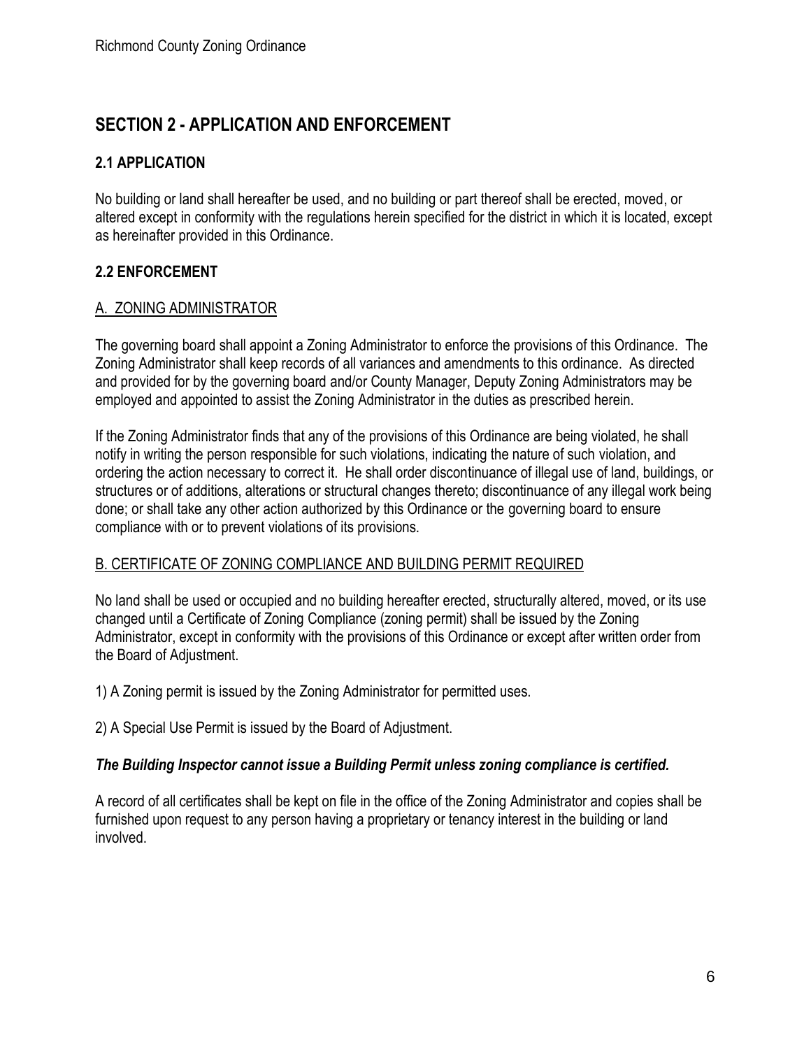# SECTION 2 - APPLICATION AND ENFORCEMENT

## 2.1 APPLICATION

No building or land shall hereafter be used, and no building or part thereof shall be erected, moved, or altered except in conformity with the regulations herein specified for the district in which it is located, except as hereinafter provided in this Ordinance.

## 2.2 ENFORCEMENT

### A. ZONING ADMINISTRATOR

The governing board shall appoint a Zoning Administrator to enforce the provisions of this Ordinance. The Zoning Administrator shall keep records of all variances and amendments to this ordinance. As directed and provided for by the governing board and/or County Manager, Deputy Zoning Administrators may be employed and appointed to assist the Zoning Administrator in the duties as prescribed herein.

If the Zoning Administrator finds that any of the provisions of this Ordinance are being violated, he shall notify in writing the person responsible for such violations, indicating the nature of such violation, and ordering the action necessary to correct it. He shall order discontinuance of illegal use of land, buildings, or structures or of additions, alterations or structural changes thereto; discontinuance of any illegal work being done; or shall take any other action authorized by this Ordinance or the governing board to ensure compliance with or to prevent violations of its provisions.

### B. CERTIFICATE OF ZONING COMPLIANCE AND BUILDING PERMIT REQUIRED

No land shall be used or occupied and no building hereafter erected, structurally altered, moved, or its use changed until a Certificate of Zoning Compliance (zoning permit) shall be issued by the Zoning Administrator, except in conformity with the provisions of this Ordinance or except after written order from the Board of Adjustment.

1) A Zoning permit is issued by the Zoning Administrator for permitted uses.

2) A Special Use Permit is issued by the Board of Adjustment.

***The Building Inspector cannot issue a Building Permit unless zoning compliance is certified.***

A record of all certificates shall be kept on file in the office of the Zoning Administrator and copies shall be furnished upon request to any person having a proprietary or tenancy interest in the building or land involved.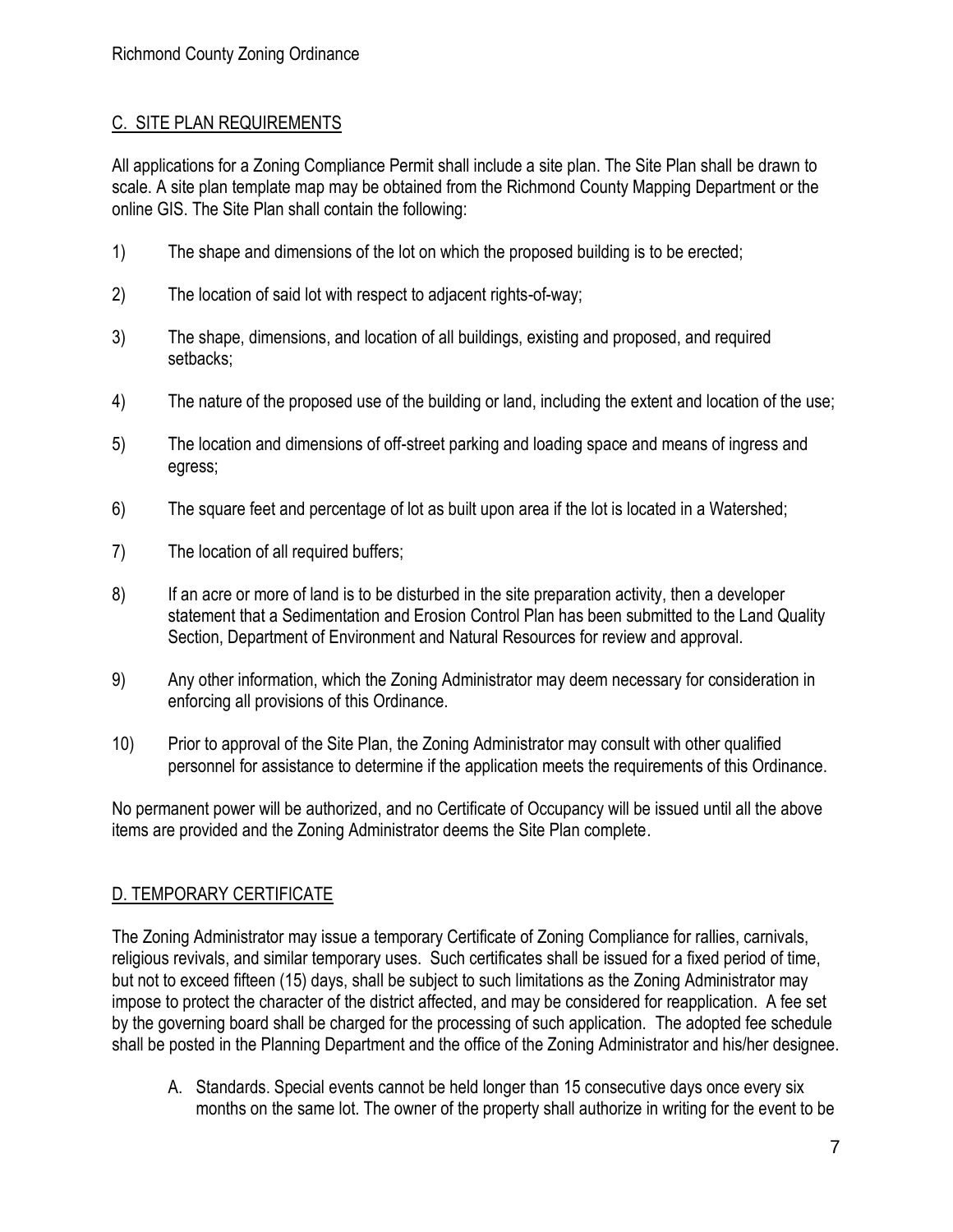## C. SITE PLAN REQUIREMENTS

All applications for a Zoning Compliance Permit shall include a site plan. The Site Plan shall be drawn to scale. A site plan template map may be obtained from the Richmond County Mapping Department or the online GIS. The Site Plan shall contain the following:

1) The shape and dimensions of the lot on which the proposed building is to be erected;

2) The location of said lot with respect to adjacent rights-of-way;

3) The shape, dimensions, and location of all buildings, existing and proposed, and required setbacks;

4) The nature of the proposed use of the building or land, including the extent and location of the use;

5) The location and dimensions of off-street parking and loading space and means of ingress and egress;

6) The square feet and percentage of lot as built upon area if the lot is located in a Watershed;

7) The location of all required buffers;

8) If an acre or more of land is to be disturbed in the site preparation activity, then a developer statement that a Sedimentation and Erosion Control Plan has been submitted to the Land Quality Section, Department of Environment and Natural Resources for review and approval.

9) Any other information, which the Zoning Administrator may deem necessary for consideration in enforcing all provisions of this Ordinance.

10) Prior to approval of the Site Plan, the Zoning Administrator may consult with other qualified personnel for assistance to determine if the application meets the requirements of this Ordinance.

No permanent power will be authorized, and no Certificate of Occupancy will be issued until all the above items are provided and the Zoning Administrator deems the Site Plan complete.

## D. TEMPORARY CERTIFICATE

The Zoning Administrator may issue a temporary Certificate of Zoning Compliance for rallies, carnivals, religious revivals, and similar temporary uses. Such certificates shall be issued for a fixed period of time, but not to exceed fifteen (15) days, shall be subject to such limitations as the Zoning Administrator may impose to protect the character of the district affected, and may be considered for reapplication. A fee set by the governing board shall be charged for the processing of such application. The adopted fee schedule shall be posted in the Planning Department and the office of the Zoning Administrator and his/her designee.

A. Standards. Special events cannot be held longer than 15 consecutive days once every six months on the same lot. The owner of the property shall authorize in writing for the event to be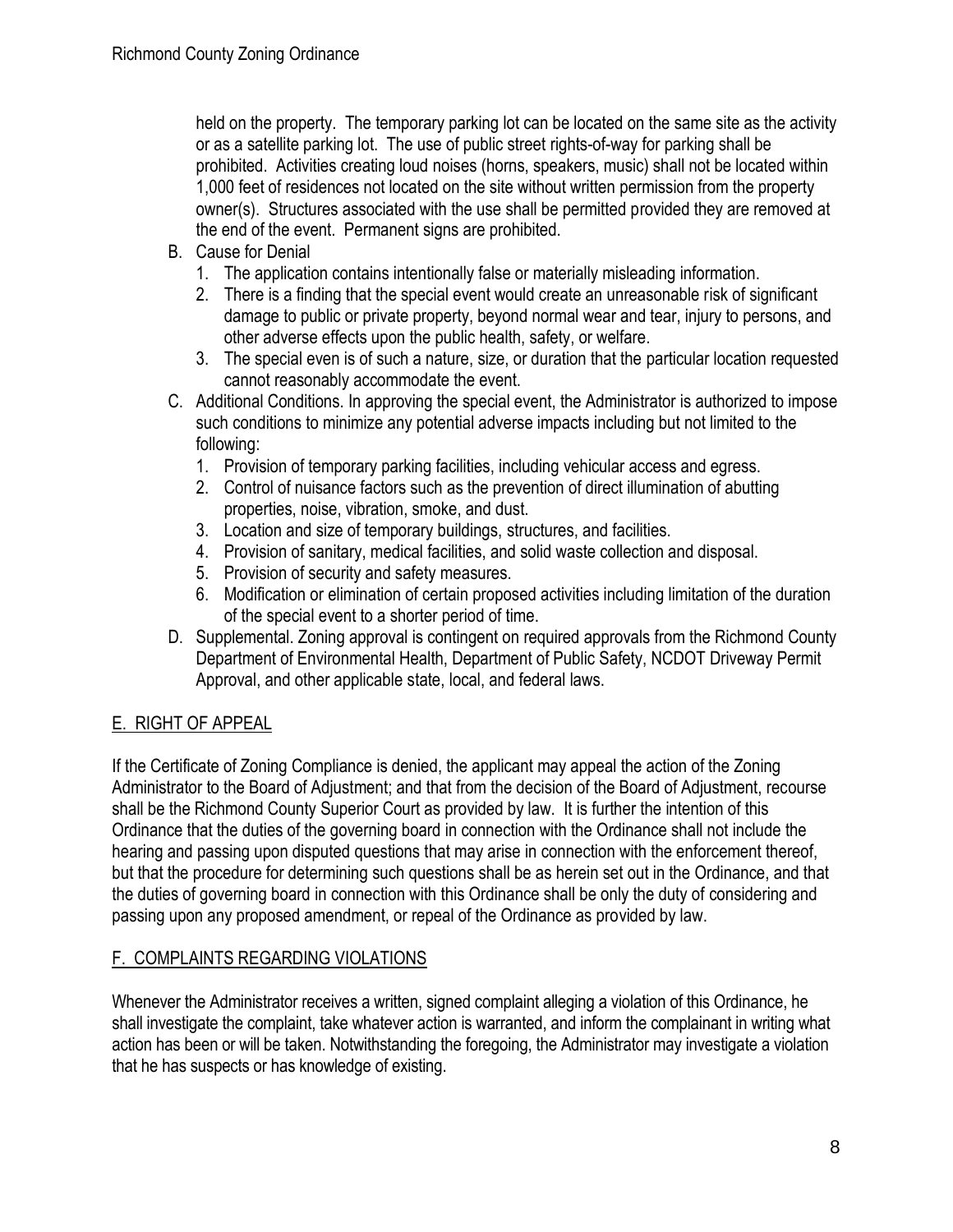held on the property. The temporary parking lot can be located on the same site as the activity or as a satellite parking lot. The use of public street rights-of-way for parking shall be prohibited. Activities creating loud noises (horns, speakers, music) shall not be located within 1,000 feet of residences not located on the site without written permission from the property owner(s). Structures associated with the use shall be permitted provided they are removed at the end of the event. Permanent signs are prohibited.

B. Cause for Denial
   1. The application contains intentionally false or materially misleading information.
   2. There is a finding that the special event would create an unreasonable risk of significant damage to public or private property, beyond normal wear and tear, injury to persons, and other adverse effects upon the public health, safety, or welfare.
   3. The special even is of such a nature, size, or duration that the particular location requested cannot reasonably accommodate the event.
C. Additional Conditions. In approving the special event, the Administrator is authorized to impose such conditions to minimize any potential adverse impacts including but not limited to the following:
   1. Provision of temporary parking facilities, including vehicular access and egress.
   2. Control of nuisance factors such as the prevention of direct illumination of abutting properties, noise, vibration, smoke, and dust.
   3. Location and size of temporary buildings, structures, and facilities.
   4. Provision of sanitary, medical facilities, and solid waste collection and disposal.
   5. Provision of security and safety measures.
   6. Modification or elimination of certain proposed activities including limitation of the duration of the special event to a shorter period of time.
D. Supplemental. Zoning approval is contingent on required approvals from the Richmond County Department of Environmental Health, Department of Public Safety, NCDOT Driveway Permit Approval, and other applicable state, local, and federal laws.

## E. RIGHT OF APPEAL

If the Certificate of Zoning Compliance is denied, the applicant may appeal the action of the Zoning Administrator to the Board of Adjustment; and that from the decision of the Board of Adjustment, recourse shall be the Richmond County Superior Court as provided by law. It is further the intention of this Ordinance that the duties of the governing board in connection with the Ordinance shall not include the hearing and passing upon disputed questions that may arise in connection with the enforcement thereof, but that the procedure for determining such questions shall be as herein set out in the Ordinance, and that the duties of governing board in connection with this Ordinance shall be only the duty of considering and passing upon any proposed amendment, or repeal of the Ordinance as provided by law.

## F. COMPLAINTS REGARDING VIOLATIONS

Whenever the Administrator receives a written, signed complaint alleging a violation of this Ordinance, he shall investigate the complaint, take whatever action is warranted, and inform the complainant in writing what action has been or will be taken. Notwithstanding the foregoing, the Administrator may investigate a violation that he has suspects or has knowledge of existing.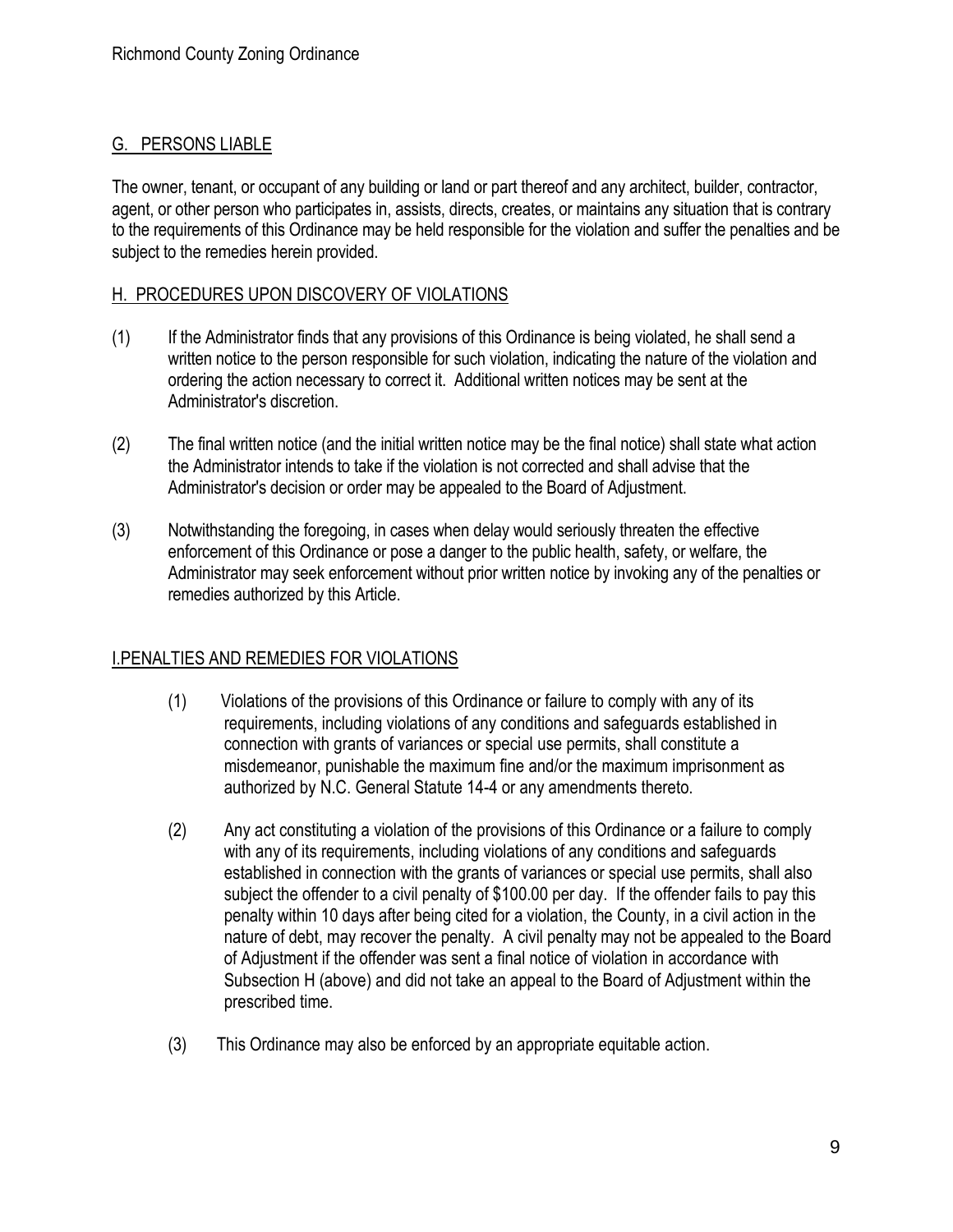## G. PERSONS LIABLE

The owner, tenant, or occupant of any building or land or part thereof and any architect, builder, contractor, agent, or other person who participates in, assists, directs, creates, or maintains any situation that is contrary to the requirements of this Ordinance may be held responsible for the violation and suffer the penalties and be subject to the remedies herein provided.

## H. PROCEDURES UPON DISCOVERY OF VIOLATIONS

(1) If the Administrator finds that any provisions of this Ordinance is being violated, he shall send a written notice to the person responsible for such violation, indicating the nature of the violation and ordering the action necessary to correct it. Additional written notices may be sent at the Administrator's discretion.

(2) The final written notice (and the initial written notice may be the final notice) shall state what action the Administrator intends to take if the violation is not corrected and shall advise that the Administrator's decision or order may be appealed to the Board of Adjustment.

(3) Notwithstanding the foregoing, in cases when delay would seriously threaten the effective enforcement of this Ordinance or pose a danger to the public health, safety, or welfare, the Administrator may seek enforcement without prior written notice by invoking any of the penalties or remedies authorized by this Article.

## I.PENALTIES AND REMEDIES FOR VIOLATIONS

(1) Violations of the provisions of this Ordinance or failure to comply with any of its requirements, including violations of any conditions and safeguards established in connection with grants of variances or special use permits, shall constitute a misdemeanor, punishable the maximum fine and/or the maximum imprisonment as authorized by N.C. General Statute 14-4 or any amendments thereto.

(2) Any act constituting a violation of the provisions of this Ordinance or a failure to comply with any of its requirements, including violations of any conditions and safeguards established in connection with the grants of variances or special use permits, shall also subject the offender to a civil penalty of $100.00 per day. If the offender fails to pay this penalty within 10 days after being cited for a violation, the County, in a civil action in the nature of debt, may recover the penalty. A civil penalty may not be appealed to the Board of Adjustment if the offender was sent a final notice of violation in accordance with Subsection H (above) and did not take an appeal to the Board of Adjustment within the prescribed time.

(3) This Ordinance may also be enforced by an appropriate equitable action.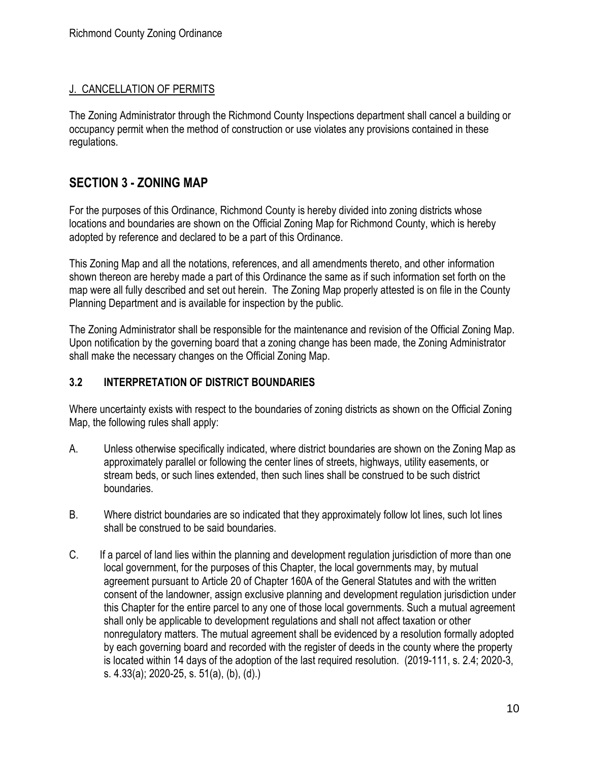J. CANCELLATION OF PERMITS

The Zoning Administrator through the Richmond County Inspections department shall cancel a building or occupancy permit when the method of construction or use violates any provisions contained in these regulations.

## SECTION 3 - ZONING MAP

For the purposes of this Ordinance, Richmond County is hereby divided into zoning districts whose locations and boundaries are shown on the Official Zoning Map for Richmond County, which is hereby adopted by reference and declared to be a part of this Ordinance.

This Zoning Map and all the notations, references, and all amendments thereto, and other information shown thereon are hereby made a part of this Ordinance the same as if such information set forth on the map were all fully described and set out herein. The Zoning Map properly attested is on file in the County Planning Department and is available for inspection by the public.

The Zoning Administrator shall be responsible for the maintenance and revision of the Official Zoning Map. Upon notification by the governing board that a zoning change has been made, the Zoning Administrator shall make the necessary changes on the Official Zoning Map.

### 3.2 INTERPRETATION OF DISTRICT BOUNDARIES

Where uncertainty exists with respect to the boundaries of zoning districts as shown on the Official Zoning Map, the following rules shall apply:

A. Unless otherwise specifically indicated, where district boundaries are shown on the Zoning Map as approximately parallel or following the center lines of streets, highways, utility easements, or stream beds, or such lines extended, then such lines shall be construed to be such district boundaries.

B. Where district boundaries are so indicated that they approximately follow lot lines, such lot lines shall be construed to be said boundaries.

C. If a parcel of land lies within the planning and development regulation jurisdiction of more than one local government, for the purposes of this Chapter, the local governments may, by mutual agreement pursuant to Article 20 of Chapter 160A of the General Statutes and with the written consent of the landowner, assign exclusive planning and development regulation jurisdiction under this Chapter for the entire parcel to any one of those local governments. Such a mutual agreement shall only be applicable to development regulations and shall not affect taxation or other nonregulatory matters. The mutual agreement shall be evidenced by a resolution formally adopted by each governing board and recorded with the register of deeds in the county where the property is located within 14 days of the adoption of the last required resolution. (2019-111, s. 2.4; 2020-3, s. 4.33(a); 2020-25, s. 51(a), (b), (d).)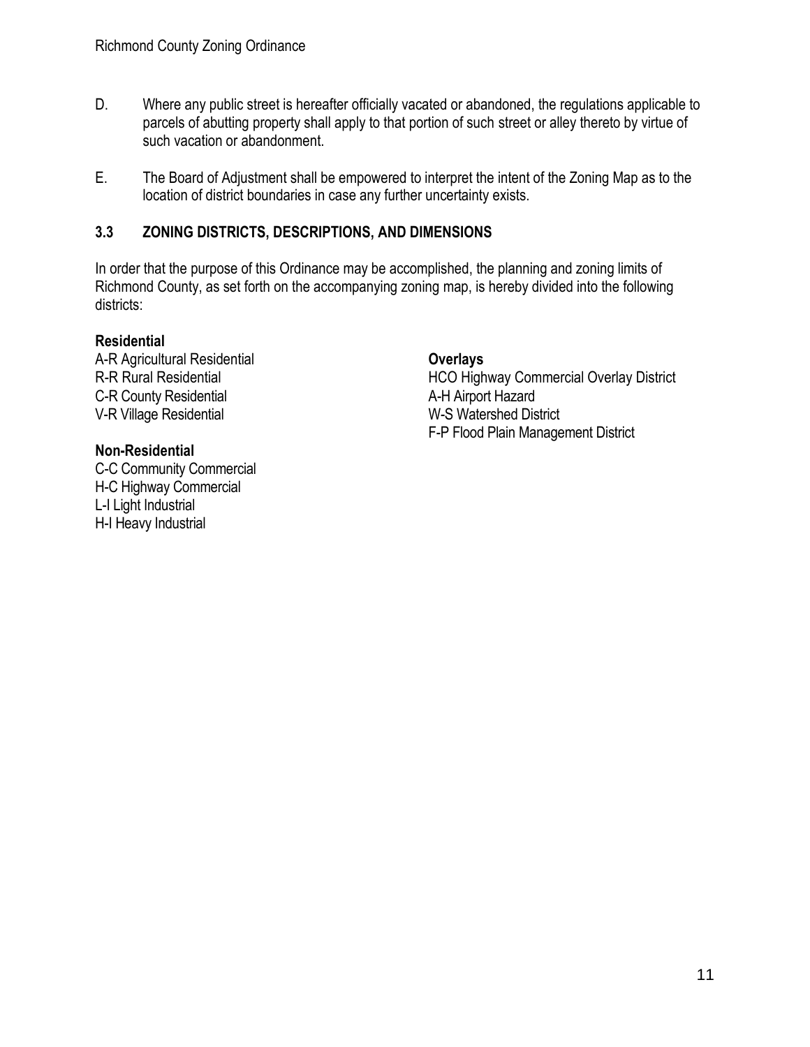D. Where any public street is hereafter officially vacated or abandoned, the regulations applicable to parcels of abutting property shall apply to that portion of such street or alley thereto by virtue of such vacation or abandonment.

E. The Board of Adjustment shall be empowered to interpret the intent of the Zoning Map as to the location of district boundaries in case any further uncertainty exists.

## 3.3 ZONING DISTRICTS, DESCRIPTIONS, AND DIMENSIONS

In order that the purpose of this Ordinance may be accomplished, the planning and zoning limits of Richmond County, as set forth on the accompanying zoning map, is hereby divided into the following districts:

**Residential**

A-R Agricultural Residential
R-R Rural Residential
C-R County Residential
V-R Village Residential

**Non-Residential**

C-C Community Commercial
H-C Highway Commercial
L-I Light Industrial
H-I Heavy Industrial

**Overlays**

HCO Highway Commercial Overlay District
A-H Airport Hazard
W-S Watershed District
F-P Flood Plain Management District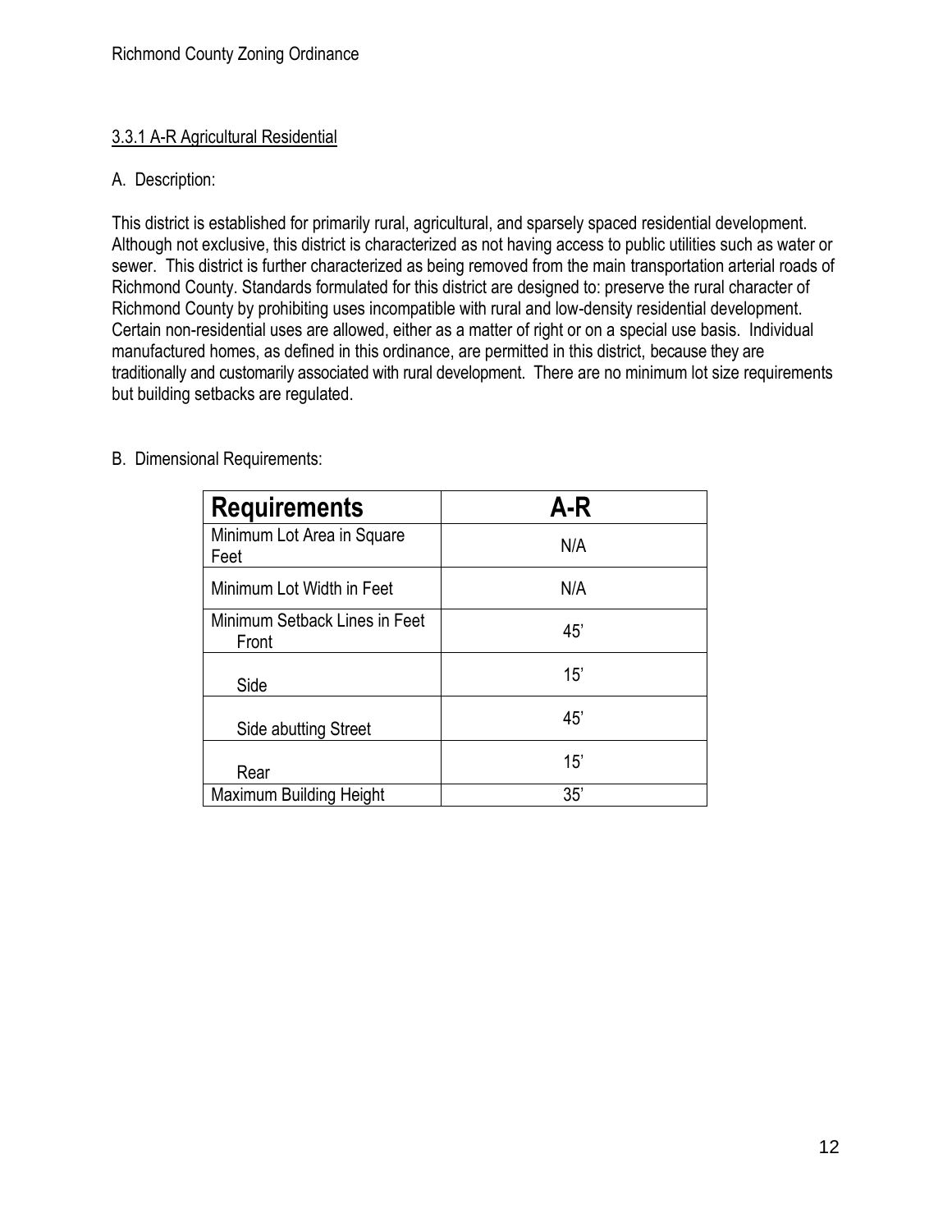## 3.3.1 A-R Agricultural Residential

A. Description:

This district is established for primarily rural, agricultural, and sparsely spaced residential development. Although not exclusive, this district is characterized as not having access to public utilities such as water or sewer. This district is further characterized as being removed from the main transportation arterial roads of Richmond County. Standards formulated for this district are designed to: preserve the rural character of Richmond County by prohibiting uses incompatible with rural and low-density residential development. Certain non-residential uses are allowed, either as a matter of right or on a special use basis. Individual manufactured homes, as defined in this ordinance, are permitted in this district, because they are traditionally and customarily associated with rural development. There are no minimum lot size requirements but building setbacks are regulated.

B. Dimensional Requirements:

| Requirements | A-R |
| --- | --- |
| Minimum Lot Area in Square Feet | N/A |
| Minimum Lot Width in Feet | N/A |
| Minimum Setback Lines in Feet<br>Front | 45' |
| Side | 15' |
| Side abutting Street | 45' |
| Rear | 15' |
| Maximum Building Height | 35' |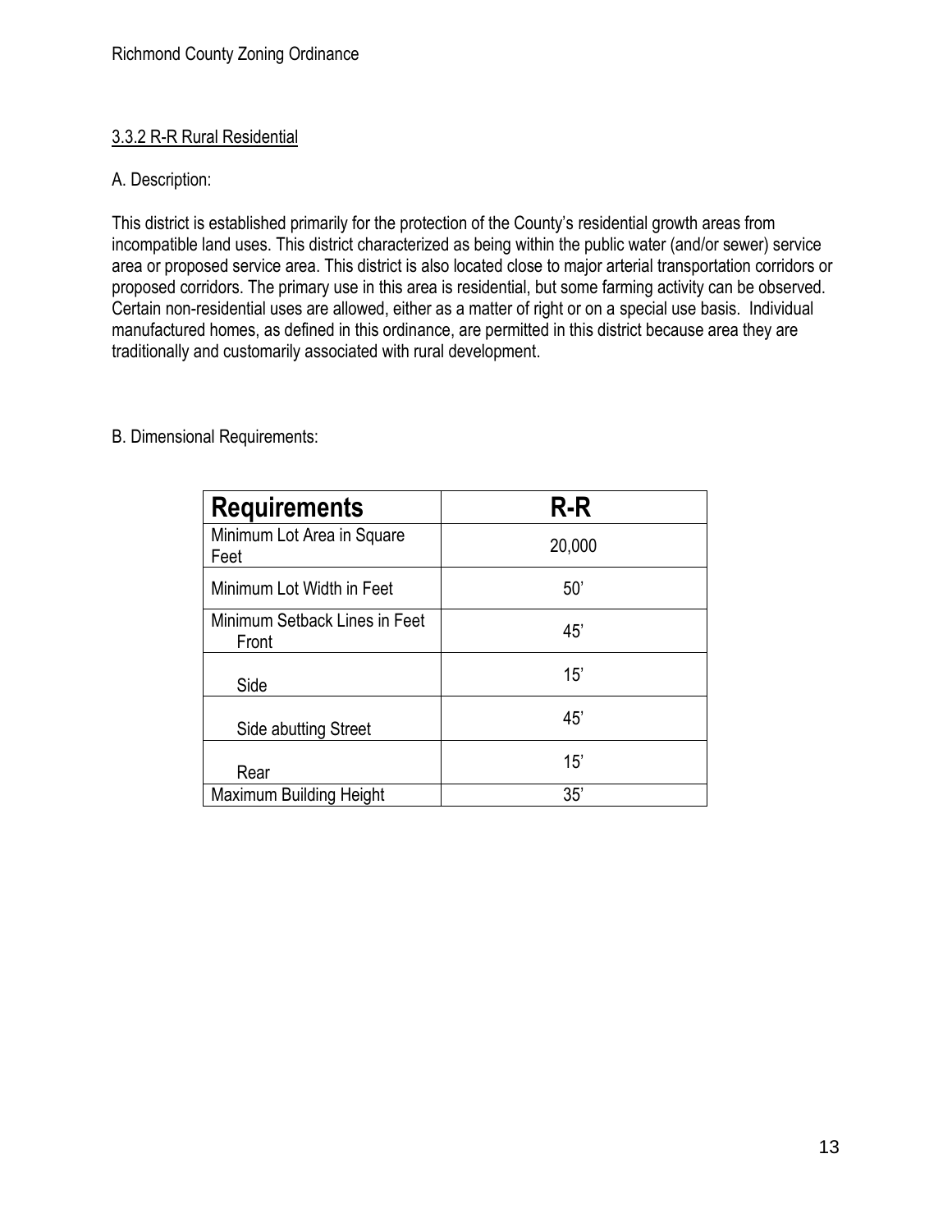### 3.3.2 R-R Rural Residential

A. Description:

This district is established primarily for the protection of the County's residential growth areas from incompatible land uses. This district characterized as being within the public water (and/or sewer) service area or proposed service area. This district is also located close to major arterial transportation corridors or proposed corridors. The primary use in this area is residential, but some farming activity can be observed. Certain non-residential uses are allowed, either as a matter of right or on a special use basis. Individual manufactured homes, as defined in this ordinance, are permitted in this district because area they are traditionally and customarily associated with rural development.

B. Dimensional Requirements:

| Requirements | R-R |
|---|---|
| Minimum Lot Area in Square Feet | 20,000 |
| Minimum Lot Width in Feet | 50' |
| Minimum Setback Lines in Feet<br>Front | 45' |
| Side | 15' |
| Side abutting Street | 45' |
| Rear | 15' |
| Maximum Building Height | 35' |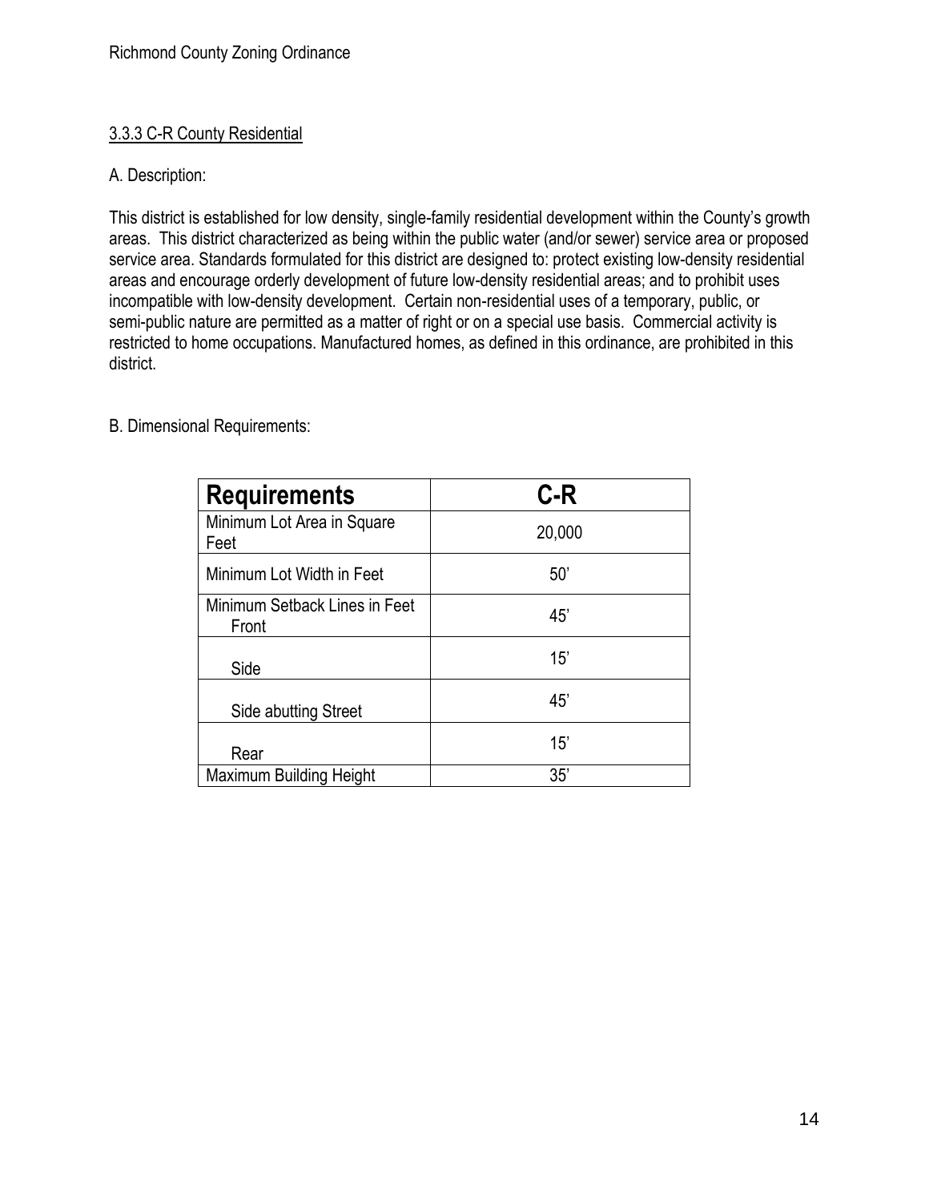### 3.3.3 C-R County Residential

A. Description:

This district is established for low density, single-family residential development within the County's growth areas. This district characterized as being within the public water (and/or sewer) service area or proposed service area. Standards formulated for this district are designed to: protect existing low-density residential areas and encourage orderly development of future low-density residential areas; and to prohibit uses incompatible with low-density development. Certain non-residential uses of a temporary, public, or semi-public nature are permitted as a matter of right or on a special use basis. Commercial activity is restricted to home occupations. Manufactured homes, as defined in this ordinance, are prohibited in this district.

B. Dimensional Requirements:

| Requirements | C-R |
|---|---|
| Minimum Lot Area in Square Feet | 20,000 |
| Minimum Lot Width in Feet | 50' |
| Minimum Setback Lines in Feet<br>Front | 45' |
| Side | 15' |
| Side abutting Street | 45' |
| Rear | 15' |
| Maximum Building Height | 35' |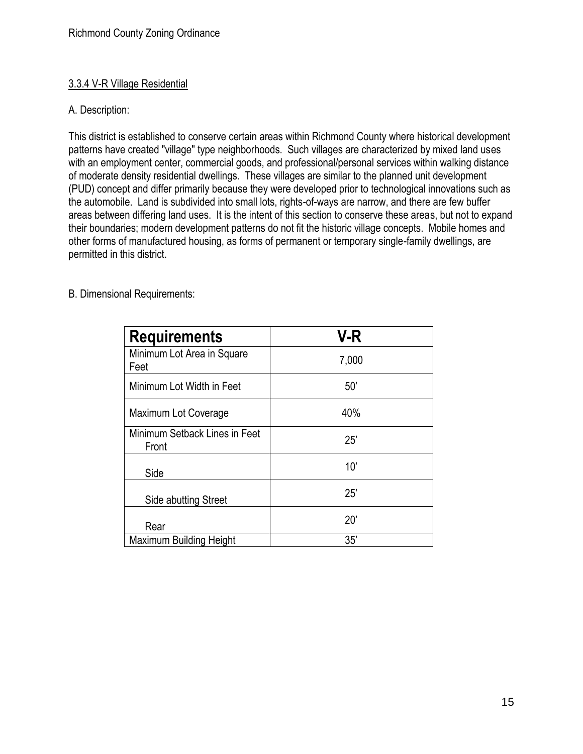### 3.3.4 V-R Village Residential

A. Description:

This district is established to conserve certain areas within Richmond County where historical development patterns have created "village" type neighborhoods. Such villages are characterized by mixed land uses with an employment center, commercial goods, and professional/personal services within walking distance of moderate density residential dwellings. These villages are similar to the planned unit development (PUD) concept and differ primarily because they were developed prior to technological innovations such as the automobile. Land is subdivided into small lots, rights-of-ways are narrow, and there are few buffer areas between differing land uses. It is the intent of this section to conserve these areas, but not to expand their boundaries; modern development patterns do not fit the historic village concepts. Mobile homes and other forms of manufactured housing, as forms of permanent or temporary single-family dwellings, are permitted in this district.

B. Dimensional Requirements:

| Requirements | V-R |
|---|---|
| Minimum Lot Area in Square Feet | 7,000 |
| Minimum Lot Width in Feet | 50' |
| Maximum Lot Coverage | 40% |
| Minimum Setback Lines in Feet Front | 25' |
| Side | 10' |
| Side abutting Street | 25' |
| Rear | 20' |
| Maximum Building Height | 35' |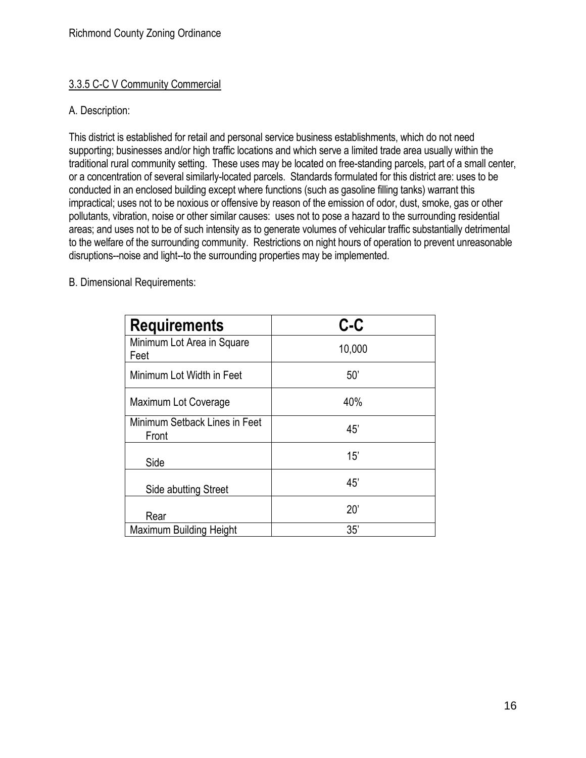### 3.3.5 C-C V Community Commercial

A. Description:

This district is established for retail and personal service business establishments, which do not need supporting; businesses and/or high traffic locations and which serve a limited trade area usually within the traditional rural community setting. These uses may be located on free-standing parcels, part of a small center, or a concentration of several similarly-located parcels. Standards formulated for this district are: uses to be conducted in an enclosed building except where functions (such as gasoline filling tanks) warrant this impractical; uses not to be noxious or offensive by reason of the emission of odor, dust, smoke, gas or other pollutants, vibration, noise or other similar causes: uses not to pose a hazard to the surrounding residential areas; and uses not to be of such intensity as to generate volumes of vehicular traffic substantially detrimental to the welfare of the surrounding community. Restrictions on night hours of operation to prevent unreasonable disruptions--noise and light--to the surrounding properties may be implemented.

B. Dimensional Requirements:

| Requirements | C-C |
|---|---|
| Minimum Lot Area in Square Feet | 10,000 |
| Minimum Lot Width in Feet | 50' |
| Maximum Lot Coverage | 40% |
| Minimum Setback Lines in Feet<br>Front | 45' |
| Side | 15' |
| Side abutting Street | 45' |
| Rear | 20' |
| Maximum Building Height | 35' |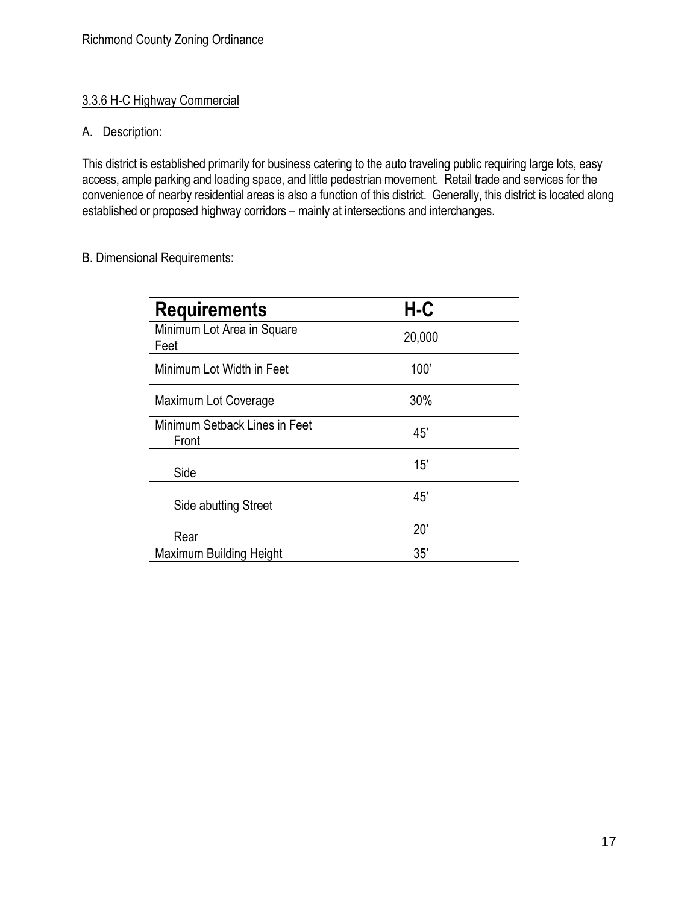### 3.3.6 H-C Highway Commercial

A. Description:

This district is established primarily for business catering to the auto traveling public requiring large lots, easy access, ample parking and loading space, and little pedestrian movement. Retail trade and services for the convenience of nearby residential areas is also a function of this district. Generally, this district is located along established or proposed highway corridors – mainly at intersections and interchanges.

B. Dimensional Requirements:

| Requirements | H-C |
|---|---|
| Minimum Lot Area in Square Feet | 20,000 |
| Minimum Lot Width in Feet | 100' |
| Maximum Lot Coverage | 30% |
| Minimum Setback Lines in Feet<br>Front | 45' |
| Side | 15' |
| Side abutting Street | 45' |
| Rear | 20' |
| Maximum Building Height | 35' |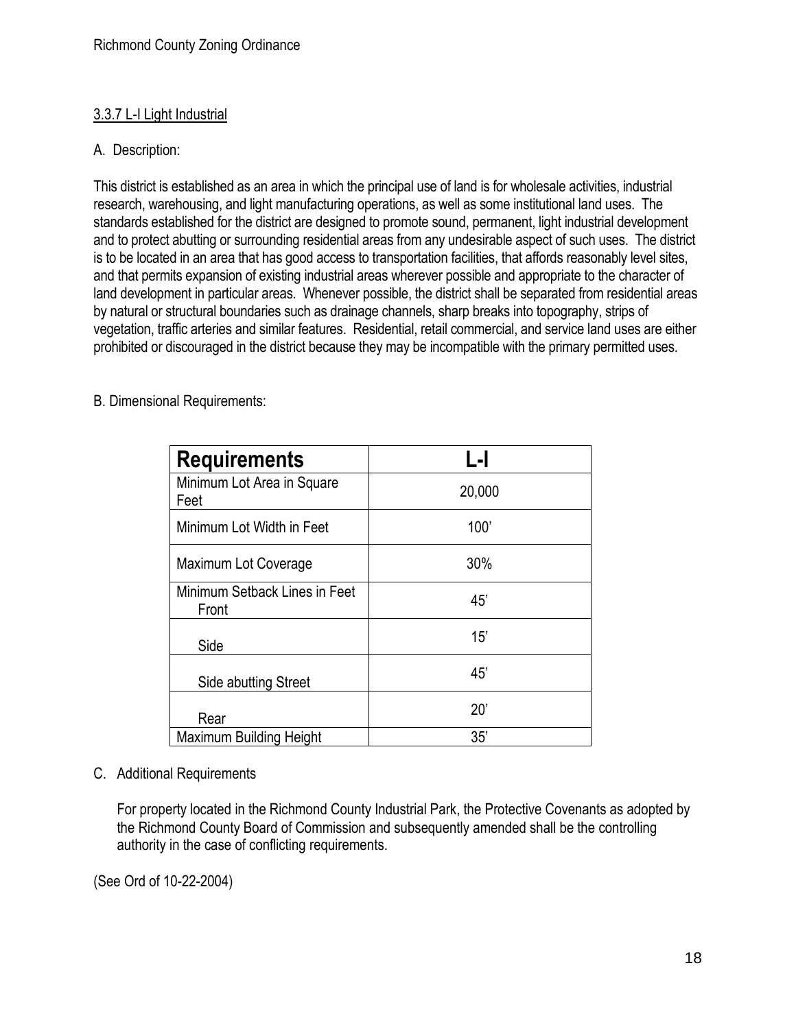### 3.3.7 L-I Light Industrial

A. Description:

This district is established as an area in which the principal use of land is for wholesale activities, industrial research, warehousing, and light manufacturing operations, as well as some institutional land uses. The standards established for the district are designed to promote sound, permanent, light industrial development and to protect abutting or surrounding residential areas from any undesirable aspect of such uses. The district is to be located in an area that has good access to transportation facilities, that affords reasonably level sites, and that permits expansion of existing industrial areas wherever possible and appropriate to the character of land development in particular areas. Whenever possible, the district shall be separated from residential areas by natural or structural boundaries such as drainage channels, sharp breaks into topography, strips of vegetation, traffic arteries and similar features. Residential, retail commercial, and service land uses are either prohibited or discouraged in the district because they may be incompatible with the primary permitted uses.

B. Dimensional Requirements:

| Requirements | L-I |
|---|---|
| Minimum Lot Area in Square Feet | 20,000 |
| Minimum Lot Width in Feet | 100' |
| Maximum Lot Coverage | 30% |
| Minimum Setback Lines in Feet<br>Front | 45' |
| Side | 15' |
| Side abutting Street | 45' |
| Rear | 20' |
| Maximum Building Height | 35' |

C. Additional Requirements

For property located in the Richmond County Industrial Park, the Protective Covenants as adopted by the Richmond County Board of Commission and subsequently amended shall be the controlling authority in the case of conflicting requirements.

(See Ord of 10-22-2004)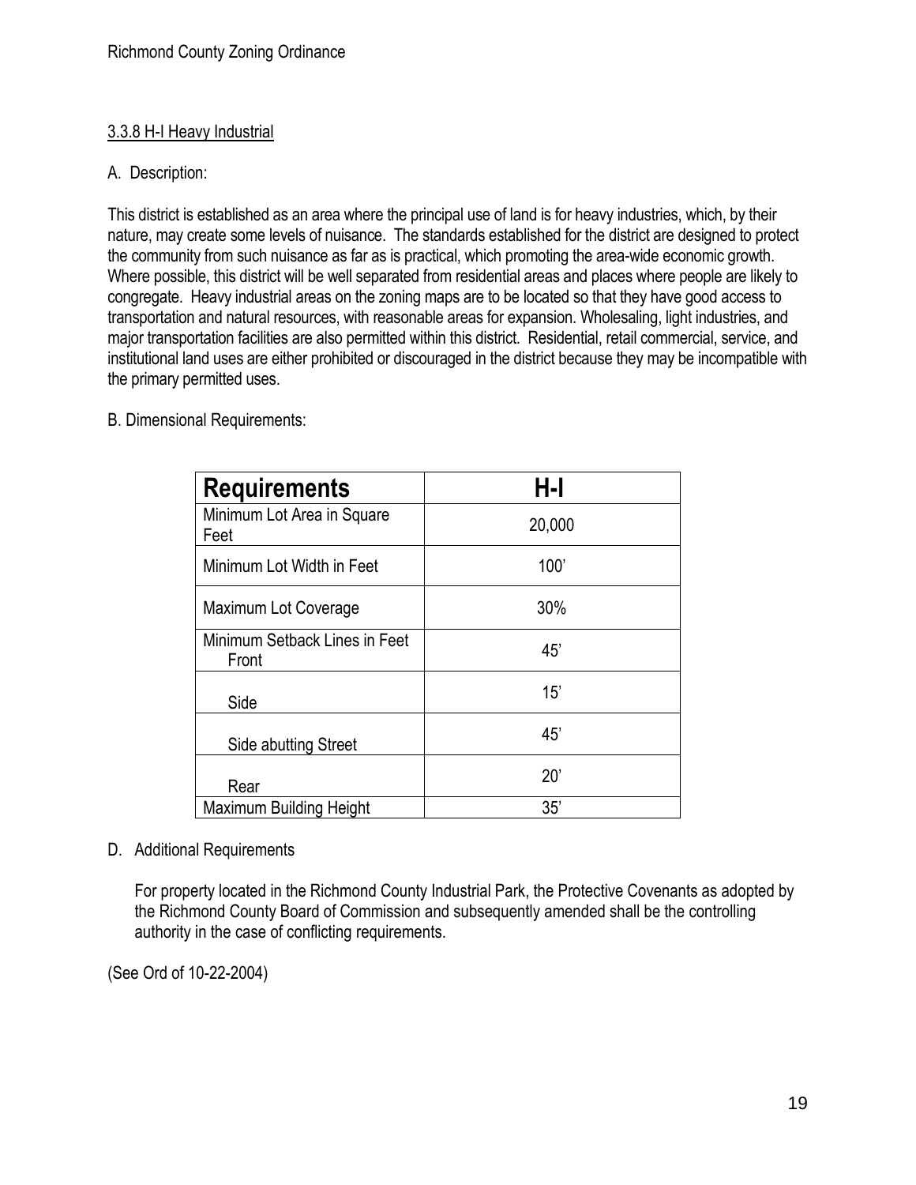### 3.3.8 H-I Heavy Industrial

A. Description:

This district is established as an area where the principal use of land is for heavy industries, which, by their nature, may create some levels of nuisance. The standards established for the district are designed to protect the community from such nuisance as far as is practical, which promoting the area-wide economic growth. Where possible, this district will be well separated from residential areas and places where people are likely to congregate. Heavy industrial areas on the zoning maps are to be located so that they have good access to transportation and natural resources, with reasonable areas for expansion. Wholesaling, light industries, and major transportation facilities are also permitted within this district. Residential, retail commercial, service, and institutional land uses are either prohibited or discouraged in the district because they may be incompatible with the primary permitted uses.

B. Dimensional Requirements:

| Requirements | H-I |
|---|---|
| Minimum Lot Area in Square Feet | 20,000 |
| Minimum Lot Width in Feet | 100' |
| Maximum Lot Coverage | 30% |
| Minimum Setback Lines in Feet<br>Front | 45' |
| Side | 15' |
| Side abutting Street | 45' |
| Rear | 20' |
| Maximum Building Height | 35' |

D. Additional Requirements

For property located in the Richmond County Industrial Park, the Protective Covenants as adopted by the Richmond County Board of Commission and subsequently amended shall be the controlling authority in the case of conflicting requirements.

(See Ord of 10-22-2004)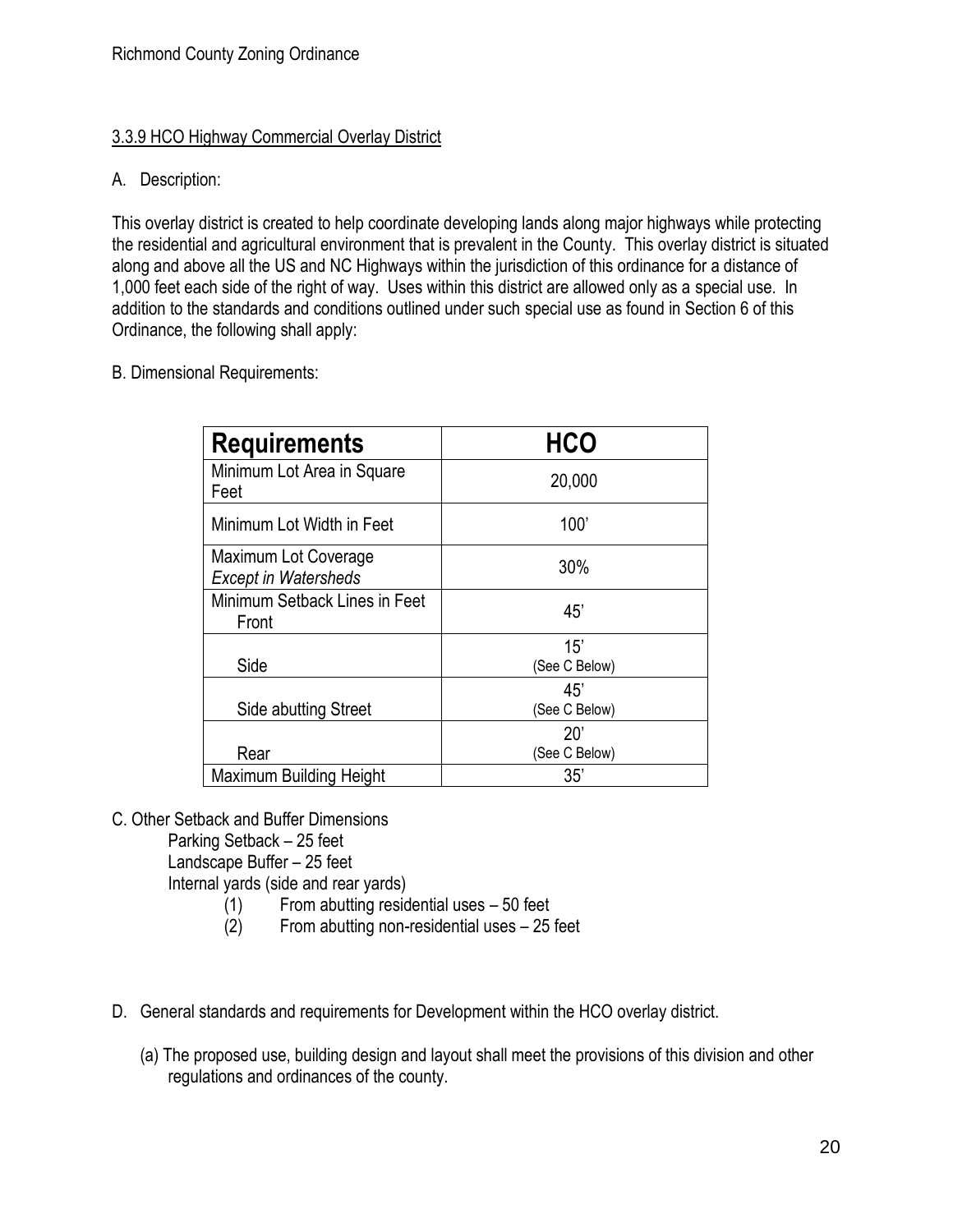### 3.3.9 HCO Highway Commercial Overlay District

A. Description:

This overlay district is created to help coordinate developing lands along major highways while protecting the residential and agricultural environment that is prevalent in the County. This overlay district is situated along and above all the US and NC Highways within the jurisdiction of this ordinance for a distance of 1,000 feet each side of the right of way. Uses within this district are allowed only as a special use. In addition to the standards and conditions outlined under such special use as found in Section 6 of this Ordinance, the following shall apply:

B. Dimensional Requirements:

| Requirements | HCO |
|---|---|
| Minimum Lot Area in Square Feet | 20,000 |
| Minimum Lot Width in Feet | 100' |
| Maximum Lot Coverage *Except in Watersheds* | 30% |
| Minimum Setback Lines in Feet Front | 45' |
| Side | 15' (See C Below) |
| Side abutting Street | 45' (See C Below) |
| Rear | 20' (See C Below) |
| Maximum Building Height | 35' |

C. Other Setback and Buffer Dimensions

Parking Setback – 25 feet

Landscape Buffer – 25 feet

Internal yards (side and rear yards)

(1) From abutting residential uses – 50 feet

(2) From abutting non-residential uses – 25 feet

D. General standards and requirements for Development within the HCO overlay district.

(a) The proposed use, building design and layout shall meet the provisions of this division and other regulations and ordinances of the county.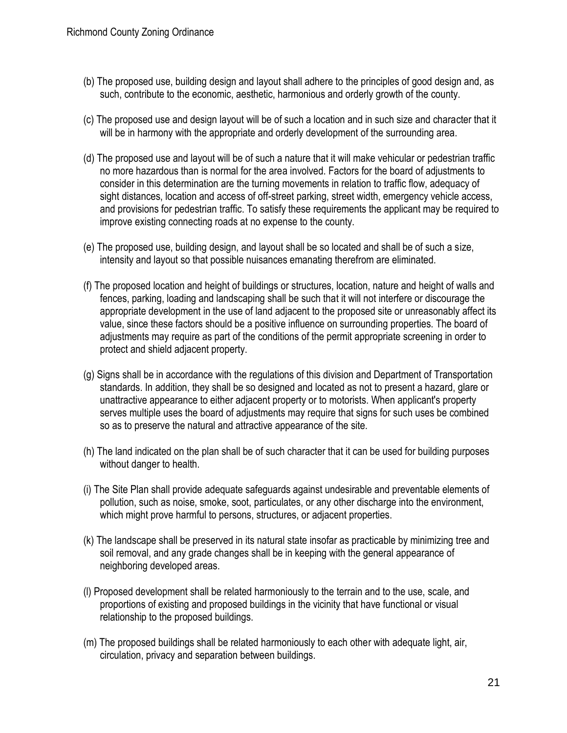(b) The proposed use, building design and layout shall adhere to the principles of good design and, as such, contribute to the economic, aesthetic, harmonious and orderly growth of the county.

(c) The proposed use and design layout will be of such a location and in such size and character that it will be in harmony with the appropriate and orderly development of the surrounding area.

(d) The proposed use and layout will be of such a nature that it will make vehicular or pedestrian traffic no more hazardous than is normal for the area involved. Factors for the board of adjustments to consider in this determination are the turning movements in relation to traffic flow, adequacy of sight distances, location and access of off-street parking, street width, emergency vehicle access, and provisions for pedestrian traffic. To satisfy these requirements the applicant may be required to improve existing connecting roads at no expense to the county.

(e) The proposed use, building design, and layout shall be so located and shall be of such a size, intensity and layout so that possible nuisances emanating therefrom are eliminated.

(f) The proposed location and height of buildings or structures, location, nature and height of walls and fences, parking, loading and landscaping shall be such that it will not interfere or discourage the appropriate development in the use of land adjacent to the proposed site or unreasonably affect its value, since these factors should be a positive influence on surrounding properties. The board of adjustments may require as part of the conditions of the permit appropriate screening in order to protect and shield adjacent property.

(g) Signs shall be in accordance with the regulations of this division and Department of Transportation standards. In addition, they shall be so designed and located as not to present a hazard, glare or unattractive appearance to either adjacent property or to motorists. When applicant's property serves multiple uses the board of adjustments may require that signs for such uses be combined so as to preserve the natural and attractive appearance of the site.

(h) The land indicated on the plan shall be of such character that it can be used for building purposes without danger to health.

(i) The Site Plan shall provide adequate safeguards against undesirable and preventable elements of pollution, such as noise, smoke, soot, particulates, or any other discharge into the environment, which might prove harmful to persons, structures, or adjacent properties.

(k) The landscape shall be preserved in its natural state insofar as practicable by minimizing tree and soil removal, and any grade changes shall be in keeping with the general appearance of neighboring developed areas.

(l) Proposed development shall be related harmoniously to the terrain and to the use, scale, and proportions of existing and proposed buildings in the vicinity that have functional or visual relationship to the proposed buildings.

(m) The proposed buildings shall be related harmoniously to each other with adequate light, air, circulation, privacy and separation between buildings.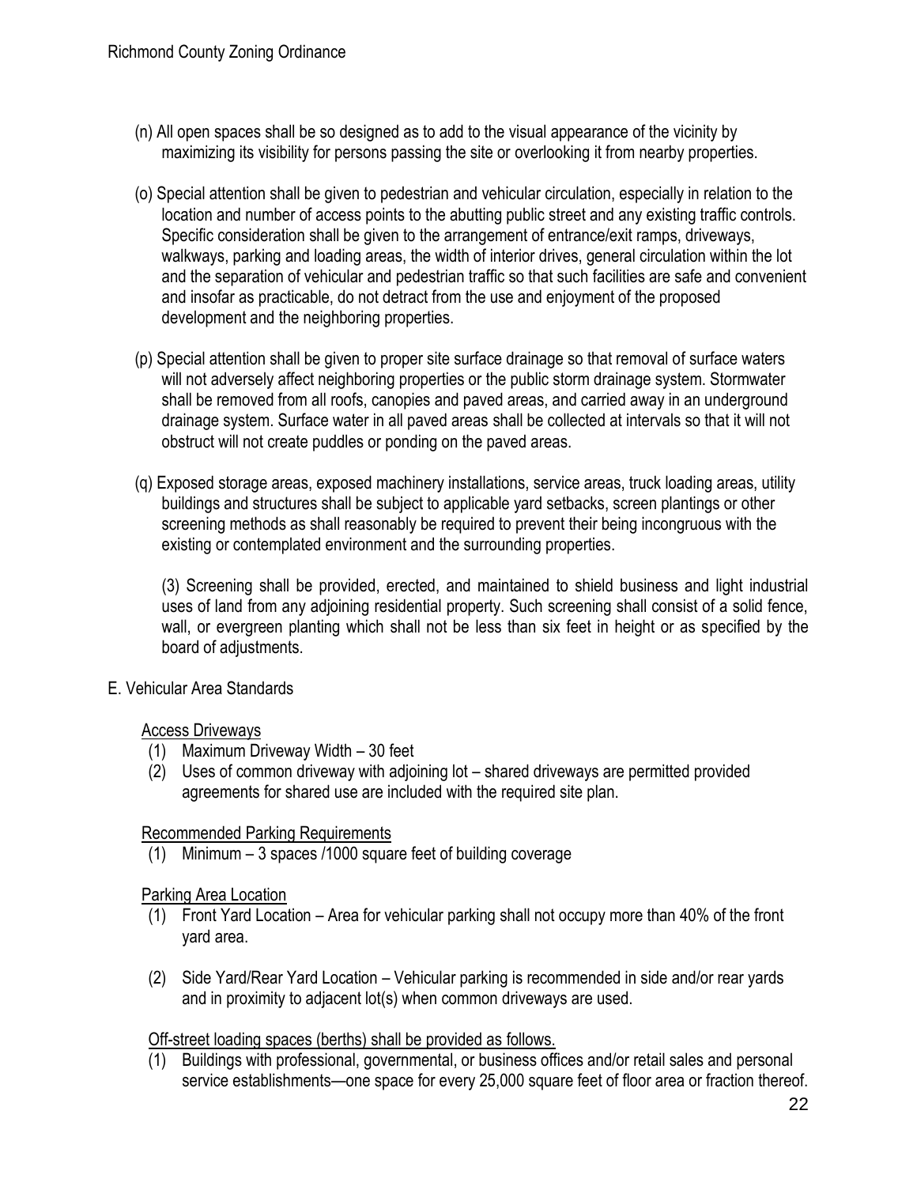(n) All open spaces shall be so designed as to add to the visual appearance of the vicinity by maximizing its visibility for persons passing the site or overlooking it from nearby properties.

(o) Special attention shall be given to pedestrian and vehicular circulation, especially in relation to the location and number of access points to the abutting public street and any existing traffic controls. Specific consideration shall be given to the arrangement of entrance/exit ramps, driveways, walkways, parking and loading areas, the width of interior drives, general circulation within the lot and the separation of vehicular and pedestrian traffic so that such facilities are safe and convenient and insofar as practicable, do not detract from the use and enjoyment of the proposed development and the neighboring properties.

(p) Special attention shall be given to proper site surface drainage so that removal of surface waters will not adversely affect neighboring properties or the public storm drainage system. Stormwater shall be removed from all roofs, canopies and paved areas, and carried away in an underground drainage system. Surface water in all paved areas shall be collected at intervals so that it will not obstruct will not create puddles or ponding on the paved areas.

(q) Exposed storage areas, exposed machinery installations, service areas, truck loading areas, utility buildings and structures shall be subject to applicable yard setbacks, screen plantings or other screening methods as shall reasonably be required to prevent their being incongruous with the existing or contemplated environment and the surrounding properties.

(3) Screening shall be provided, erected, and maintained to shield business and light industrial uses of land from any adjoining residential property. Such screening shall consist of a solid fence, wall, or evergreen planting which shall not be less than six feet in height or as specified by the board of adjustments.

E. Vehicular Area Standards

Access Driveways

(1) Maximum Driveway Width – 30 feet
(2) Uses of common driveway with adjoining lot – shared driveways are permitted provided agreements for shared use are included with the required site plan.

Recommended Parking Requirements

(1) Minimum – 3 spaces /1000 square feet of building coverage

Parking Area Location

(1) Front Yard Location – Area for vehicular parking shall not occupy more than 40% of the front yard area.

(2) Side Yard/Rear Yard Location – Vehicular parking is recommended in side and/or rear yards and in proximity to adjacent lot(s) when common driveways are used.

Off-street loading spaces (berths) shall be provided as follows.

(1) Buildings with professional, governmental, or business offices and/or retail sales and personal service establishments—one space for every 25,000 square feet of floor area or fraction thereof.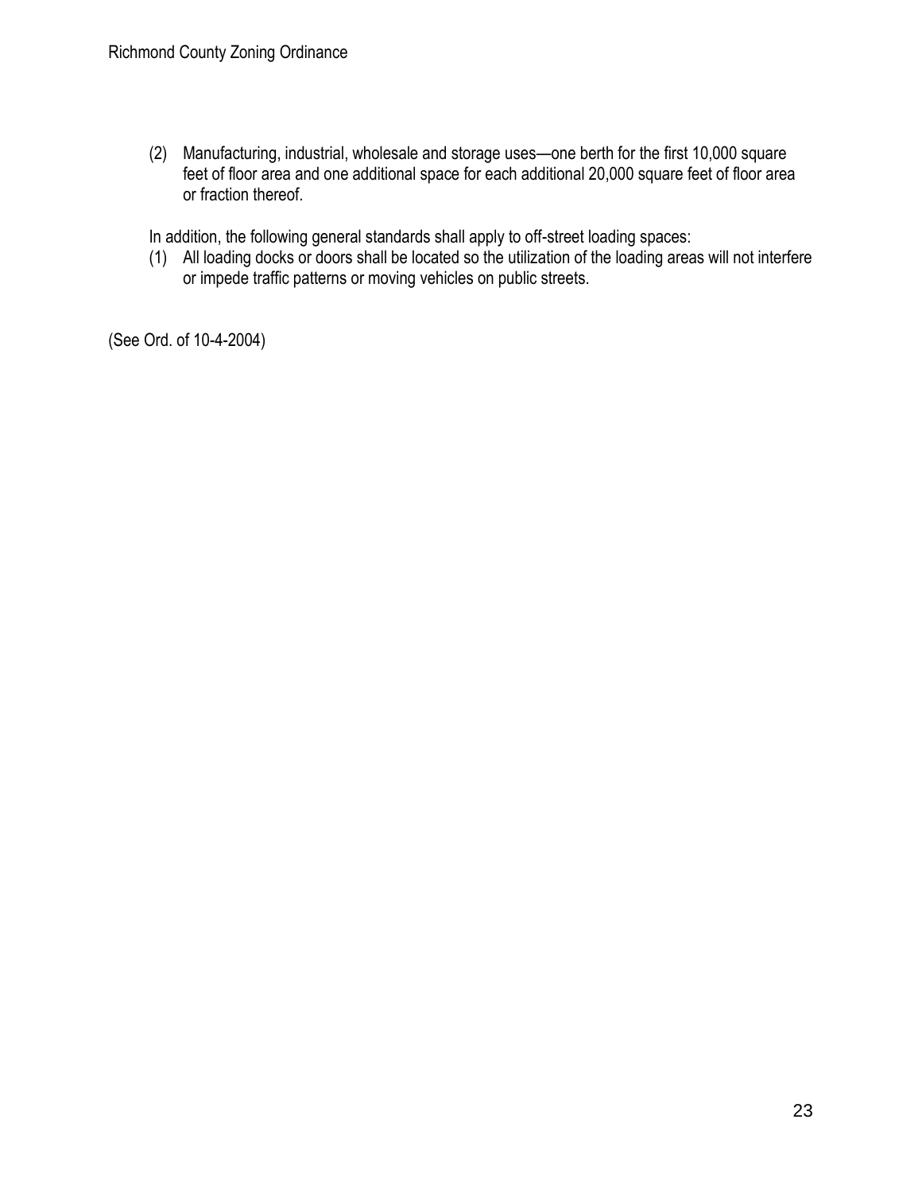(2) Manufacturing, industrial, wholesale and storage uses—one berth for the first 10,000 square feet of floor area and one additional space for each additional 20,000 square feet of floor area or fraction thereof.

In addition, the following general standards shall apply to off-street loading spaces:

(1) All loading docks or doors shall be located so the utilization of the loading areas will not interfere or impede traffic patterns or moving vehicles on public streets.

(See Ord. of 10-4-2004)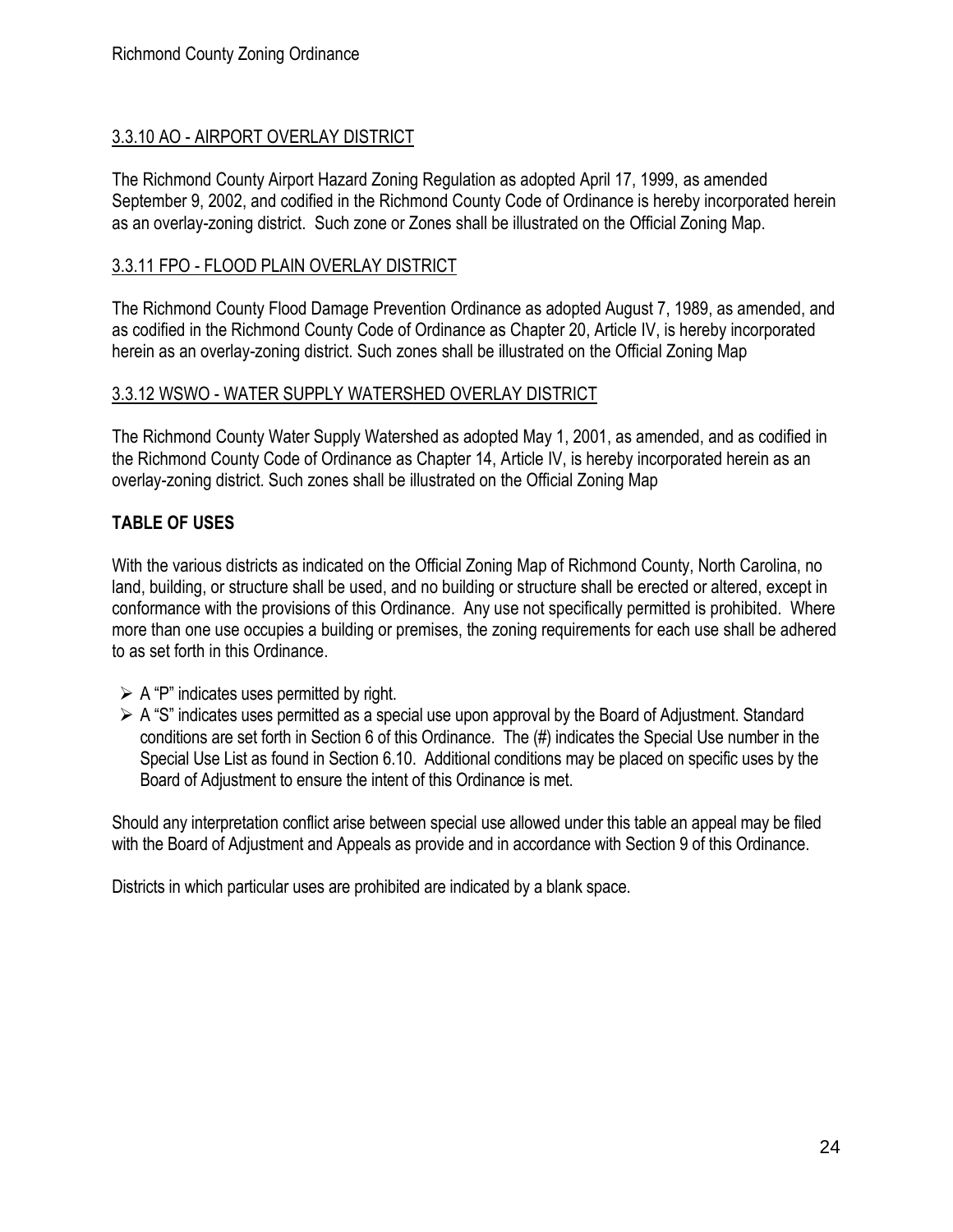### 3.3.10 AO - AIRPORT OVERLAY DISTRICT

The Richmond County Airport Hazard Zoning Regulation as adopted April 17, 1999, as amended September 9, 2002, and codified in the Richmond County Code of Ordinance is hereby incorporated herein as an overlay-zoning district. Such zone or Zones shall be illustrated on the Official Zoning Map.

### 3.3.11 FPO - FLOOD PLAIN OVERLAY DISTRICT

The Richmond County Flood Damage Prevention Ordinance as adopted August 7, 1989, as amended, and as codified in the Richmond County Code of Ordinance as Chapter 20, Article IV, is hereby incorporated herein as an overlay-zoning district. Such zones shall be illustrated on the Official Zoning Map

### 3.3.12 WSWO - WATER SUPPLY WATERSHED OVERLAY DISTRICT

The Richmond County Water Supply Watershed as adopted May 1, 2001, as amended, and as codified in the Richmond County Code of Ordinance as Chapter 14, Article IV, is hereby incorporated herein as an overlay-zoning district. Such zones shall be illustrated on the Official Zoning Map

## TABLE OF USES

With the various districts as indicated on the Official Zoning Map of Richmond County, North Carolina, no land, building, or structure shall be used, and no building or structure shall be erected or altered, except in conformance with the provisions of this Ordinance. Any use not specifically permitted is prohibited. Where more than one use occupies a building or premises, the zoning requirements for each use shall be adhered to as set forth in this Ordinance.

- A "P" indicates uses permitted by right.
- A "S" indicates uses permitted as a special use upon approval by the Board of Adjustment. Standard conditions are set forth in Section 6 of this Ordinance. The (#) indicates the Special Use number in the Special Use List as found in Section 6.10. Additional conditions may be placed on specific uses by the Board of Adjustment to ensure the intent of this Ordinance is met.

Should any interpretation conflict arise between special use allowed under this table an appeal may be filed with the Board of Adjustment and Appeals as provide and in accordance with Section 9 of this Ordinance.

Districts in which particular uses are prohibited are indicated by a blank space.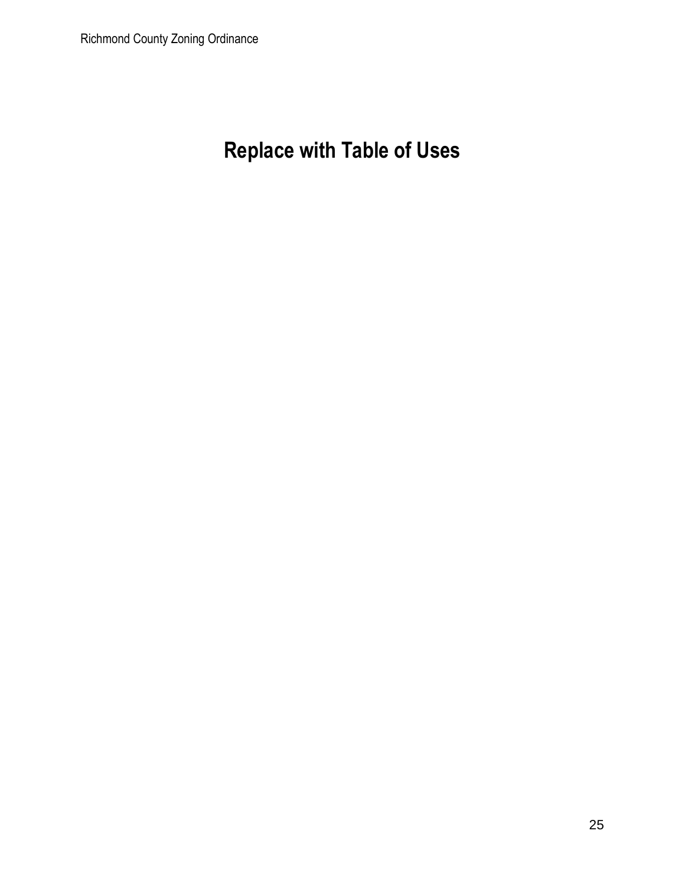# Replace with Table of Uses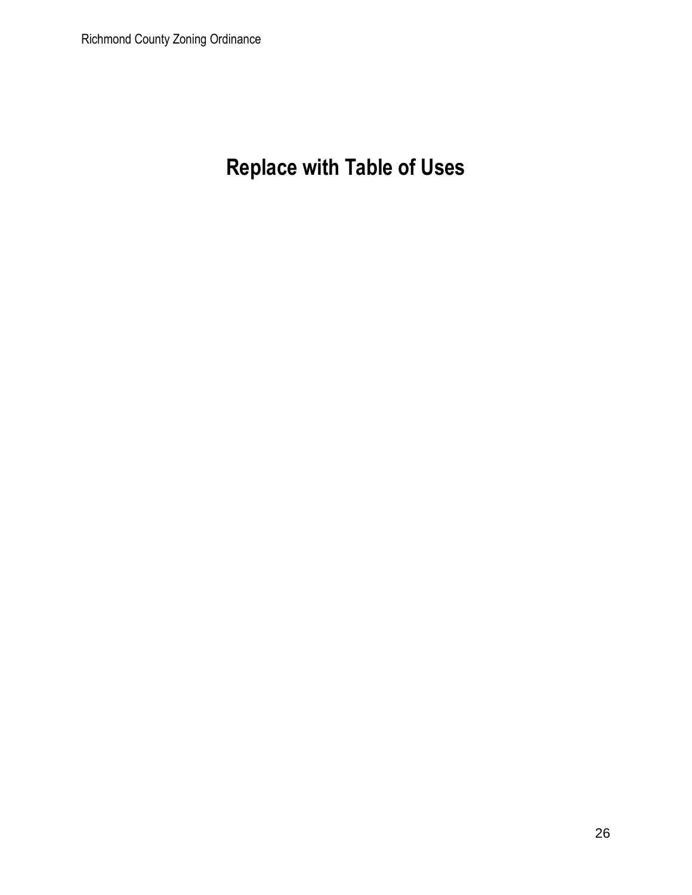# Replace with Table of Uses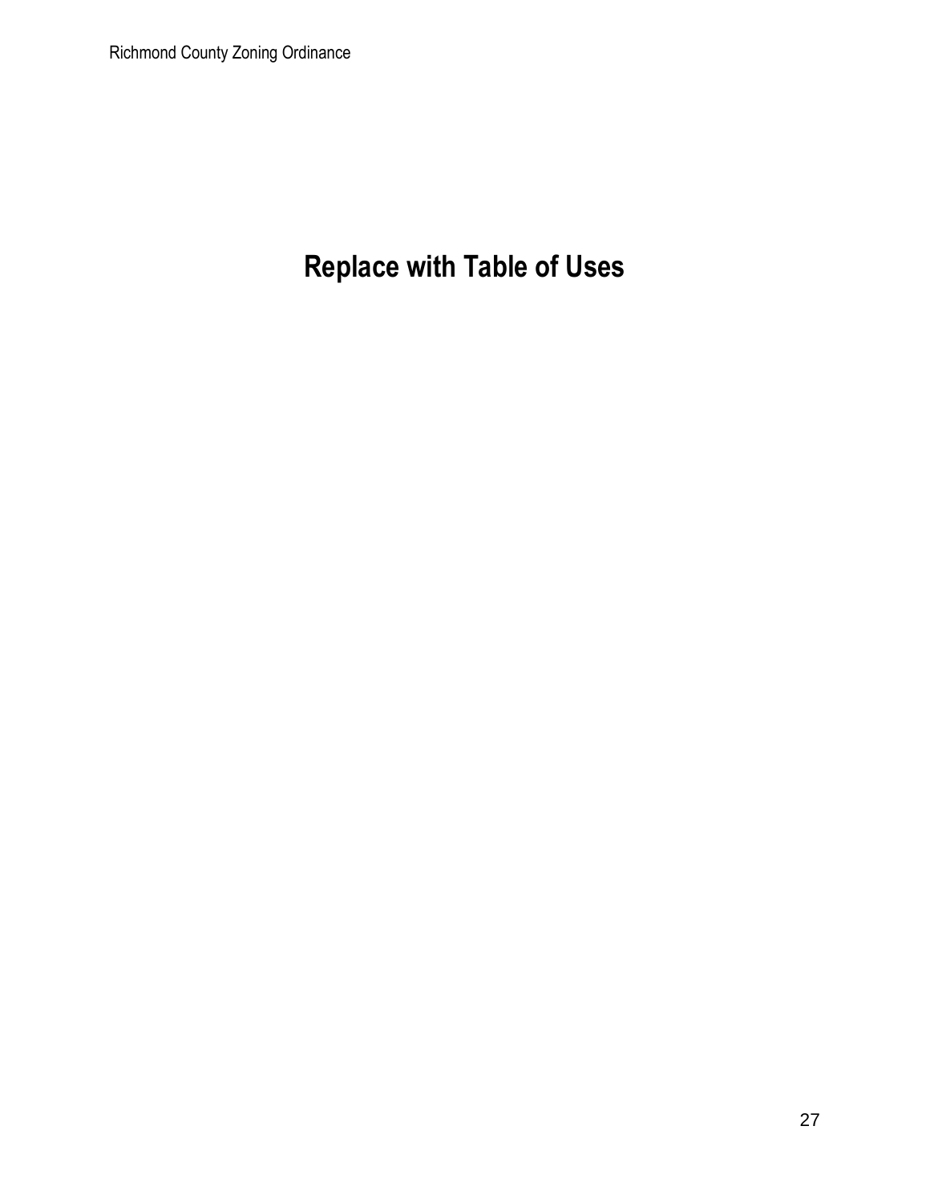# Replace with Table of Uses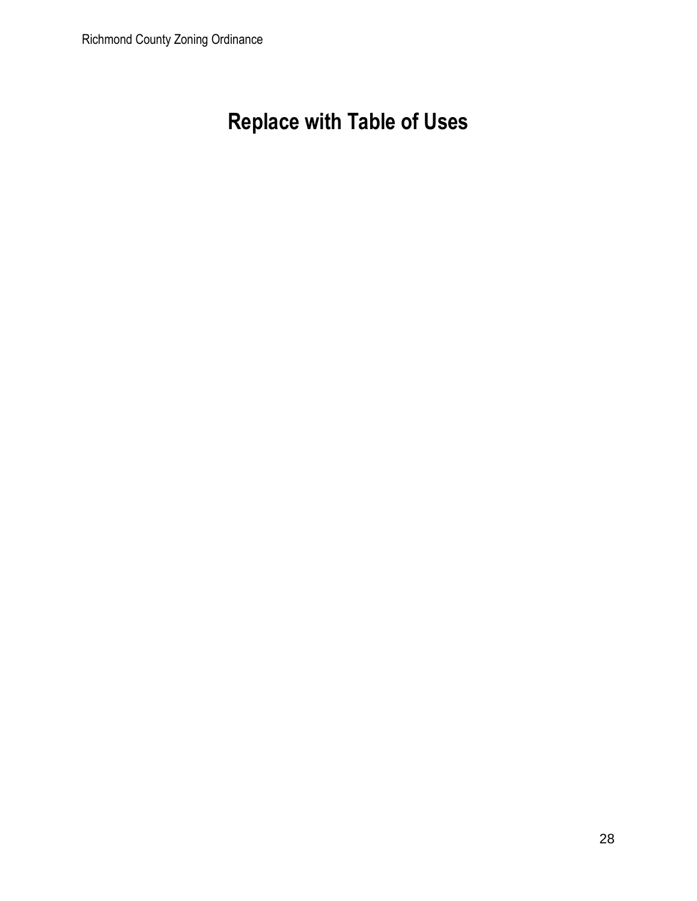# Replace with Table of Uses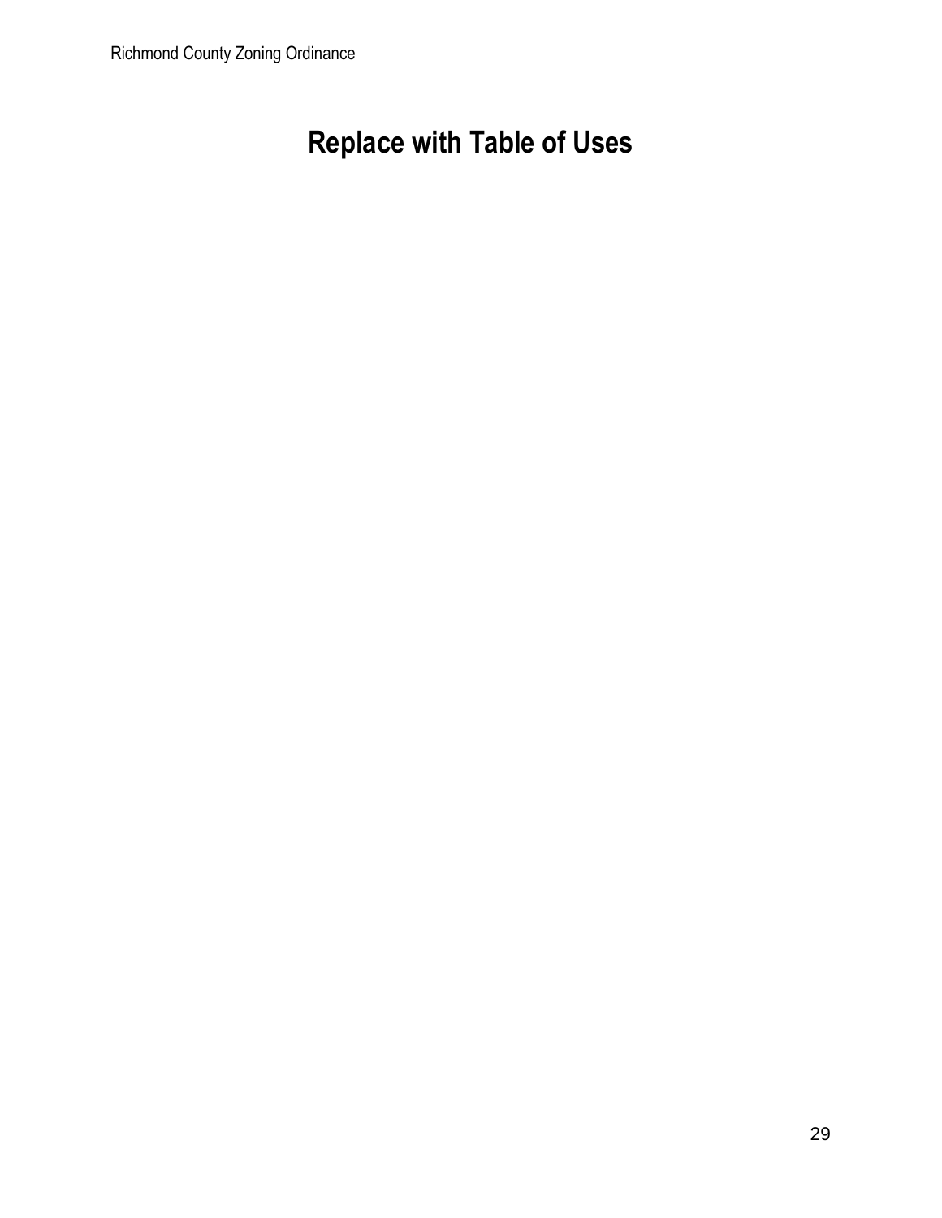# Replace with Table of Uses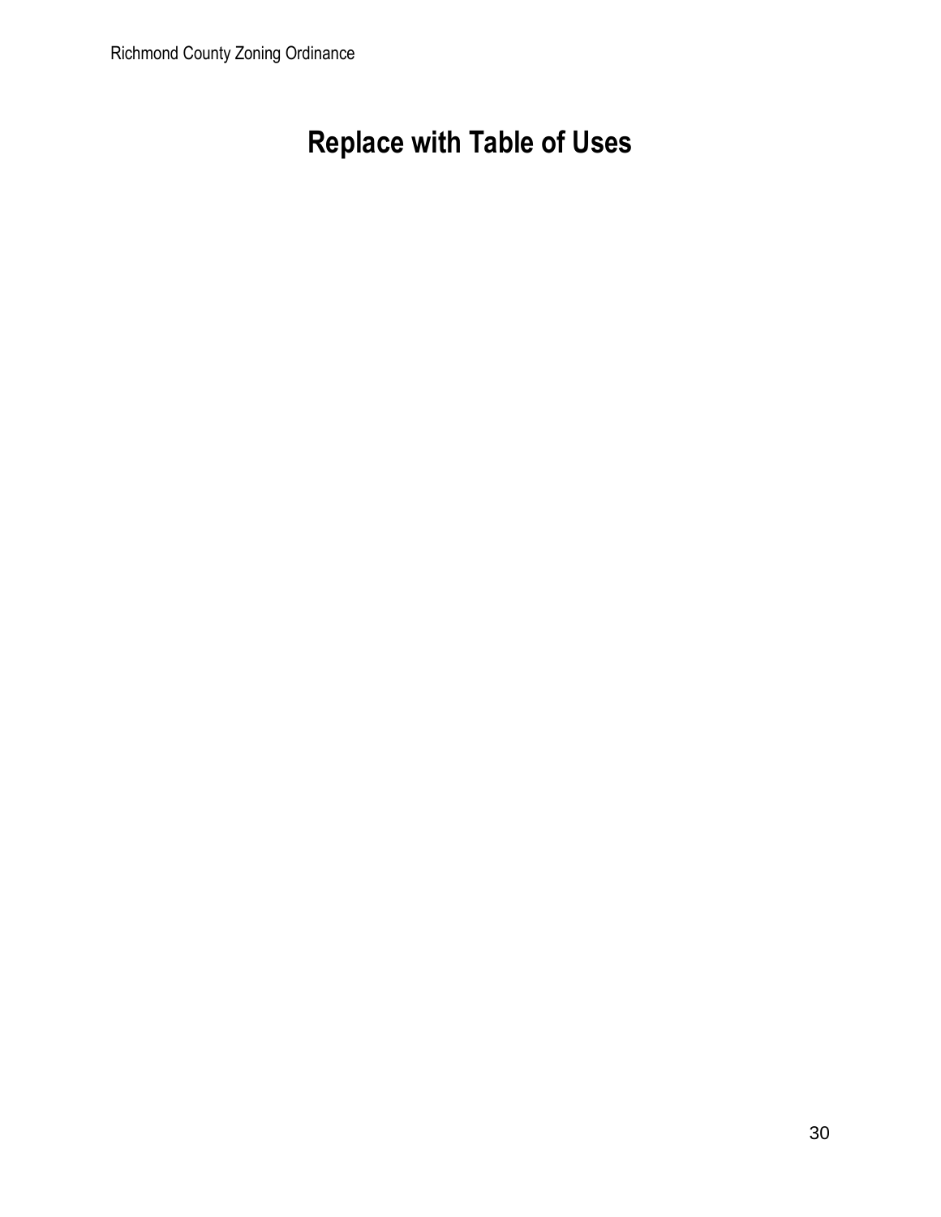# Replace with Table of Uses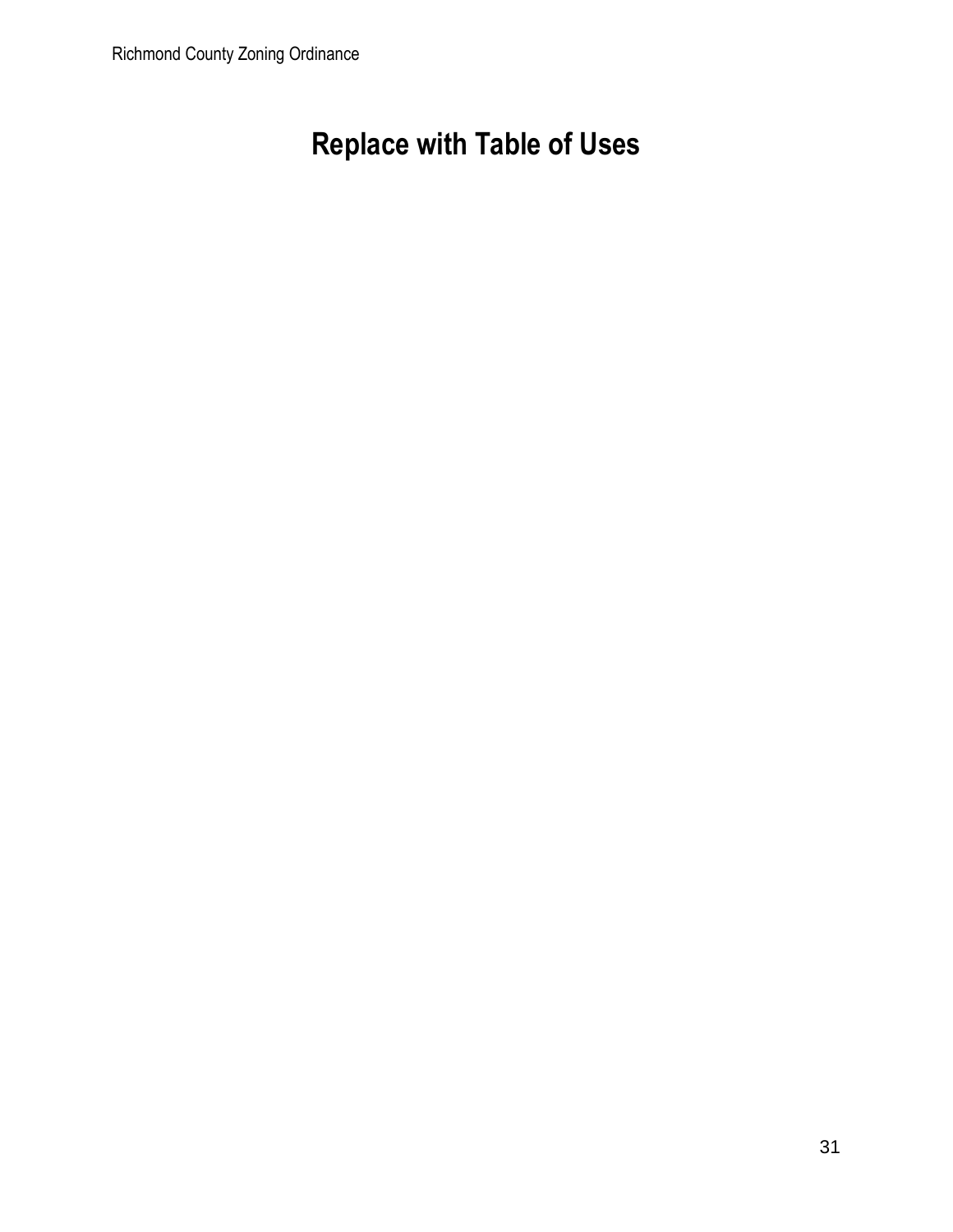# Replace with Table of Uses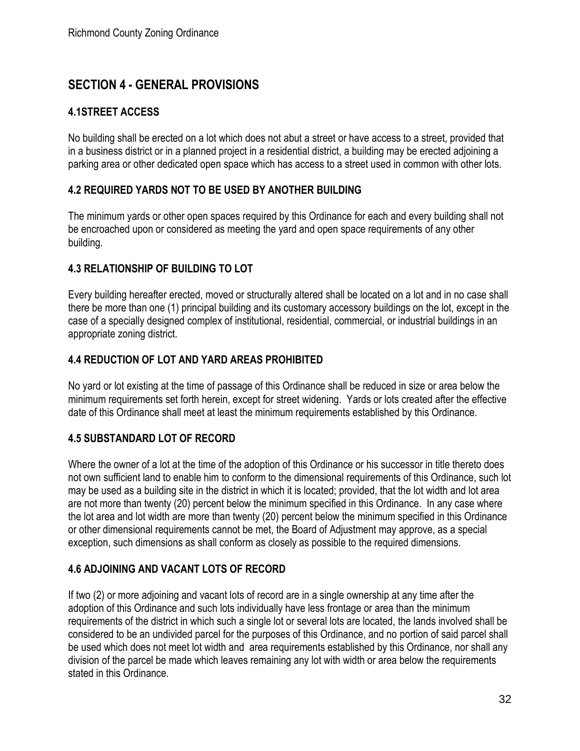## SECTION 4 - GENERAL PROVISIONS

### 4.1STREET ACCESS

No building shall be erected on a lot which does not abut a street or have access to a street, provided that in a business district or in a planned project in a residential district, a building may be erected adjoining a parking area or other dedicated open space which has access to a street used in common with other lots.

### 4.2 REQUIRED YARDS NOT TO BE USED BY ANOTHER BUILDING

The minimum yards or other open spaces required by this Ordinance for each and every building shall not be encroached upon or considered as meeting the yard and open space requirements of any other building.

### 4.3 RELATIONSHIP OF BUILDING TO LOT

Every building hereafter erected, moved or structurally altered shall be located on a lot and in no case shall there be more than one (1) principal building and its customary accessory buildings on the lot, except in the case of a specially designed complex of institutional, residential, commercial, or industrial buildings in an appropriate zoning district.

### 4.4 REDUCTION OF LOT AND YARD AREAS PROHIBITED

No yard or lot existing at the time of passage of this Ordinance shall be reduced in size or area below the minimum requirements set forth herein, except for street widening. Yards or lots created after the effective date of this Ordinance shall meet at least the minimum requirements established by this Ordinance.

### 4.5 SUBSTANDARD LOT OF RECORD

Where the owner of a lot at the time of the adoption of this Ordinance or his successor in title thereto does not own sufficient land to enable him to conform to the dimensional requirements of this Ordinance, such lot may be used as a building site in the district in which it is located; provided, that the lot width and lot area are not more than twenty (20) percent below the minimum specified in this Ordinance. In any case where the lot area and lot width are more than twenty (20) percent below the minimum specified in this Ordinance or other dimensional requirements cannot be met, the Board of Adjustment may approve, as a special exception, such dimensions as shall conform as closely as possible to the required dimensions.

### 4.6 ADJOINING AND VACANT LOTS OF RECORD

If two (2) or more adjoining and vacant lots of record are in a single ownership at any time after the adoption of this Ordinance and such lots individually have less frontage or area than the minimum requirements of the district in which such a single lot or several lots are located, the lands involved shall be considered to be an undivided parcel for the purposes of this Ordinance, and no portion of said parcel shall be used which does not meet lot width and area requirements established by this Ordinance, nor shall any division of the parcel be made which leaves remaining any lot with width or area below the requirements stated in this Ordinance.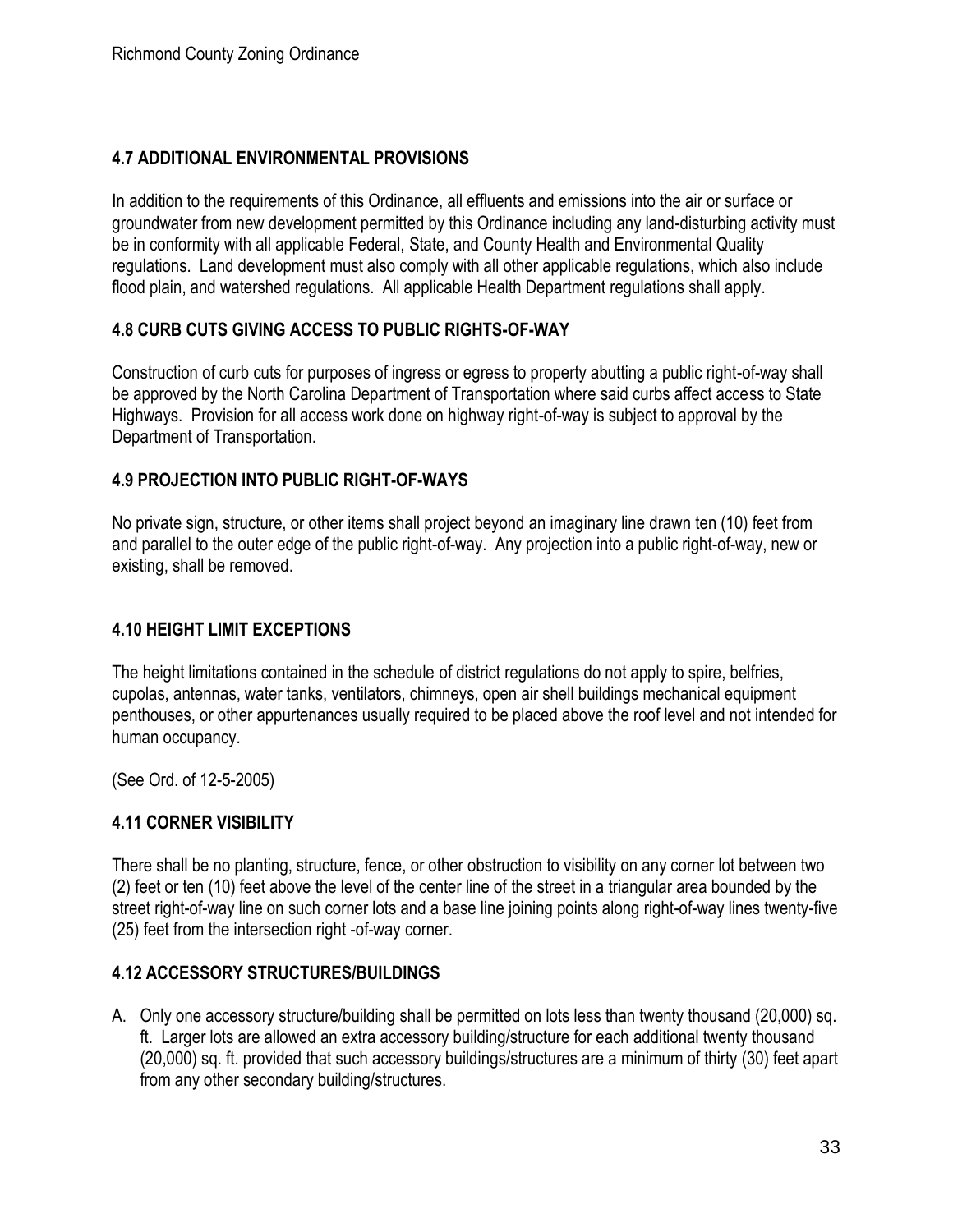## 4.7 ADDITIONAL ENVIRONMENTAL PROVISIONS

In addition to the requirements of this Ordinance, all effluents and emissions into the air or surface or groundwater from new development permitted by this Ordinance including any land-disturbing activity must be in conformity with all applicable Federal, State, and County Health and Environmental Quality regulations. Land development must also comply with all other applicable regulations, which also include flood plain, and watershed regulations. All applicable Health Department regulations shall apply.

## 4.8 CURB CUTS GIVING ACCESS TO PUBLIC RIGHTS-OF-WAY

Construction of curb cuts for purposes of ingress or egress to property abutting a public right-of-way shall be approved by the North Carolina Department of Transportation where said curbs affect access to State Highways. Provision for all access work done on highway right-of-way is subject to approval by the Department of Transportation.

## 4.9 PROJECTION INTO PUBLIC RIGHT-OF-WAYS

No private sign, structure, or other items shall project beyond an imaginary line drawn ten (10) feet from and parallel to the outer edge of the public right-of-way. Any projection into a public right-of-way, new or existing, shall be removed.

## 4.10 HEIGHT LIMIT EXCEPTIONS

The height limitations contained in the schedule of district regulations do not apply to spire, belfries, cupolas, antennas, water tanks, ventilators, chimneys, open air shell buildings mechanical equipment penthouses, or other appurtenances usually required to be placed above the roof level and not intended for human occupancy.

(See Ord. of 12-5-2005)

## 4.11 CORNER VISIBILITY

There shall be no planting, structure, fence, or other obstruction to visibility on any corner lot between two (2) feet or ten (10) feet above the level of the center line of the street in a triangular area bounded by the street right-of-way line on such corner lots and a base line joining points along right-of-way lines twenty-five (25) feet from the intersection right -of-way corner.

## 4.12 ACCESSORY STRUCTURES/BUILDINGS

A. Only one accessory structure/building shall be permitted on lots less than twenty thousand (20,000) sq. ft. Larger lots are allowed an extra accessory building/structure for each additional twenty thousand (20,000) sq. ft. provided that such accessory buildings/structures are a minimum of thirty (30) feet apart from any other secondary building/structures.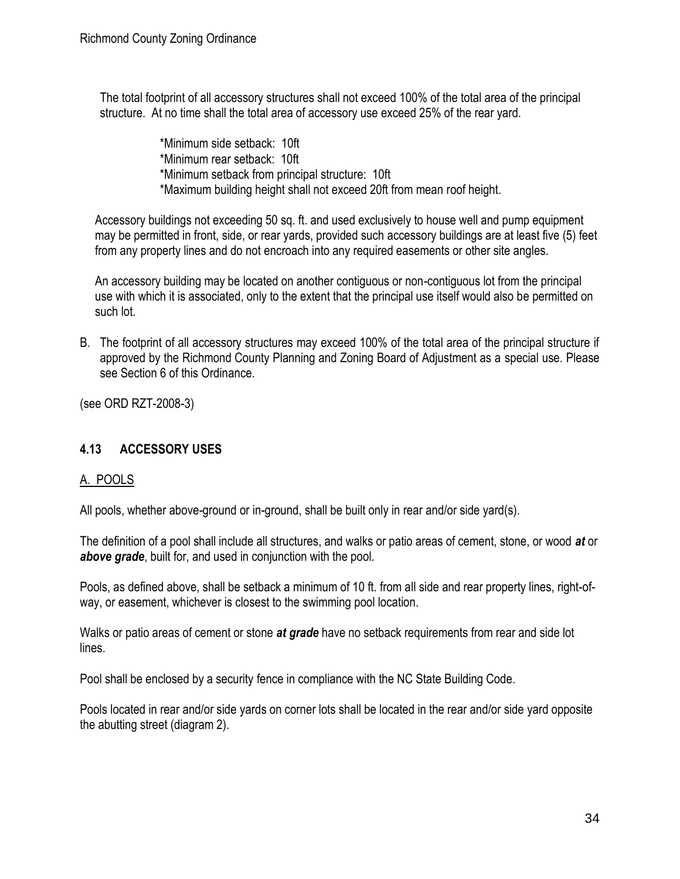The total footprint of all accessory structures shall not exceed 100% of the total area of the principal structure. At no time shall the total area of accessory use exceed 25% of the rear yard.

*Minimum side setback: 10ft
*Minimum rear setback: 10ft
*Minimum setback from principal structure: 10ft
*Maximum building height shall not exceed 20ft from mean roof height.

Accessory buildings not exceeding 50 sq. ft. and used exclusively to house well and pump equipment may be permitted in front, side, or rear yards, provided such accessory buildings are at least five (5) feet from any property lines and do not encroach into any required easements or other site angles.

An accessory building may be located on another contiguous or non-contiguous lot from the principal use with which it is associated, only to the extent that the principal use itself would also be permitted on such lot.

B. The footprint of all accessory structures may exceed 100% of the total area of the principal structure if approved by the Richmond County Planning and Zoning Board of Adjustment as a special use. Please see Section 6 of this Ordinance.

(see ORD RZT-2008-3)

## 4.13 ACCESSORY USES

### A. POOLS

All pools, whether above-ground or in-ground, shall be built only in rear and/or side yard(s).

The definition of a pool shall include all structures, and walks or patio areas of cement, stone, or wood ***at*** or ***above grade***, built for, and used in conjunction with the pool.

Pools, as defined above, shall be setback a minimum of 10 ft. from all side and rear property lines, right-of-way, or easement, whichever is closest to the swimming pool location.

Walks or patio areas of cement or stone ***at grade*** have no setback requirements from rear and side lot lines.

Pool shall be enclosed by a security fence in compliance with the NC State Building Code.

Pools located in rear and/or side yards on corner lots shall be located in the rear and/or side yard opposite the abutting street (diagram 2).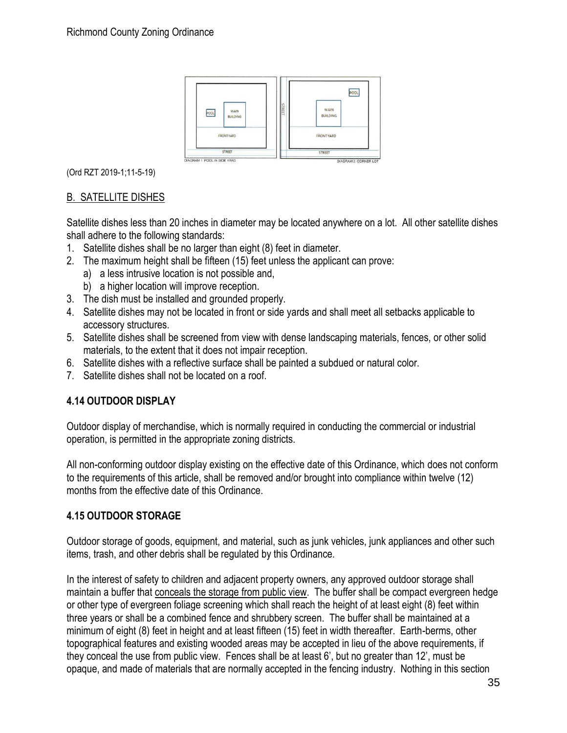(Ord RZT 2019-1;11-5-19)

## B. SATELLITE DISHES

Satellite dishes less than 20 inches in diameter may be located anywhere on a lot. All other satellite dishes shall adhere to the following standards:

1. Satellite dishes shall be no larger than eight (8) feet in diameter.
2. The maximum height shall be fifteen (15) feet unless the applicant can prove:
   a) a less intrusive location is not possible and,
   b) a higher location will improve reception.
3. The dish must be installed and grounded properly.
4. Satellite dishes may not be located in front or side yards and shall meet all setbacks applicable to accessory structures.
5. Satellite dishes shall be screened from view with dense landscaping materials, fences, or other solid materials, to the extent that it does not impair reception.
6. Satellite dishes with a reflective surface shall be painted a subdued or natural color.
7. Satellite dishes shall not be located on a roof.

## 4.14 OUTDOOR DISPLAY

Outdoor display of merchandise, which is normally required in conducting the commercial or industrial operation, is permitted in the appropriate zoning districts.

All non-conforming outdoor display existing on the effective date of this Ordinance, which does not conform to the requirements of this article, shall be removed and/or brought into compliance within twelve (12) months from the effective date of this Ordinance.

## 4.15 OUTDOOR STORAGE

Outdoor storage of goods, equipment, and material, such as junk vehicles, junk appliances and other such items, trash, and other debris shall be regulated by this Ordinance.

In the interest of safety to children and adjacent property owners, any approved outdoor storage shall maintain a buffer that conceals the storage from public view. The buffer shall be compact evergreen hedge or other type of evergreen foliage screening which shall reach the height of at least eight (8) feet within three years or shall be a combined fence and shrubbery screen. The buffer shall be maintained at a minimum of eight (8) feet in height and at least fifteen (15) feet in width thereafter. Earth-berms, other topographical features and existing wooded areas may be accepted in lieu of the above requirements, if they conceal the use from public view. Fences shall be at least 6', but no greater than 12', must be opaque, and made of materials that are normally accepted in the fencing industry. Nothing in this section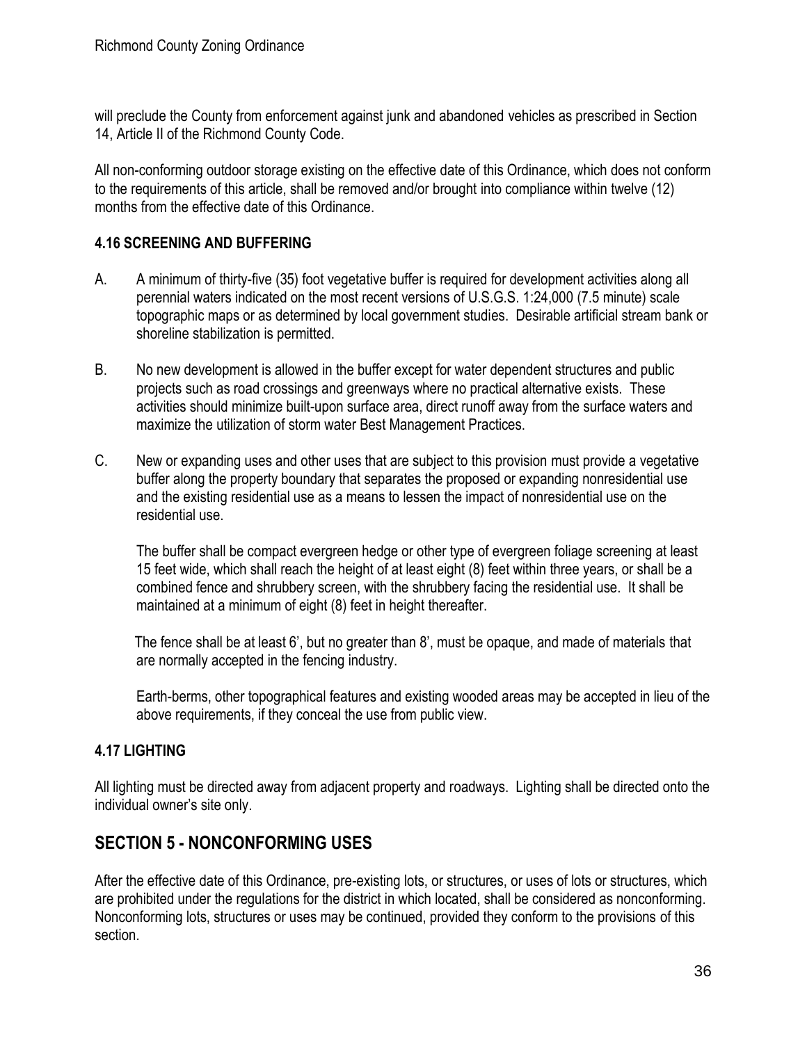will preclude the County from enforcement against junk and abandoned vehicles as prescribed in Section 14, Article II of the Richmond County Code.

All non-conforming outdoor storage existing on the effective date of this Ordinance, which does not conform to the requirements of this article, shall be removed and/or brought into compliance within twelve (12) months from the effective date of this Ordinance.

### 4.16 SCREENING AND BUFFERING

A. A minimum of thirty-five (35) foot vegetative buffer is required for development activities along all perennial waters indicated on the most recent versions of U.S.G.S. 1:24,000 (7.5 minute) scale topographic maps or as determined by local government studies. Desirable artificial stream bank or shoreline stabilization is permitted.

B. No new development is allowed in the buffer except for water dependent structures and public projects such as road crossings and greenways where no practical alternative exists. These activities should minimize built-upon surface area, direct runoff away from the surface waters and maximize the utilization of storm water Best Management Practices.

C. New or expanding uses and other uses that are subject to this provision must provide a vegetative buffer along the property boundary that separates the proposed or expanding nonresidential use and the existing residential use as a means to lessen the impact of nonresidential use on the residential use.

   The buffer shall be compact evergreen hedge or other type of evergreen foliage screening at least 15 feet wide, which shall reach the height of at least eight (8) feet within three years, or shall be a combined fence and shrubbery screen, with the shrubbery facing the residential use. It shall be maintained at a minimum of eight (8) feet in height thereafter.

   The fence shall be at least 6', but no greater than 8', must be opaque, and made of materials that are normally accepted in the fencing industry.

   Earth-berms, other topographical features and existing wooded areas may be accepted in lieu of the above requirements, if they conceal the use from public view.

### 4.17 LIGHTING

All lighting must be directed away from adjacent property and roadways. Lighting shall be directed onto the individual owner's site only.

## SECTION 5 - NONCONFORMING USES

After the effective date of this Ordinance, pre-existing lots, or structures, or uses of lots or structures, which are prohibited under the regulations for the district in which located, shall be considered as nonconforming. Nonconforming lots, structures or uses may be continued, provided they conform to the provisions of this section.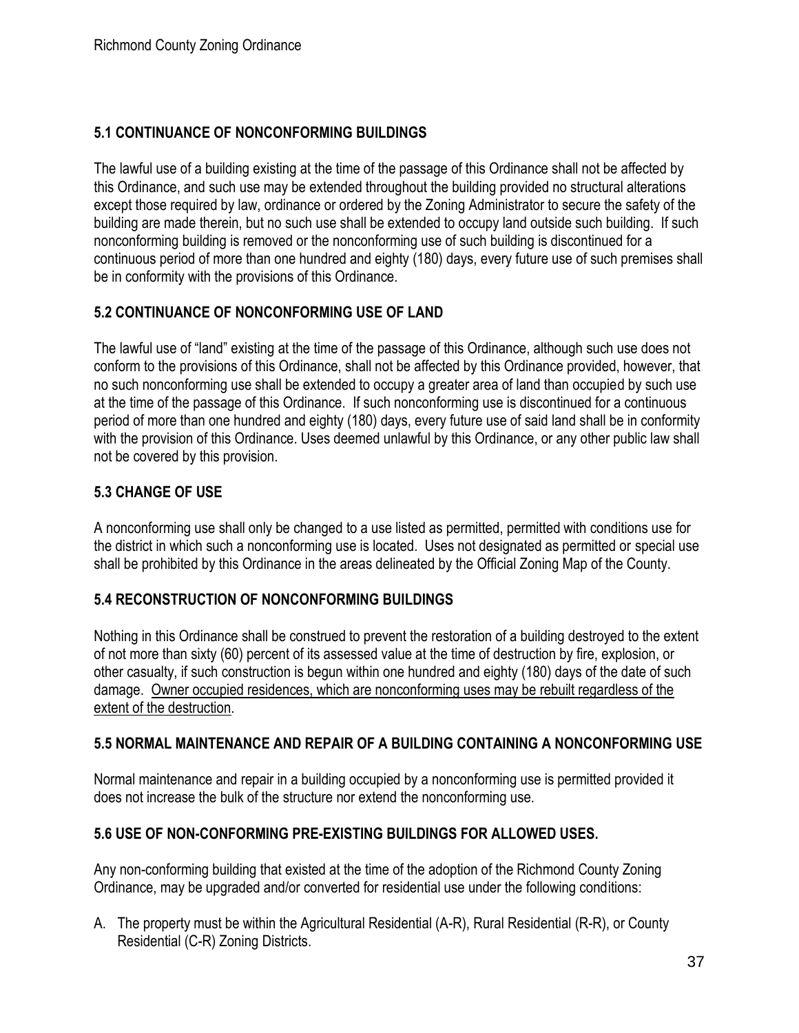## 5.1 CONTINUANCE OF NONCONFORMING BUILDINGS

The lawful use of a building existing at the time of the passage of this Ordinance shall not be affected by this Ordinance, and such use may be extended throughout the building provided no structural alterations except those required by law, ordinance or ordered by the Zoning Administrator to secure the safety of the building are made therein, but no such use shall be extended to occupy land outside such building. If such nonconforming building is removed or the nonconforming use of such building is discontinued for a continuous period of more than one hundred and eighty (180) days, every future use of such premises shall be in conformity with the provisions of this Ordinance.

## 5.2 CONTINUANCE OF NONCONFORMING USE OF LAND

The lawful use of "land" existing at the time of the passage of this Ordinance, although such use does not conform to the provisions of this Ordinance, shall not be affected by this Ordinance provided, however, that no such nonconforming use shall be extended to occupy a greater area of land than occupied by such use at the time of the passage of this Ordinance. If such nonconforming use is discontinued for a continuous period of more than one hundred and eighty (180) days, every future use of said land shall be in conformity with the provision of this Ordinance. Uses deemed unlawful by this Ordinance, or any other public law shall not be covered by this provision.

## 5.3 CHANGE OF USE

A nonconforming use shall only be changed to a use listed as permitted, permitted with conditions use for the district in which such a nonconforming use is located. Uses not designated as permitted or special use shall be prohibited by this Ordinance in the areas delineated by the Official Zoning Map of the County.

## 5.4 RECONSTRUCTION OF NONCONFORMING BUILDINGS

Nothing in this Ordinance shall be construed to prevent the restoration of a building destroyed to the extent of not more than sixty (60) percent of its assessed value at the time of destruction by fire, explosion, or other casualty, if such construction is begun within one hundred and eighty (180) days of the date of such damage. <u>Owner occupied residences, which are nonconforming uses may be rebuilt regardless of the extent of the destruction</u>.

## 5.5 NORMAL MAINTENANCE AND REPAIR OF A BUILDING CONTAINING A NONCONFORMING USE

Normal maintenance and repair in a building occupied by a nonconforming use is permitted provided it does not increase the bulk of the structure nor extend the nonconforming use.

## 5.6 USE OF NON-CONFORMING PRE-EXISTING BUILDINGS FOR ALLOWED USES.

Any non-conforming building that existed at the time of the adoption of the Richmond County Zoning Ordinance, may be upgraded and/or converted for residential use under the following conditions:

A. The property must be within the Agricultural Residential (A-R), Rural Residential (R-R), or County Residential (C-R) Zoning Districts.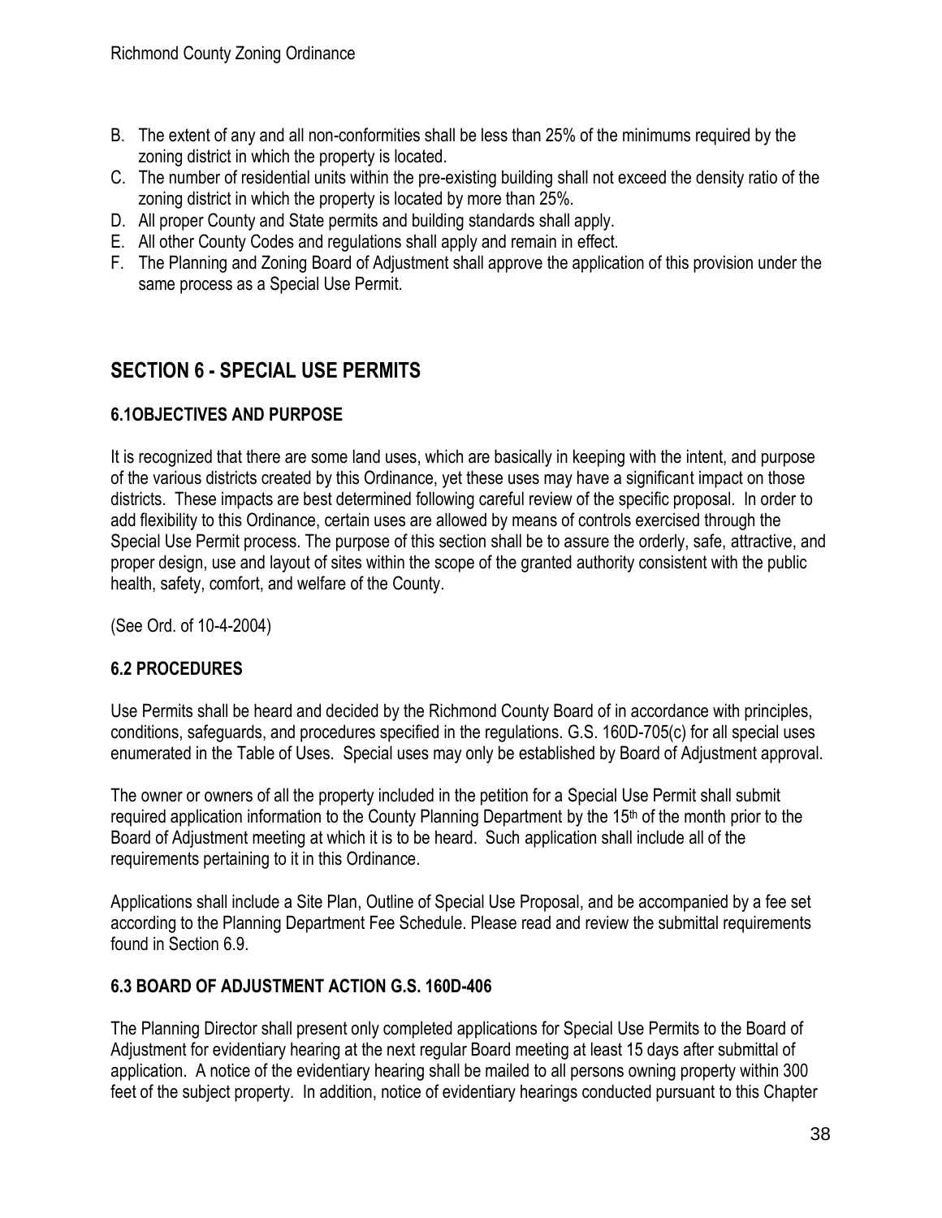B. The extent of any and all non-conformities shall be less than 25% of the minimums required by the zoning district in which the property is located.
C. The number of residential units within the pre-existing building shall not exceed the density ratio of the zoning district in which the property is located by more than 25%.
D. All proper County and State permits and building standards shall apply.
E. All other County Codes and regulations shall apply and remain in effect.
F. The Planning and Zoning Board of Adjustment shall approve the application of this provision under the same process as a Special Use Permit.

## SECTION 6 - SPECIAL USE PERMITS

### 6.1OBJECTIVES AND PURPOSE

It is recognized that there are some land uses, which are basically in keeping with the intent, and purpose of the various districts created by this Ordinance, yet these uses may have a significant impact on those districts. These impacts are best determined following careful review of the specific proposal. In order to add flexibility to this Ordinance, certain uses are allowed by means of controls exercised through the Special Use Permit process. The purpose of this section shall be to assure the orderly, safe, attractive, and proper design, use and layout of sites within the scope of the granted authority consistent with the public health, safety, comfort, and welfare of the County.

(See Ord. of 10-4-2004)

### 6.2 PROCEDURES

Use Permits shall be heard and decided by the Richmond County Board of in accordance with principles, conditions, safeguards, and procedures specified in the regulations. G.S. 160D-705(c) for all special uses enumerated in the Table of Uses. Special uses may only be established by Board of Adjustment approval.

The owner or owners of all the property included in the petition for a Special Use Permit shall submit required application information to the County Planning Department by the 15th of the month prior to the Board of Adjustment meeting at which it is to be heard. Such application shall include all of the requirements pertaining to it in this Ordinance.

Applications shall include a Site Plan, Outline of Special Use Proposal, and be accompanied by a fee set according to the Planning Department Fee Schedule. Please read and review the submittal requirements found in Section 6.9.

### 6.3 BOARD OF ADJUSTMENT ACTION G.S. 160D-406

The Planning Director shall present only completed applications for Special Use Permits to the Board of Adjustment for evidentiary hearing at the next regular Board meeting at least 15 days after submittal of application. A notice of the evidentiary hearing shall be mailed to all persons owning property within 300 feet of the subject property. In addition, notice of evidentiary hearings conducted pursuant to this Chapter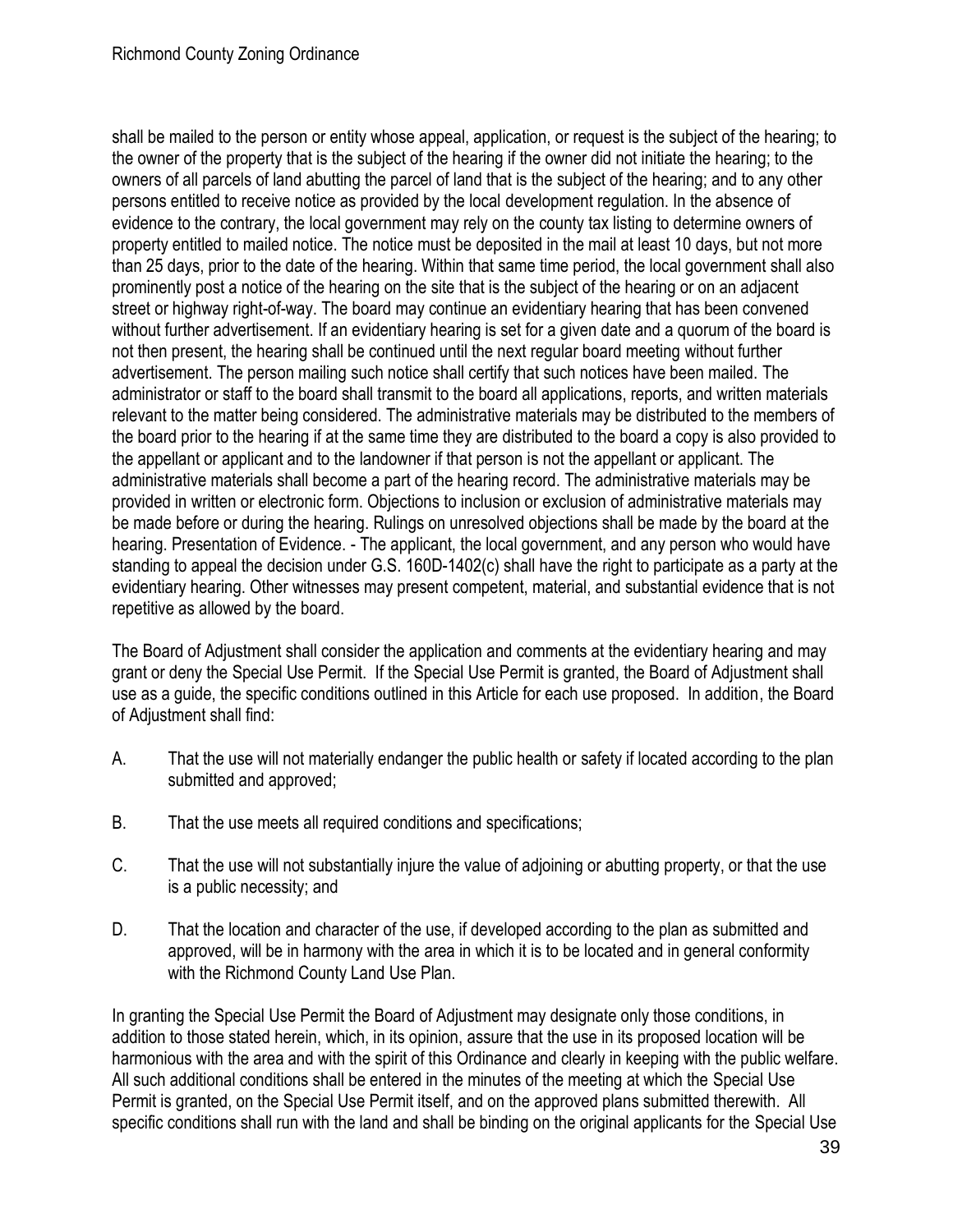shall be mailed to the person or entity whose appeal, application, or request is the subject of the hearing; to the owner of the property that is the subject of the hearing if the owner did not initiate the hearing; to the owners of all parcels of land abutting the parcel of land that is the subject of the hearing; and to any other persons entitled to receive notice as provided by the local development regulation. In the absence of evidence to the contrary, the local government may rely on the county tax listing to determine owners of property entitled to mailed notice. The notice must be deposited in the mail at least 10 days, but not more than 25 days, prior to the date of the hearing. Within that same time period, the local government shall also prominently post a notice of the hearing on the site that is the subject of the hearing or on an adjacent street or highway right-of-way. The board may continue an evidentiary hearing that has been convened without further advertisement. If an evidentiary hearing is set for a given date and a quorum of the board is not then present, the hearing shall be continued until the next regular board meeting without further advertisement. The person mailing such notice shall certify that such notices have been mailed. The administrator or staff to the board shall transmit to the board all applications, reports, and written materials relevant to the matter being considered. The administrative materials may be distributed to the members of the board prior to the hearing if at the same time they are distributed to the board a copy is also provided to the appellant or applicant and to the landowner if that person is not the appellant or applicant. The administrative materials shall become a part of the hearing record. The administrative materials may be provided in written or electronic form. Objections to inclusion or exclusion of administrative materials may be made before or during the hearing. Rulings on unresolved objections shall be made by the board at the hearing. Presentation of Evidence. - The applicant, the local government, and any person who would have standing to appeal the decision under G.S. 160D-1402(c) shall have the right to participate as a party at the evidentiary hearing. Other witnesses may present competent, material, and substantial evidence that is not repetitive as allowed by the board.

The Board of Adjustment shall consider the application and comments at the evidentiary hearing and may grant or deny the Special Use Permit. If the Special Use Permit is granted, the Board of Adjustment shall use as a guide, the specific conditions outlined in this Article for each use proposed. In addition, the Board of Adjustment shall find:

A. That the use will not materially endanger the public health or safety if located according to the plan submitted and approved;

B. That the use meets all required conditions and specifications;

C. That the use will not substantially injure the value of adjoining or abutting property, or that the use is a public necessity; and

D. That the location and character of the use, if developed according to the plan as submitted and approved, will be in harmony with the area in which it is to be located and in general conformity with the Richmond County Land Use Plan.

In granting the Special Use Permit the Board of Adjustment may designate only those conditions, in addition to those stated herein, which, in its opinion, assure that the use in its proposed location will be harmonious with the area and with the spirit of this Ordinance and clearly in keeping with the public welfare. All such additional conditions shall be entered in the minutes of the meeting at which the Special Use Permit is granted, on the Special Use Permit itself, and on the approved plans submitted therewith. All specific conditions shall run with the land and shall be binding on the original applicants for the Special Use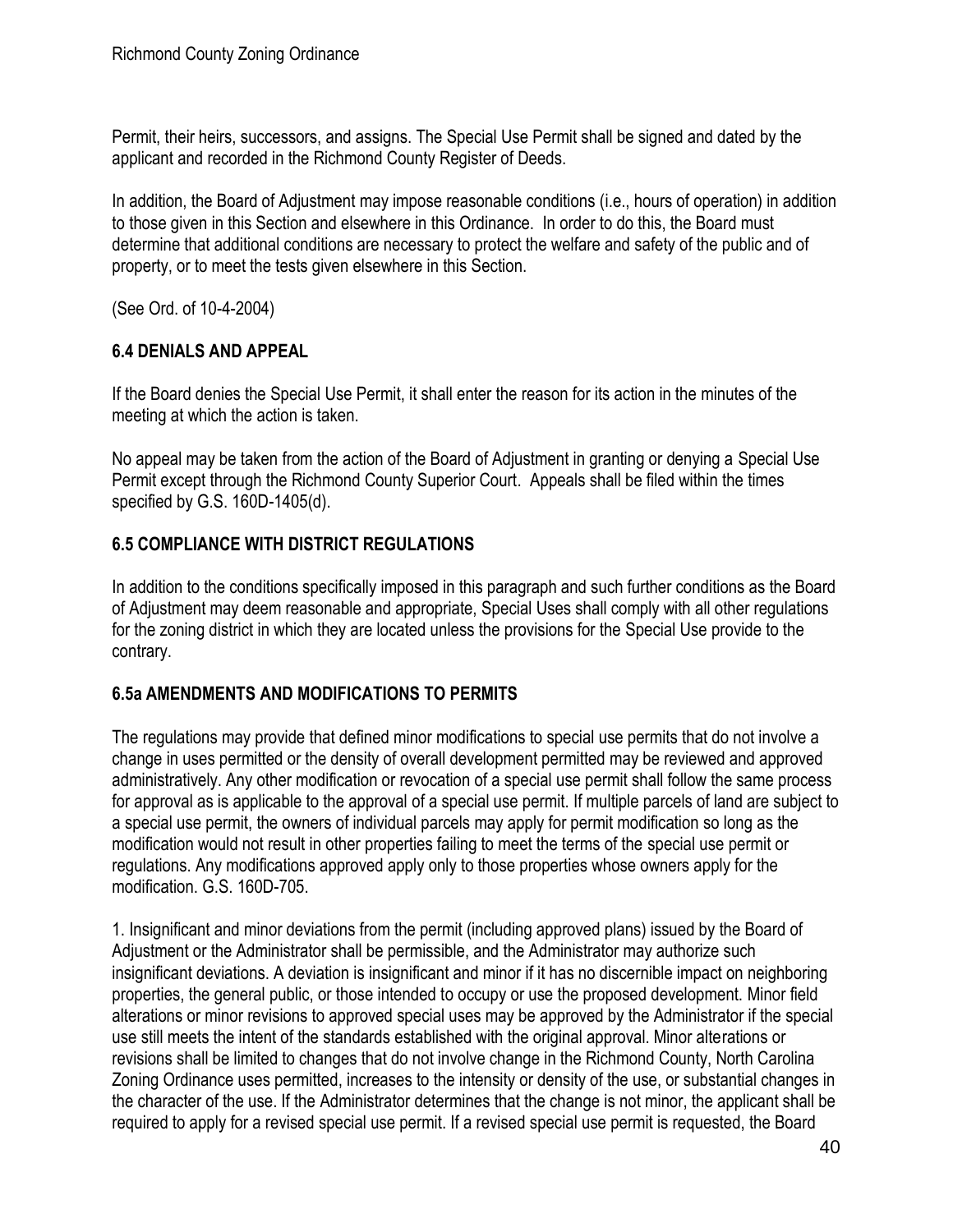Permit, their heirs, successors, and assigns. The Special Use Permit shall be signed and dated by the applicant and recorded in the Richmond County Register of Deeds.

In addition, the Board of Adjustment may impose reasonable conditions (i.e., hours of operation) in addition to those given in this Section and elsewhere in this Ordinance. In order to do this, the Board must determine that additional conditions are necessary to protect the welfare and safety of the public and of property, or to meet the tests given elsewhere in this Section.

(See Ord. of 10-4-2004)

## 6.4 DENIALS AND APPEAL

If the Board denies the Special Use Permit, it shall enter the reason for its action in the minutes of the meeting at which the action is taken.

No appeal may be taken from the action of the Board of Adjustment in granting or denying a Special Use Permit except through the Richmond County Superior Court. Appeals shall be filed within the times specified by G.S. 160D-1405(d).

## 6.5 COMPLIANCE WITH DISTRICT REGULATIONS

In addition to the conditions specifically imposed in this paragraph and such further conditions as the Board of Adjustment may deem reasonable and appropriate, Special Uses shall comply with all other regulations for the zoning district in which they are located unless the provisions for the Special Use provide to the contrary.

## 6.5a AMENDMENTS AND MODIFICATIONS TO PERMITS

The regulations may provide that defined minor modifications to special use permits that do not involve a change in uses permitted or the density of overall development permitted may be reviewed and approved administratively. Any other modification or revocation of a special use permit shall follow the same process for approval as is applicable to the approval of a special use permit. If multiple parcels of land are subject to a special use permit, the owners of individual parcels may apply for permit modification so long as the modification would not result in other properties failing to meet the terms of the special use permit or regulations. Any modifications approved apply only to those properties whose owners apply for the modification. G.S. 160D-705.

1. Insignificant and minor deviations from the permit (including approved plans) issued by the Board of Adjustment or the Administrator shall be permissible, and the Administrator may authorize such insignificant deviations. A deviation is insignificant and minor if it has no discernible impact on neighboring properties, the general public, or those intended to occupy or use the proposed development. Minor field alterations or minor revisions to approved special uses may be approved by the Administrator if the special use still meets the intent of the standards established with the original approval. Minor alterations or revisions shall be limited to changes that do not involve change in the Richmond County, North Carolina Zoning Ordinance uses permitted, increases to the intensity or density of the use, or substantial changes in the character of the use. If the Administrator determines that the change is not minor, the applicant shall be required to apply for a revised special use permit. If a revised special use permit is requested, the Board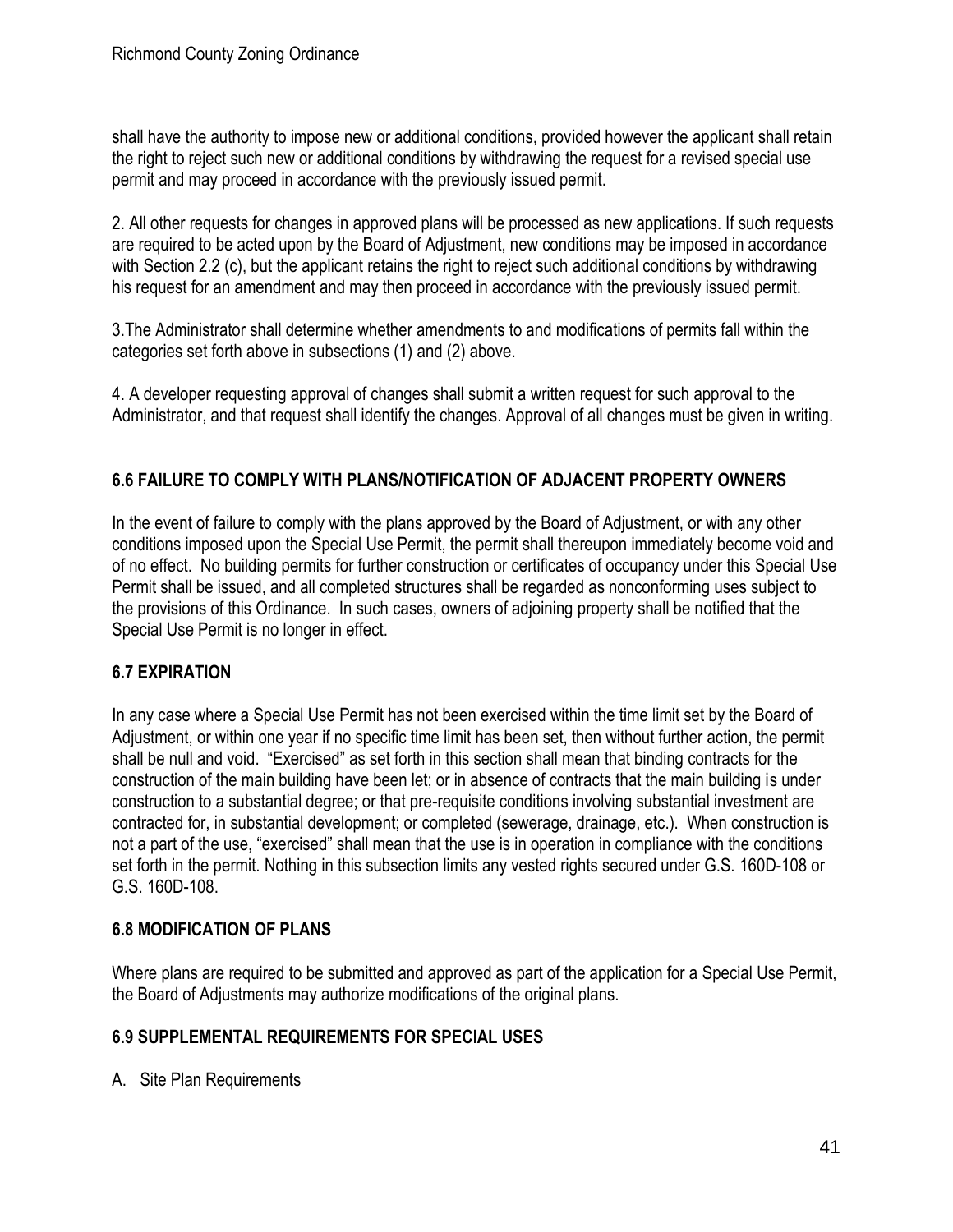shall have the authority to impose new or additional conditions, provided however the applicant shall retain the right to reject such new or additional conditions by withdrawing the request for a revised special use permit and may proceed in accordance with the previously issued permit.

2. All other requests for changes in approved plans will be processed as new applications. If such requests are required to be acted upon by the Board of Adjustment, new conditions may be imposed in accordance with Section 2.2 (c), but the applicant retains the right to reject such additional conditions by withdrawing his request for an amendment and may then proceed in accordance with the previously issued permit.

3.The Administrator shall determine whether amendments to and modifications of permits fall within the categories set forth above in subsections (1) and (2) above.

4. A developer requesting approval of changes shall submit a written request for such approval to the Administrator, and that request shall identify the changes. Approval of all changes must be given in writing.

## 6.6 FAILURE TO COMPLY WITH PLANS/NOTIFICATION OF ADJACENT PROPERTY OWNERS

In the event of failure to comply with the plans approved by the Board of Adjustment, or with any other conditions imposed upon the Special Use Permit, the permit shall thereupon immediately become void and of no effect. No building permits for further construction or certificates of occupancy under this Special Use Permit shall be issued, and all completed structures shall be regarded as nonconforming uses subject to the provisions of this Ordinance. In such cases, owners of adjoining property shall be notified that the Special Use Permit is no longer in effect.

## 6.7 EXPIRATION

In any case where a Special Use Permit has not been exercised within the time limit set by the Board of Adjustment, or within one year if no specific time limit has been set, then without further action, the permit shall be null and void. "Exercised" as set forth in this section shall mean that binding contracts for the construction of the main building have been let; or in absence of contracts that the main building is under construction to a substantial degree; or that pre-requisite conditions involving substantial investment are contracted for, in substantial development; or completed (sewerage, drainage, etc.). When construction is not a part of the use, "exercised" shall mean that the use is in operation in compliance with the conditions set forth in the permit. Nothing in this subsection limits any vested rights secured under G.S. 160D-108 or G.S. 160D-108.

## 6.8 MODIFICATION OF PLANS

Where plans are required to be submitted and approved as part of the application for a Special Use Permit, the Board of Adjustments may authorize modifications of the original plans.

## 6.9 SUPPLEMENTAL REQUIREMENTS FOR SPECIAL USES

A. Site Plan Requirements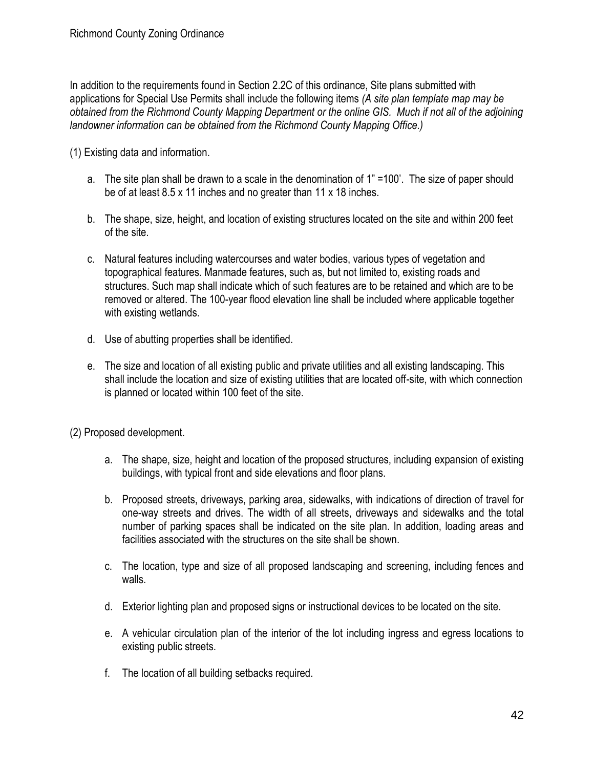In addition to the requirements found in Section 2.2C of this ordinance, Site plans submitted with applications for Special Use Permits shall include the following items *(A site plan template map may be obtained from the Richmond County Mapping Department or the online GIS. Much if not all of the adjoining landowner information can be obtained from the Richmond County Mapping Office.)*

(1) Existing data and information.

a. The site plan shall be drawn to a scale in the denomination of 1" =100'. The size of paper should be of at least 8.5 x 11 inches and no greater than 11 x 18 inches.

b. The shape, size, height, and location of existing structures located on the site and within 200 feet of the site.

c. Natural features including watercourses and water bodies, various types of vegetation and topographical features. Manmade features, such as, but not limited to, existing roads and structures. Such map shall indicate which of such features are to be retained and which are to be removed or altered. The 100-year flood elevation line shall be included where applicable together with existing wetlands.

d. Use of abutting properties shall be identified.

e. The size and location of all existing public and private utilities and all existing landscaping. This shall include the location and size of existing utilities that are located off-site, with which connection is planned or located within 100 feet of the site.

(2) Proposed development.

a. The shape, size, height and location of the proposed structures, including expansion of existing buildings, with typical front and side elevations and floor plans.

b. Proposed streets, driveways, parking area, sidewalks, with indications of direction of travel for one-way streets and drives. The width of all streets, driveways and sidewalks and the total number of parking spaces shall be indicated on the site plan. In addition, loading areas and facilities associated with the structures on the site shall be shown.

c. The location, type and size of all proposed landscaping and screening, including fences and walls.

d. Exterior lighting plan and proposed signs or instructional devices to be located on the site.

e. A vehicular circulation plan of the interior of the lot including ingress and egress locations to existing public streets.

f. The location of all building setbacks required.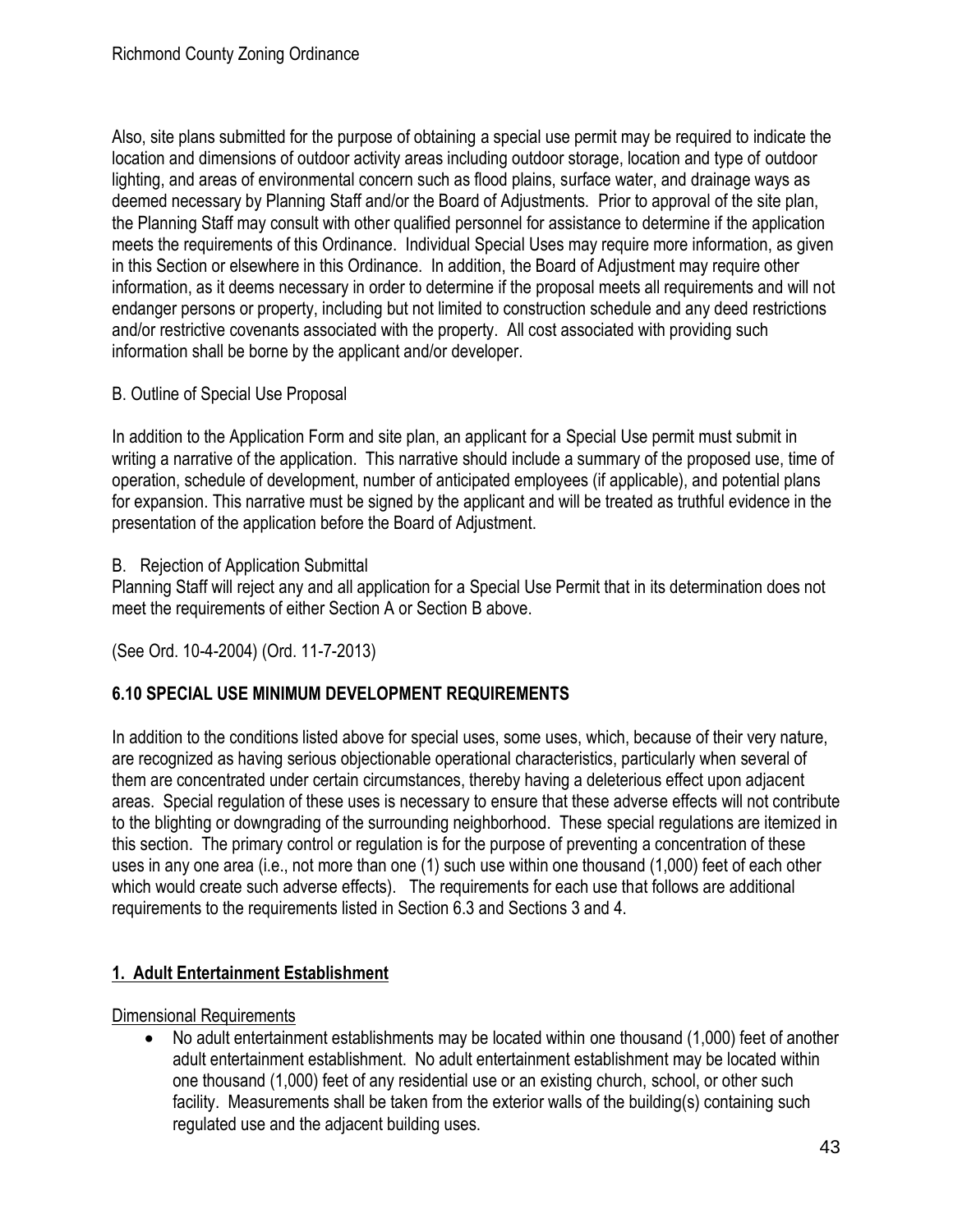Also, site plans submitted for the purpose of obtaining a special use permit may be required to indicate the location and dimensions of outdoor activity areas including outdoor storage, location and type of outdoor lighting, and areas of environmental concern such as flood plains, surface water, and drainage ways as deemed necessary by Planning Staff and/or the Board of Adjustments. Prior to approval of the site plan, the Planning Staff may consult with other qualified personnel for assistance to determine if the application meets the requirements of this Ordinance. Individual Special Uses may require more information, as given in this Section or elsewhere in this Ordinance. In addition, the Board of Adjustment may require other information, as it deems necessary in order to determine if the proposal meets all requirements and will not endanger persons or property, including but not limited to construction schedule and any deed restrictions and/or restrictive covenants associated with the property. All cost associated with providing such information shall be borne by the applicant and/or developer.

B. Outline of Special Use Proposal

In addition to the Application Form and site plan, an applicant for a Special Use permit must submit in writing a narrative of the application. This narrative should include a summary of the proposed use, time of operation, schedule of development, number of anticipated employees (if applicable), and potential plans for expansion. This narrative must be signed by the applicant and will be treated as truthful evidence in the presentation of the application before the Board of Adjustment.

B. Rejection of Application Submittal

Planning Staff will reject any and all application for a Special Use Permit that in its determination does not meet the requirements of either Section A or Section B above.

(See Ord. 10-4-2004) (Ord. 11-7-2013)

## 6.10 SPECIAL USE MINIMUM DEVELOPMENT REQUIREMENTS

In addition to the conditions listed above for special uses, some uses, which, because of their very nature, are recognized as having serious objectionable operational characteristics, particularly when several of them are concentrated under certain circumstances, thereby having a deleterious effect upon adjacent areas. Special regulation of these uses is necessary to ensure that these adverse effects will not contribute to the blighting or downgrading of the surrounding neighborhood. These special regulations are itemized in this section. The primary control or regulation is for the purpose of preventing a concentration of these uses in any one area (i.e., not more than one (1) such use within one thousand (1,000) feet of each other which would create such adverse effects). The requirements for each use that follows are additional requirements to the requirements listed in Section 6.3 and Sections 3 and 4.

### 1. Adult Entertainment Establishment

Dimensional Requirements

- No adult entertainment establishments may be located within one thousand (1,000) feet of another adult entertainment establishment. No adult entertainment establishment may be located within one thousand (1,000) feet of any residential use or an existing church, school, or other such facility. Measurements shall be taken from the exterior walls of the building(s) containing such regulated use and the adjacent building uses.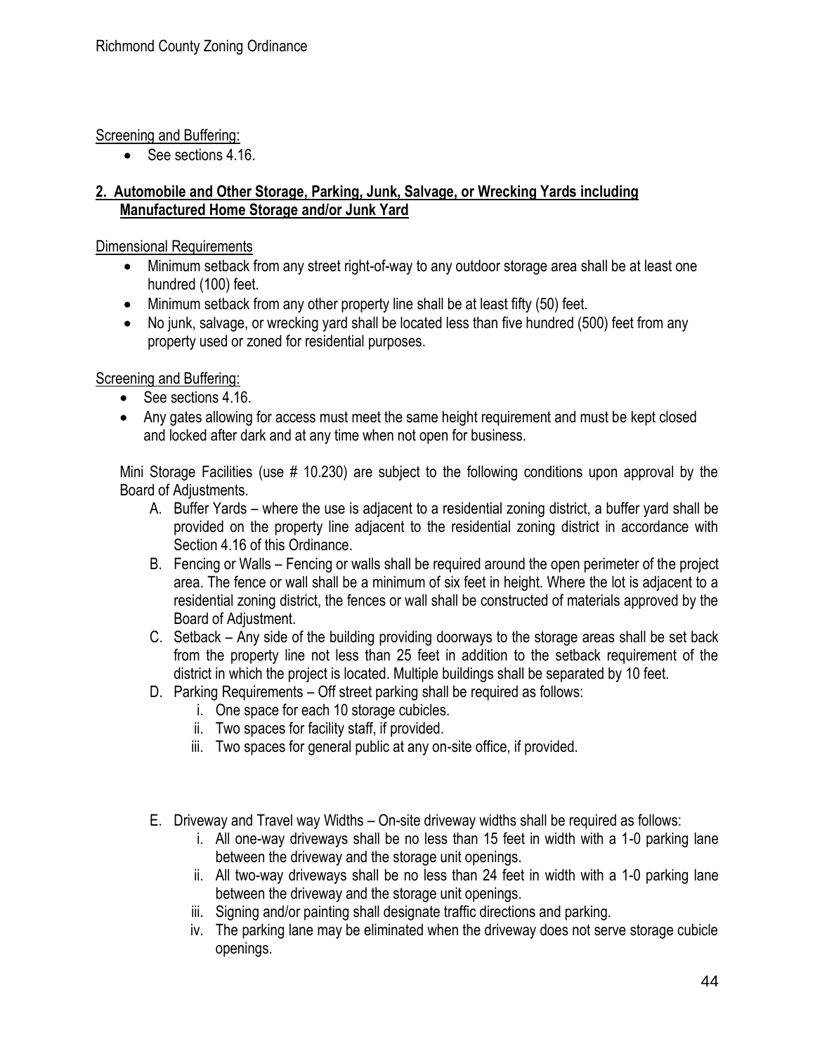Screening and Buffering:

- See sections 4.16.

**2. Automobile and Other Storage, Parking, Junk, Salvage, or Wrecking Yards including Manufactured Home Storage and/or Junk Yard**

Dimensional Requirements

- Minimum setback from any street right-of-way to any outdoor storage area shall be at least one hundred (100) feet.
- Minimum setback from any other property line shall be at least fifty (50) feet.
- No junk, salvage, or wrecking yard shall be located less than five hundred (500) feet from any property used or zoned for residential purposes.

Screening and Buffering:

- See sections 4.16.
- Any gates allowing for access must meet the same height requirement and must be kept closed and locked after dark and at any time when not open for business.

Mini Storage Facilities (use # 10.230) are subject to the following conditions upon approval by the Board of Adjustments.

A. Buffer Yards – where the use is adjacent to a residential zoning district, a buffer yard shall be provided on the property line adjacent to the residential zoning district in accordance with Section 4.16 of this Ordinance.

B. Fencing or Walls – Fencing or walls shall be required around the open perimeter of the project area. The fence or wall shall be a minimum of six feet in height. Where the lot is adjacent to a residential zoning district, the fences or wall shall be constructed of materials approved by the Board of Adjustment.

C. Setback – Any side of the building providing doorways to the storage areas shall be set back from the property line not less than 25 feet in addition to the setback requirement of the district in which the project is located. Multiple buildings shall be separated by 10 feet.

D. Parking Requirements – Off street parking shall be required as follows:
   - i. One space for each 10 storage cubicles.
   - ii. Two spaces for facility staff, if provided.
   - iii. Two spaces for general public at any on-site office, if provided.

E. Driveway and Travel way Widths – On-site driveway widths shall be required as follows:
   - i. All one-way driveways shall be no less than 15 feet in width with a 1-0 parking lane between the driveway and the storage unit openings.
   - ii. All two-way driveways shall be no less than 24 feet in width with a 1-0 parking lane between the driveway and the storage unit openings.
   - iii. Signing and/or painting shall designate traffic directions and parking.
   - iv. The parking lane may be eliminated when the driveway does not serve storage cubicle openings.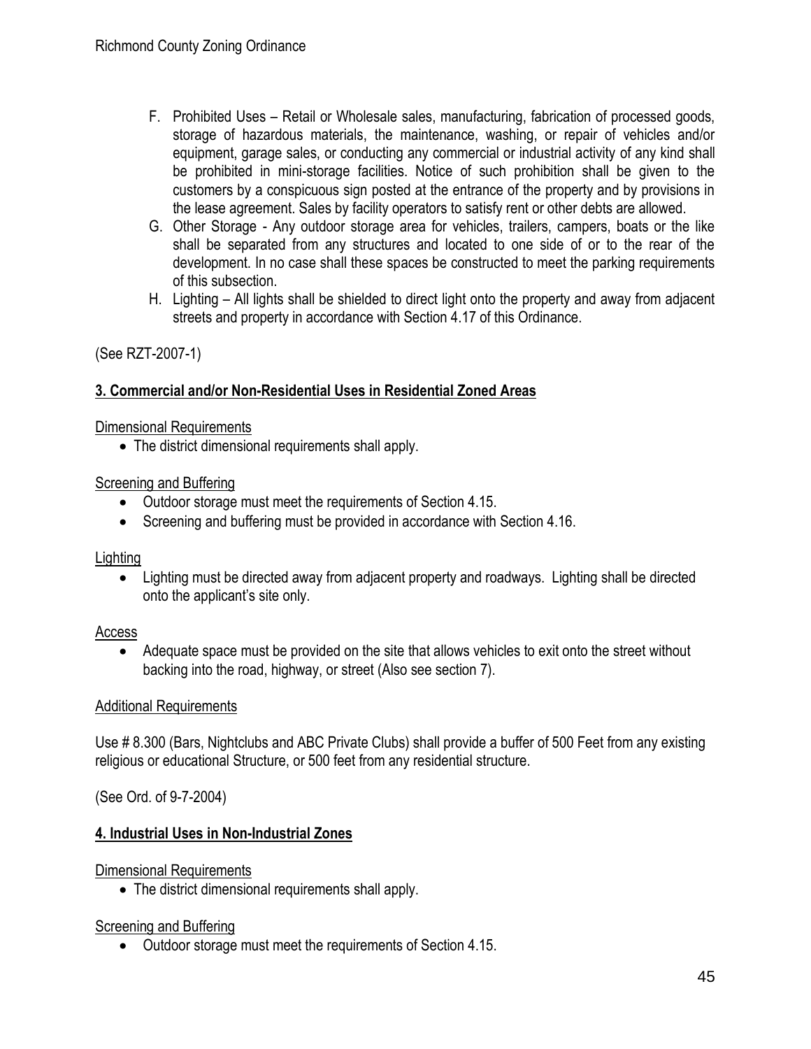F. Prohibited Uses – Retail or Wholesale sales, manufacturing, fabrication of processed goods, storage of hazardous materials, the maintenance, washing, or repair of vehicles and/or equipment, garage sales, or conducting any commercial or industrial activity of any kind shall be prohibited in mini-storage facilities. Notice of such prohibition shall be given to the customers by a conspicuous sign posted at the entrance of the property and by provisions in the lease agreement. Sales by facility operators to satisfy rent or other debts are allowed.

G. Other Storage - Any outdoor storage area for vehicles, trailers, campers, boats or the like shall be separated from any structures and located to one side of or to the rear of the development. In no case shall these spaces be constructed to meet the parking requirements of this subsection.

H. Lighting – All lights shall be shielded to direct light onto the property and away from adjacent streets and property in accordance with Section 4.17 of this Ordinance.

(See RZT-2007-1)

**3. Commercial and/or Non-Residential Uses in Residential Zoned Areas**

Dimensional Requirements

- The district dimensional requirements shall apply.

Screening and Buffering

- Outdoor storage must meet the requirements of Section 4.15.
- Screening and buffering must be provided in accordance with Section 4.16.

Lighting

- Lighting must be directed away from adjacent property and roadways. Lighting shall be directed onto the applicant's site only.

Access

- Adequate space must be provided on the site that allows vehicles to exit onto the street without backing into the road, highway, or street (Also see section 7).

Additional Requirements

Use # 8.300 (Bars, Nightclubs and ABC Private Clubs) shall provide a buffer of 500 Feet from any existing religious or educational Structure, or 500 feet from any residential structure.

(See Ord. of 9-7-2004)

**4. Industrial Uses in Non-Industrial Zones**

Dimensional Requirements

- The district dimensional requirements shall apply.

Screening and Buffering

- Outdoor storage must meet the requirements of Section 4.15.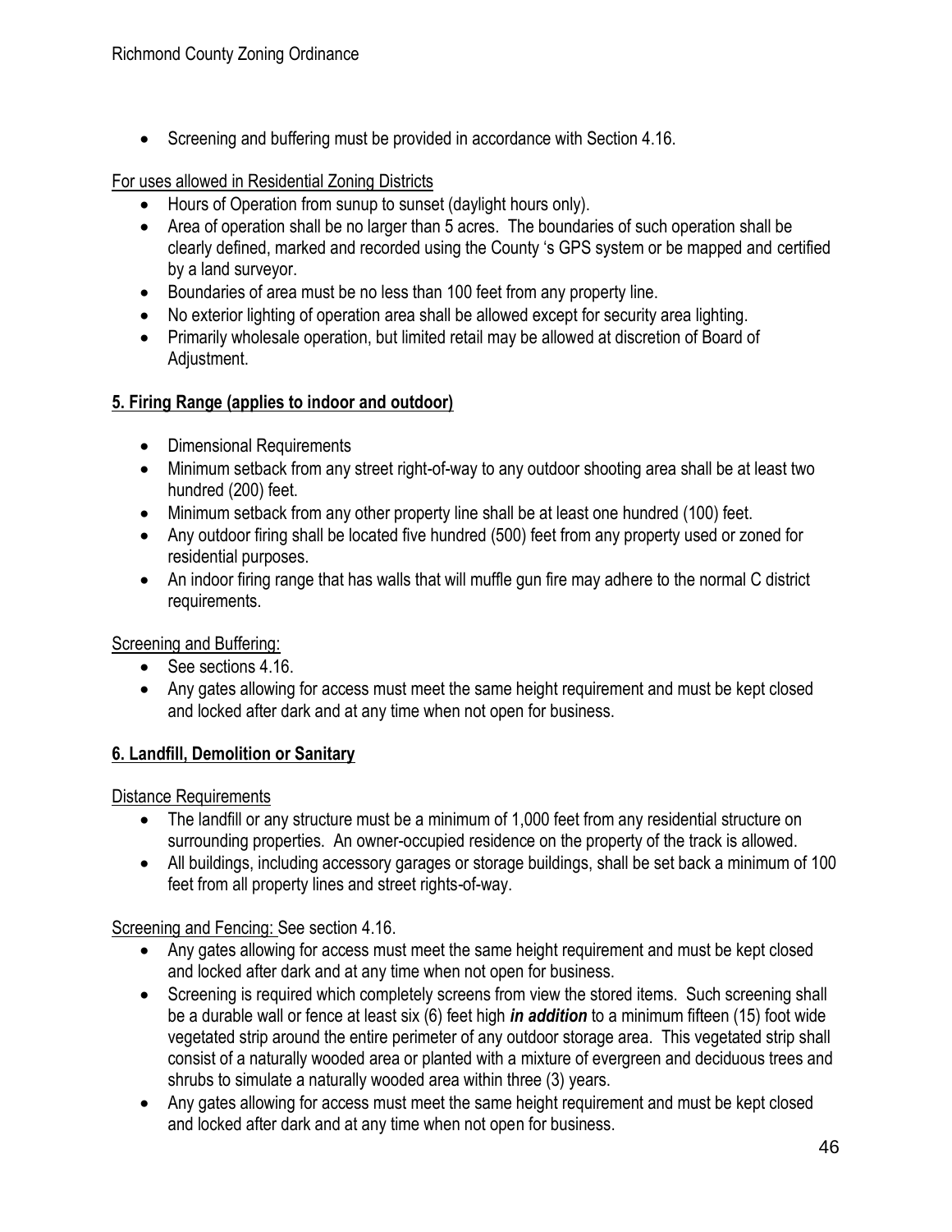- Screening and buffering must be provided in accordance with Section 4.16.

For uses allowed in Residential Zoning Districts

- Hours of Operation from sunup to sunset (daylight hours only).
- Area of operation shall be no larger than 5 acres. The boundaries of such operation shall be clearly defined, marked and recorded using the County 's GPS system or be mapped and certified by a land surveyor.
- Boundaries of area must be no less than 100 feet from any property line.
- No exterior lighting of operation area shall be allowed except for security area lighting.
- Primarily wholesale operation, but limited retail may be allowed at discretion of Board of Adjustment.

**5. Firing Range (applies to indoor and outdoor)**

- Dimensional Requirements
- Minimum setback from any street right-of-way to any outdoor shooting area shall be at least two hundred (200) feet.
- Minimum setback from any other property line shall be at least one hundred (100) feet.
- Any outdoor firing shall be located five hundred (500) feet from any property used or zoned for residential purposes.
- An indoor firing range that has walls that will muffle gun fire may adhere to the normal C district requirements.

Screening and Buffering:

- See sections 4.16.
- Any gates allowing for access must meet the same height requirement and must be kept closed and locked after dark and at any time when not open for business.

**6. Landfill, Demolition or Sanitary**

Distance Requirements

- The landfill or any structure must be a minimum of 1,000 feet from any residential structure on surrounding properties. An owner-occupied residence on the property of the track is allowed.
- All buildings, including accessory garages or storage buildings, shall be set back a minimum of 100 feet from all property lines and street rights-of-way.

Screening and Fencing: See section 4.16.

- Any gates allowing for access must meet the same height requirement and must be kept closed and locked after dark and at any time when not open for business.
- Screening is required which completely screens from view the stored items. Such screening shall be a durable wall or fence at least six (6) feet high ***in addition*** to a minimum fifteen (15) foot wide vegetated strip around the entire perimeter of any outdoor storage area. This vegetated strip shall consist of a naturally wooded area or planted with a mixture of evergreen and deciduous trees and shrubs to simulate a naturally wooded area within three (3) years.
- Any gates allowing for access must meet the same height requirement and must be kept closed and locked after dark and at any time when not open for business.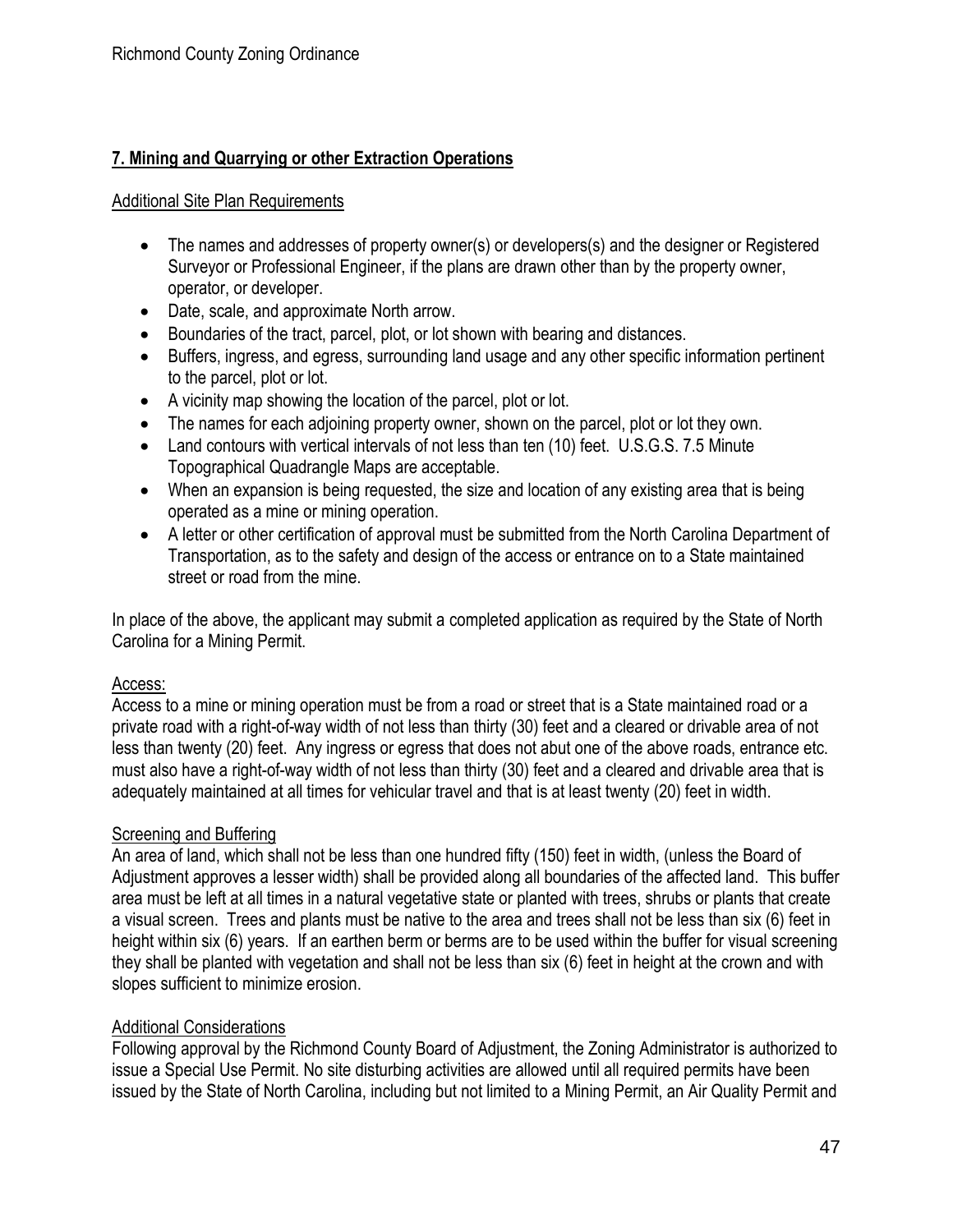## 7. Mining and Quarrying or other Extraction Operations

Additional Site Plan Requirements

- The names and addresses of property owner(s) or developers(s) and the designer or Registered Surveyor or Professional Engineer, if the plans are drawn other than by the property owner, operator, or developer.
- Date, scale, and approximate North arrow.
- Boundaries of the tract, parcel, plot, or lot shown with bearing and distances.
- Buffers, ingress, and egress, surrounding land usage and any other specific information pertinent to the parcel, plot or lot.
- A vicinity map showing the location of the parcel, plot or lot.
- The names for each adjoining property owner, shown on the parcel, plot or lot they own.
- Land contours with vertical intervals of not less than ten (10) feet. U.S.G.S. 7.5 Minute Topographical Quadrangle Maps are acceptable.
- When an expansion is being requested, the size and location of any existing area that is being operated as a mine or mining operation.
- A letter or other certification of approval must be submitted from the North Carolina Department of Transportation, as to the safety and design of the access or entrance on to a State maintained street or road from the mine.

In place of the above, the applicant may submit a completed application as required by the State of North Carolina for a Mining Permit.

Access:

Access to a mine or mining operation must be from a road or street that is a State maintained road or a private road with a right-of-way width of not less than thirty (30) feet and a cleared or drivable area of not less than twenty (20) feet. Any ingress or egress that does not abut one of the above roads, entrance etc. must also have a right-of-way width of not less than thirty (30) feet and a cleared and drivable area that is adequately maintained at all times for vehicular travel and that is at least twenty (20) feet in width.

Screening and Buffering

An area of land, which shall not be less than one hundred fifty (150) feet in width, (unless the Board of Adjustment approves a lesser width) shall be provided along all boundaries of the affected land. This buffer area must be left at all times in a natural vegetative state or planted with trees, shrubs or plants that create a visual screen. Trees and plants must be native to the area and trees shall not be less than six (6) feet in height within six (6) years. If an earthen berm or berms are to be used within the buffer for visual screening they shall be planted with vegetation and shall not be less than six (6) feet in height at the crown and with slopes sufficient to minimize erosion.

Additional Considerations

Following approval by the Richmond County Board of Adjustment, the Zoning Administrator is authorized to issue a Special Use Permit. No site disturbing activities are allowed until all required permits have been issued by the State of North Carolina, including but not limited to a Mining Permit, an Air Quality Permit and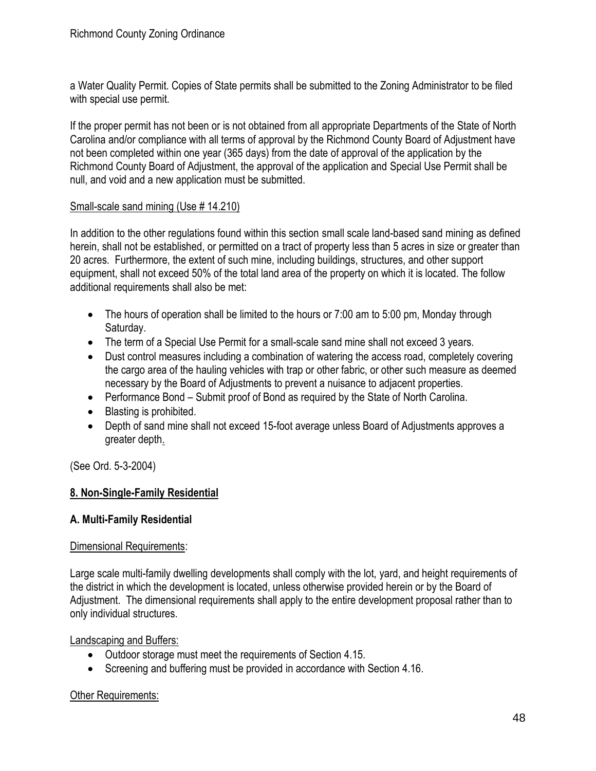a Water Quality Permit. Copies of State permits shall be submitted to the Zoning Administrator to be filed with special use permit.

If the proper permit has not been or is not obtained from all appropriate Departments of the State of North Carolina and/or compliance with all terms of approval by the Richmond County Board of Adjustment have not been completed within one year (365 days) from the date of approval of the application by the Richmond County Board of Adjustment, the approval of the application and Special Use Permit shall be null, and void and a new application must be submitted.

Small-scale sand mining (Use # 14.210)

In addition to the other regulations found within this section small scale land-based sand mining as defined herein, shall not be established, or permitted on a tract of property less than 5 acres in size or greater than 20 acres. Furthermore, the extent of such mine, including buildings, structures, and other support equipment, shall not exceed 50% of the total land area of the property on which it is located. The follow additional requirements shall also be met:

- The hours of operation shall be limited to the hours or 7:00 am to 5:00 pm, Monday through Saturday.
- The term of a Special Use Permit for a small-scale sand mine shall not exceed 3 years.
- Dust control measures including a combination of watering the access road, completely covering the cargo area of the hauling vehicles with trap or other fabric, or other such measure as deemed necessary by the Board of Adjustments to prevent a nuisance to adjacent properties.
- Performance Bond – Submit proof of Bond as required by the State of North Carolina.
- Blasting is prohibited.
- Depth of sand mine shall not exceed 15-foot average unless Board of Adjustments approves a greater depth.

(See Ord. 5-3-2004)

## 8. Non-Single-Family Residential

### A. Multi-Family Residential

Dimensional Requirements:

Large scale multi-family dwelling developments shall comply with the lot, yard, and height requirements of the district in which the development is located, unless otherwise provided herein or by the Board of Adjustment. The dimensional requirements shall apply to the entire development proposal rather than to only individual structures.

Landscaping and Buffers:

- Outdoor storage must meet the requirements of Section 4.15.
- Screening and buffering must be provided in accordance with Section 4.16.

Other Requirements: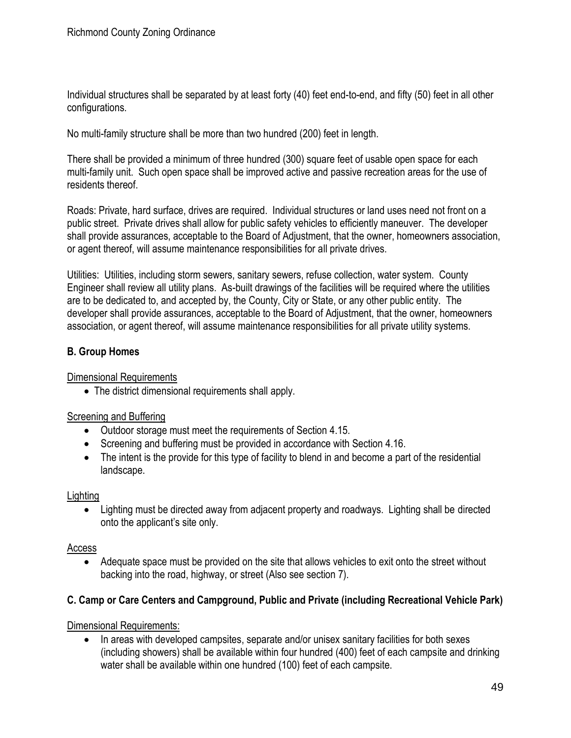Individual structures shall be separated by at least forty (40) feet end-to-end, and fifty (50) feet in all other configurations.

No multi-family structure shall be more than two hundred (200) feet in length.

There shall be provided a minimum of three hundred (300) square feet of usable open space for each multi-family unit. Such open space shall be improved active and passive recreation areas for the use of residents thereof.

Roads: Private, hard surface, drives are required. Individual structures or land uses need not front on a public street. Private drives shall allow for public safety vehicles to efficiently maneuver. The developer shall provide assurances, acceptable to the Board of Adjustment, that the owner, homeowners association, or agent thereof, will assume maintenance responsibilities for all private drives.

Utilities: Utilities, including storm sewers, sanitary sewers, refuse collection, water system. County Engineer shall review all utility plans. As-built drawings of the facilities will be required where the utilities are to be dedicated to, and accepted by, the County, City or State, or any other public entity. The developer shall provide assurances, acceptable to the Board of Adjustment, that the owner, homeowners association, or agent thereof, will assume maintenance responsibilities for all private utility systems.

### B. Group Homes

Dimensional Requirements

- The district dimensional requirements shall apply.

Screening and Buffering

- Outdoor storage must meet the requirements of Section 4.15.
- Screening and buffering must be provided in accordance with Section 4.16.
- The intent is the provide for this type of facility to blend in and become a part of the residential landscape.

Lighting

- Lighting must be directed away from adjacent property and roadways. Lighting shall be directed onto the applicant's site only.

Access

- Adequate space must be provided on the site that allows vehicles to exit onto the street without backing into the road, highway, or street (Also see section 7).

### C. Camp or Care Centers and Campground, Public and Private (including Recreational Vehicle Park)

Dimensional Requirements:

- In areas with developed campsites, separate and/or unisex sanitary facilities for both sexes (including showers) shall be available within four hundred (400) feet of each campsite and drinking water shall be available within one hundred (100) feet of each campsite.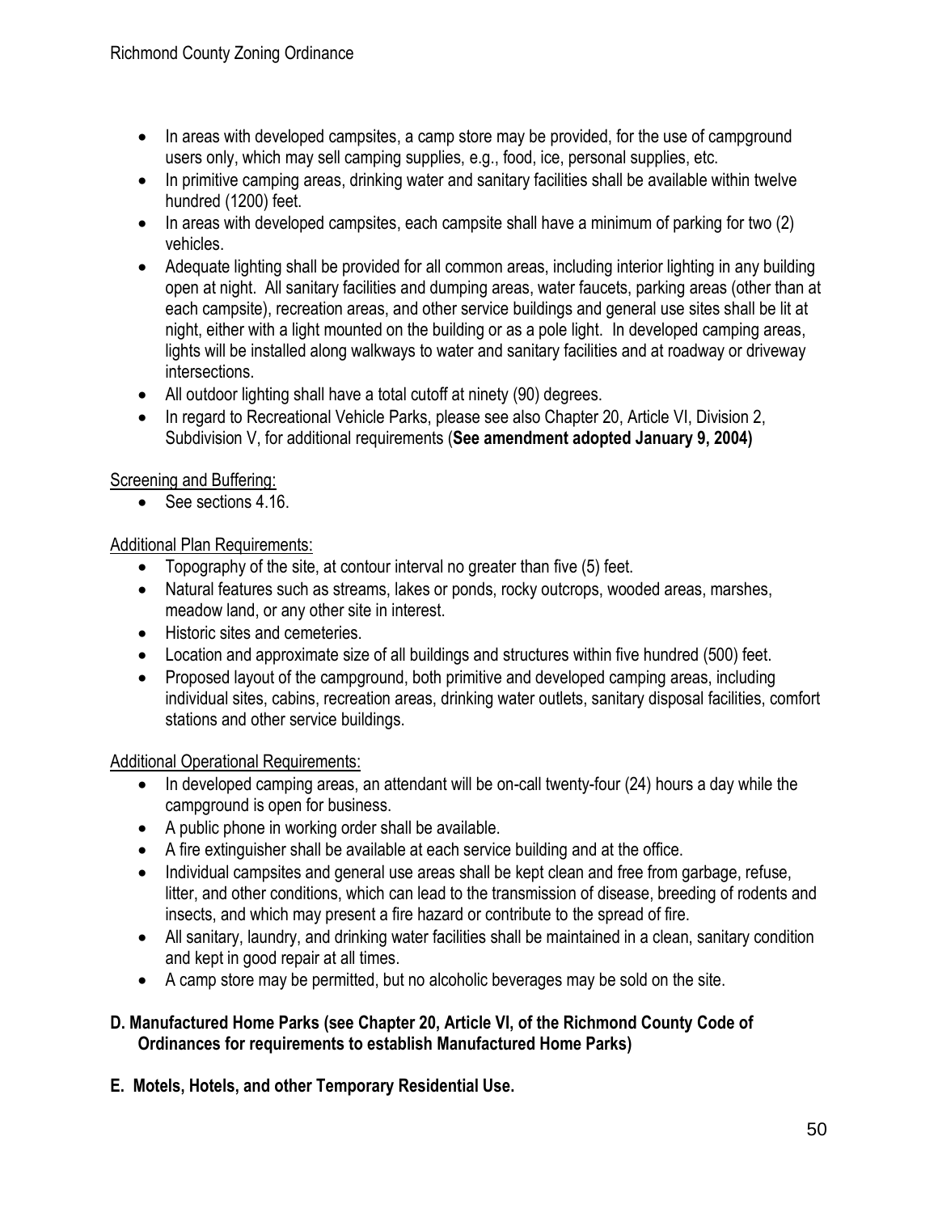- In areas with developed campsites, a camp store may be provided, for the use of campground users only, which may sell camping supplies, e.g., food, ice, personal supplies, etc.
- In primitive camping areas, drinking water and sanitary facilities shall be available within twelve hundred (1200) feet.
- In areas with developed campsites, each campsite shall have a minimum of parking for two (2) vehicles.
- Adequate lighting shall be provided for all common areas, including interior lighting in any building open at night. All sanitary facilities and dumping areas, water faucets, parking areas (other than at each campsite), recreation areas, and other service buildings and general use sites shall be lit at night, either with a light mounted on the building or as a pole light. In developed camping areas, lights will be installed along walkways to water and sanitary facilities and at roadway or driveway intersections.
- All outdoor lighting shall have a total cutoff at ninety (90) degrees.
- In regard to Recreational Vehicle Parks, please see also Chapter 20, Article VI, Division 2, Subdivision V, for additional requirements (**See amendment adopted January 9, 2004)**

<u>Screening and Buffering:</u>

- See sections 4.16.

<u>Additional Plan Requirements:</u>

- Topography of the site, at contour interval no greater than five (5) feet.
- Natural features such as streams, lakes or ponds, rocky outcrops, wooded areas, marshes, meadow land, or any other site in interest.
- Historic sites and cemeteries.
- Location and approximate size of all buildings and structures within five hundred (500) feet.
- Proposed layout of the campground, both primitive and developed camping areas, including individual sites, cabins, recreation areas, drinking water outlets, sanitary disposal facilities, comfort stations and other service buildings.

<u>Additional Operational Requirements:</u>

- In developed camping areas, an attendant will be on-call twenty-four (24) hours a day while the campground is open for business.
- A public phone in working order shall be available.
- A fire extinguisher shall be available at each service building and at the office.
- Individual campsites and general use areas shall be kept clean and free from garbage, refuse, litter, and other conditions, which can lead to the transmission of disease, breeding of rodents and insects, and which may present a fire hazard or contribute to the spread of fire.
- All sanitary, laundry, and drinking water facilities shall be maintained in a clean, sanitary condition and kept in good repair at all times.
- A camp store may be permitted, but no alcoholic beverages may be sold on the site.

**D. Manufactured Home Parks (see Chapter 20, Article VI, of the Richmond County Code of Ordinances for requirements to establish Manufactured Home Parks)**

**E. Motels, Hotels, and other Temporary Residential Use.**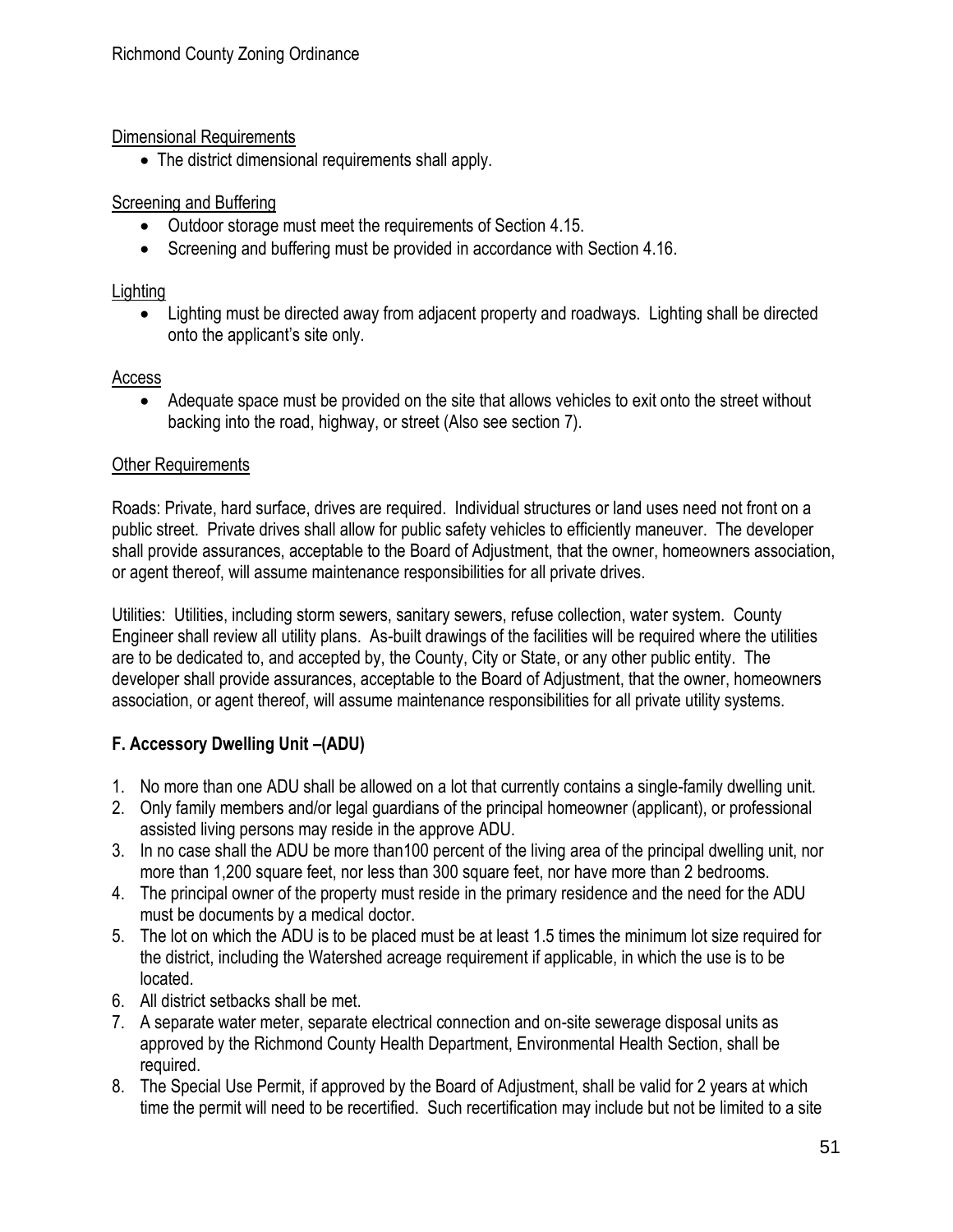Dimensional Requirements

- The district dimensional requirements shall apply.

Screening and Buffering

- Outdoor storage must meet the requirements of Section 4.15.
- Screening and buffering must be provided in accordance with Section 4.16.

Lighting

- Lighting must be directed away from adjacent property and roadways. Lighting shall be directed onto the applicant's site only.

Access

- Adequate space must be provided on the site that allows vehicles to exit onto the street without backing into the road, highway, or street (Also see section 7).

Other Requirements

Roads: Private, hard surface, drives are required. Individual structures or land uses need not front on a public street. Private drives shall allow for public safety vehicles to efficiently maneuver. The developer shall provide assurances, acceptable to the Board of Adjustment, that the owner, homeowners association, or agent thereof, will assume maintenance responsibilities for all private drives.

Utilities: Utilities, including storm sewers, sanitary sewers, refuse collection, water system. County Engineer shall review all utility plans. As-built drawings of the facilities will be required where the utilities are to be dedicated to, and accepted by, the County, City or State, or any other public entity. The developer shall provide assurances, acceptable to the Board of Adjustment, that the owner, homeowners association, or agent thereof, will assume maintenance responsibilities for all private utility systems.

### F. Accessory Dwelling Unit –(ADU)

1. No more than one ADU shall be allowed on a lot that currently contains a single-family dwelling unit.
2. Only family members and/or legal guardians of the principal homeowner (applicant), or professional assisted living persons may reside in the approve ADU.
3. In no case shall the ADU be more than100 percent of the living area of the principal dwelling unit, nor more than 1,200 square feet, nor less than 300 square feet, nor have more than 2 bedrooms.
4. The principal owner of the property must reside in the primary residence and the need for the ADU must be documents by a medical doctor.
5. The lot on which the ADU is to be placed must be at least 1.5 times the minimum lot size required for the district, including the Watershed acreage requirement if applicable, in which the use is to be located.
6. All district setbacks shall be met.
7. A separate water meter, separate electrical connection and on-site sewerage disposal units as approved by the Richmond County Health Department, Environmental Health Section, shall be required.
8. The Special Use Permit, if approved by the Board of Adjustment, shall be valid for 2 years at which time the permit will need to be recertified. Such recertification may include but not be limited to a site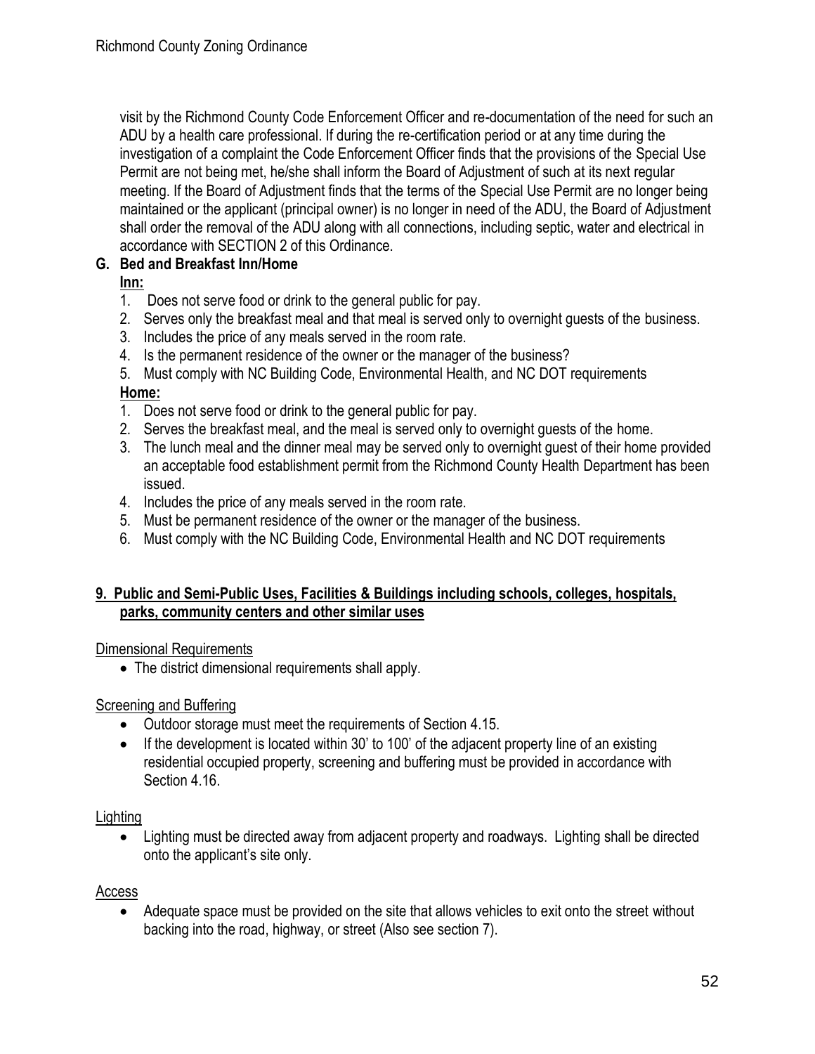visit by the Richmond County Code Enforcement Officer and re-documentation of the need for such an ADU by a health care professional. If during the re-certification period or at any time during the investigation of a complaint the Code Enforcement Officer finds that the provisions of the Special Use Permit are not being met, he/she shall inform the Board of Adjustment of such at its next regular meeting. If the Board of Adjustment finds that the terms of the Special Use Permit are no longer being maintained or the applicant (principal owner) is no longer in need of the ADU, the Board of Adjustment shall order the removal of the ADU along with all connections, including septic, water and electrical in accordance with SECTION 2 of this Ordinance.

**G. Bed and Breakfast Inn/Home**

**Inn:**

1. Does not serve food or drink to the general public for pay.
2. Serves only the breakfast meal and that meal is served only to overnight guests of the business.
3. Includes the price of any meals served in the room rate.
4. Is the permanent residence of the owner or the manager of the business?
5. Must comply with NC Building Code, Environmental Health, and NC DOT requirements

**Home:**

1. Does not serve food or drink to the general public for pay.
2. Serves the breakfast meal, and the meal is served only to overnight guests of the home.
3. The lunch meal and the dinner meal may be served only to overnight guest of their home provided an acceptable food establishment permit from the Richmond County Health Department has been issued.
4. Includes the price of any meals served in the room rate.
5. Must be permanent residence of the owner or the manager of the business.
6. Must comply with the NC Building Code, Environmental Health and NC DOT requirements

**9. Public and Semi-Public Uses, Facilities & Buildings including schools, colleges, hospitals, parks, community centers and other similar uses**

Dimensional Requirements

- The district dimensional requirements shall apply.

Screening and Buffering

- Outdoor storage must meet the requirements of Section 4.15.
- If the development is located within 30' to 100' of the adjacent property line of an existing residential occupied property, screening and buffering must be provided in accordance with Section 4.16.

Lighting

- Lighting must be directed away from adjacent property and roadways. Lighting shall be directed onto the applicant's site only.

Access

- Adequate space must be provided on the site that allows vehicles to exit onto the street without backing into the road, highway, or street (Also see section 7).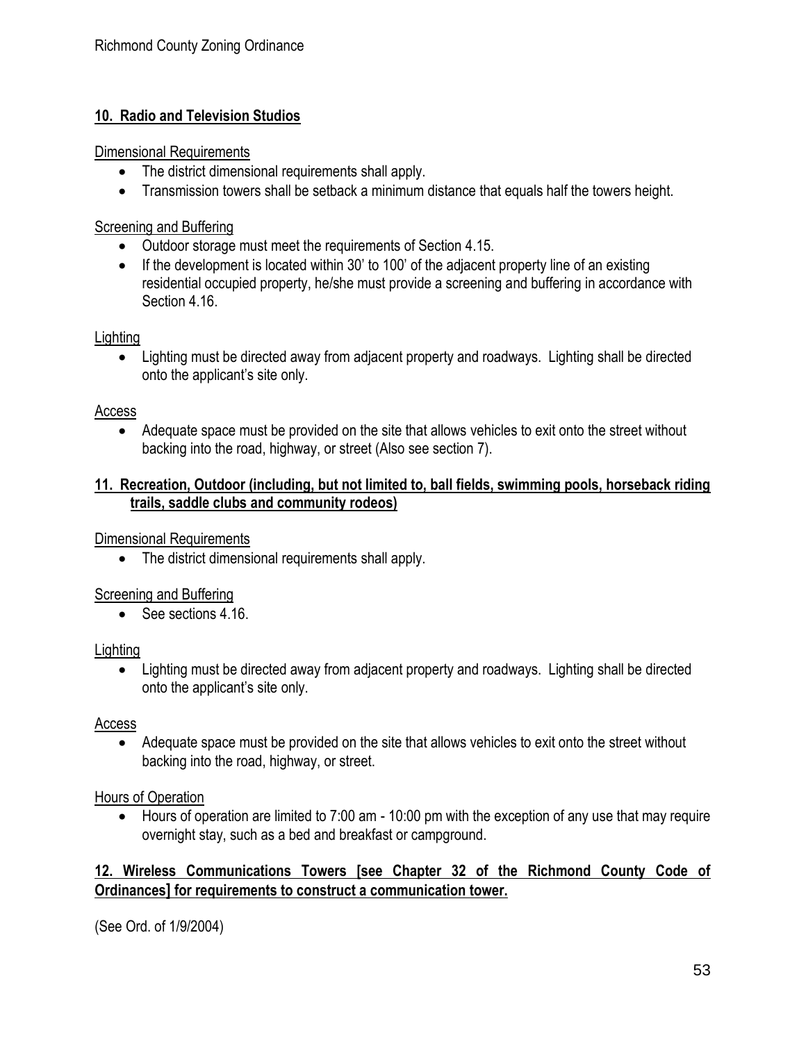**10. Radio and Television Studios**

Dimensional Requirements

- The district dimensional requirements shall apply.
- Transmission towers shall be setback a minimum distance that equals half the towers height.

Screening and Buffering

- Outdoor storage must meet the requirements of Section 4.15.
- If the development is located within 30' to 100' of the adjacent property line of an existing residential occupied property, he/she must provide a screening and buffering in accordance with Section 4.16.

Lighting

- Lighting must be directed away from adjacent property and roadways. Lighting shall be directed onto the applicant's site only.

Access

- Adequate space must be provided on the site that allows vehicles to exit onto the street without backing into the road, highway, or street (Also see section 7).

**11. Recreation, Outdoor (including, but not limited to, ball fields, swimming pools, horseback riding trails, saddle clubs and community rodeos)**

Dimensional Requirements

- The district dimensional requirements shall apply.

Screening and Buffering

- See sections 4.16.

Lighting

- Lighting must be directed away from adjacent property and roadways. Lighting shall be directed onto the applicant's site only.

Access

- Adequate space must be provided on the site that allows vehicles to exit onto the street without backing into the road, highway, or street.

Hours of Operation

- Hours of operation are limited to 7:00 am - 10:00 pm with the exception of any use that may require overnight stay, such as a bed and breakfast or campground.

**12. Wireless Communications Towers [see Chapter 32 of the Richmond County Code of Ordinances] for requirements to construct a communication tower.**

(See Ord. of 1/9/2004)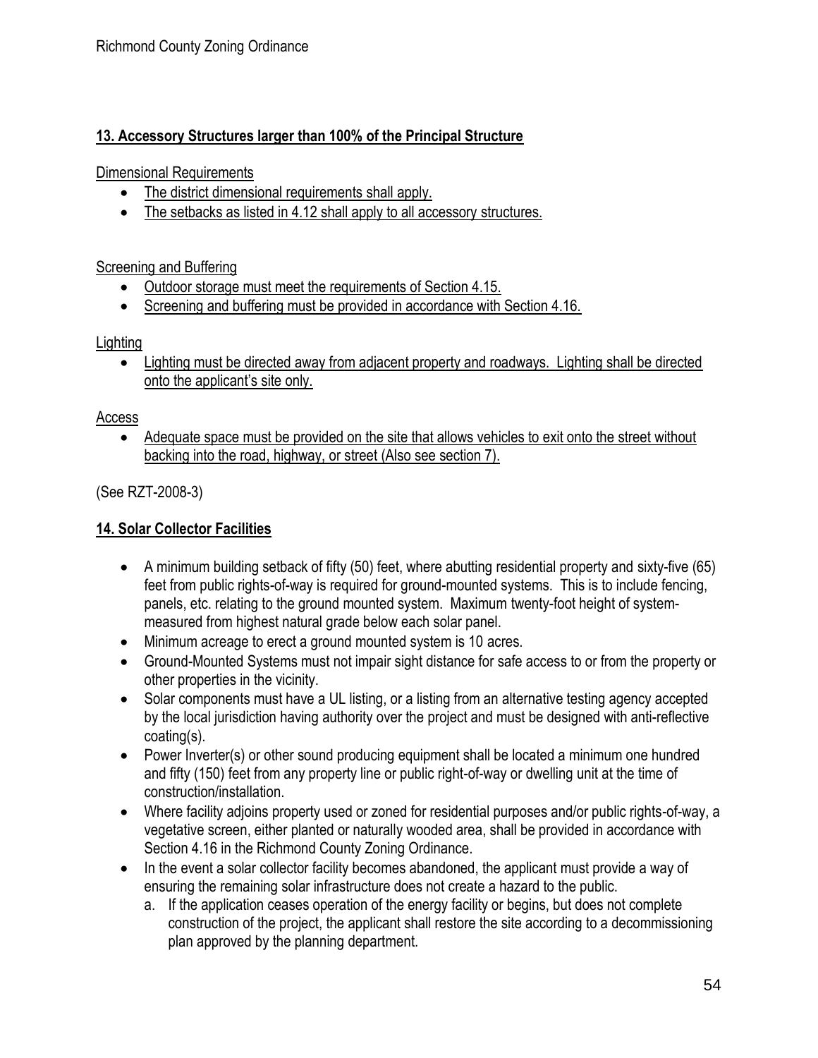**13. Accessory Structures larger than 100% of the Principal Structure**

Dimensional Requirements

- The district dimensional requirements shall apply.
- The setbacks as listed in 4.12 shall apply to all accessory structures.

Screening and Buffering

- Outdoor storage must meet the requirements of Section 4.15.
- Screening and buffering must be provided in accordance with Section 4.16.

Lighting

- Lighting must be directed away from adjacent property and roadways. Lighting shall be directed onto the applicant's site only.

Access

- Adequate space must be provided on the site that allows vehicles to exit onto the street without backing into the road, highway, or street (Also see section 7).

(See RZT-2008-3)

**14. Solar Collector Facilities**

- A minimum building setback of fifty (50) feet, where abutting residential property and sixty-five (65) feet from public rights-of-way is required for ground-mounted systems. This is to include fencing, panels, etc. relating to the ground mounted system. Maximum twenty-foot height of system-measured from highest natural grade below each solar panel.
- Minimum acreage to erect a ground mounted system is 10 acres.
- Ground-Mounted Systems must not impair sight distance for safe access to or from the property or other properties in the vicinity.
- Solar components must have a UL listing, or a listing from an alternative testing agency accepted by the local jurisdiction having authority over the project and must be designed with anti-reflective coating(s).
- Power Inverter(s) or other sound producing equipment shall be located a minimum one hundred and fifty (150) feet from any property line or public right-of-way or dwelling unit at the time of construction/installation.
- Where facility adjoins property used or zoned for residential purposes and/or public rights-of-way, a vegetative screen, either planted or naturally wooded area, shall be provided in accordance with Section 4.16 in the Richmond County Zoning Ordinance.
- In the event a solar collector facility becomes abandoned, the applicant must provide a way of ensuring the remaining solar infrastructure does not create a hazard to the public.
  a. If the application ceases operation of the energy facility or begins, but does not complete construction of the project, the applicant shall restore the site according to a decommissioning plan approved by the planning department.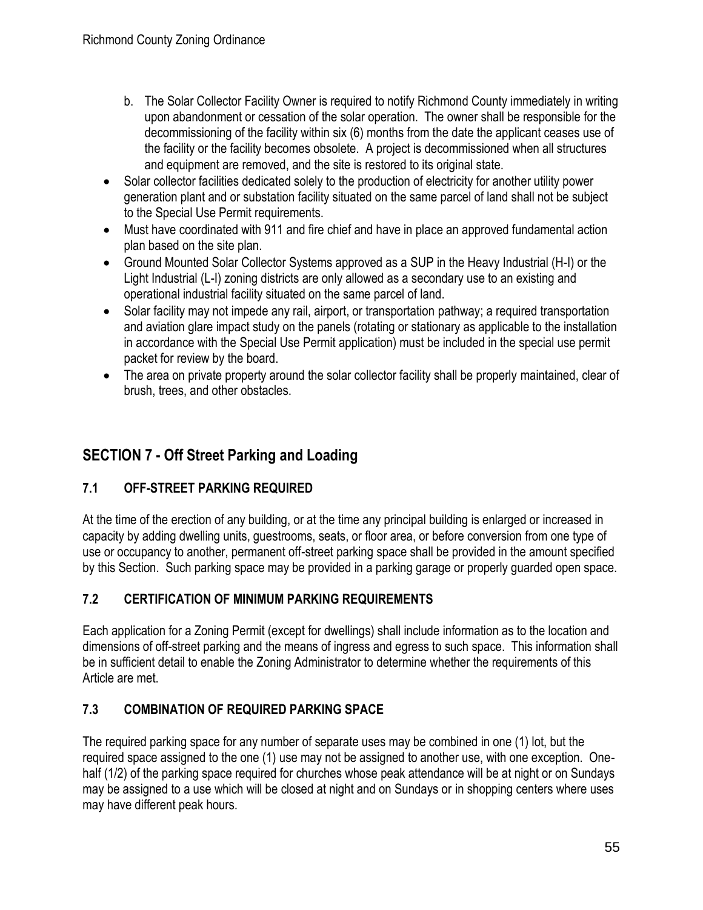b. The Solar Collector Facility Owner is required to notify Richmond County immediately in writing upon abandonment or cessation of the solar operation. The owner shall be responsible for the decommissioning of the facility within six (6) months from the date the applicant ceases use of the facility or the facility becomes obsolete. A project is decommissioned when all structures and equipment are removed, and the site is restored to its original state.

- Solar collector facilities dedicated solely to the production of electricity for another utility power generation plant and or substation facility situated on the same parcel of land shall not be subject to the Special Use Permit requirements.
- Must have coordinated with 911 and fire chief and have in place an approved fundamental action plan based on the site plan.
- Ground Mounted Solar Collector Systems approved as a SUP in the Heavy Industrial (H-I) or the Light Industrial (L-I) zoning districts are only allowed as a secondary use to an existing and operational industrial facility situated on the same parcel of land.
- Solar facility may not impede any rail, airport, or transportation pathway; a required transportation and aviation glare impact study on the panels (rotating or stationary as applicable to the installation in accordance with the Special Use Permit application) must be included in the special use permit packet for review by the board.
- The area on private property around the solar collector facility shall be properly maintained, clear of brush, trees, and other obstacles.

## SECTION 7 - Off Street Parking and Loading

### 7.1 OFF-STREET PARKING REQUIRED

At the time of the erection of any building, or at the time any principal building is enlarged or increased in capacity by adding dwelling units, guestrooms, seats, or floor area, or before conversion from one type of use or occupancy to another, permanent off-street parking space shall be provided in the amount specified by this Section. Such parking space may be provided in a parking garage or properly guarded open space.

### 7.2 CERTIFICATION OF MINIMUM PARKING REQUIREMENTS

Each application for a Zoning Permit (except for dwellings) shall include information as to the location and dimensions of off-street parking and the means of ingress and egress to such space. This information shall be in sufficient detail to enable the Zoning Administrator to determine whether the requirements of this Article are met.

### 7.3 COMBINATION OF REQUIRED PARKING SPACE

The required parking space for any number of separate uses may be combined in one (1) lot, but the required space assigned to the one (1) use may not be assigned to another use, with one exception. One-half (1/2) of the parking space required for churches whose peak attendance will be at night or on Sundays may be assigned to a use which will be closed at night and on Sundays or in shopping centers where uses may have different peak hours.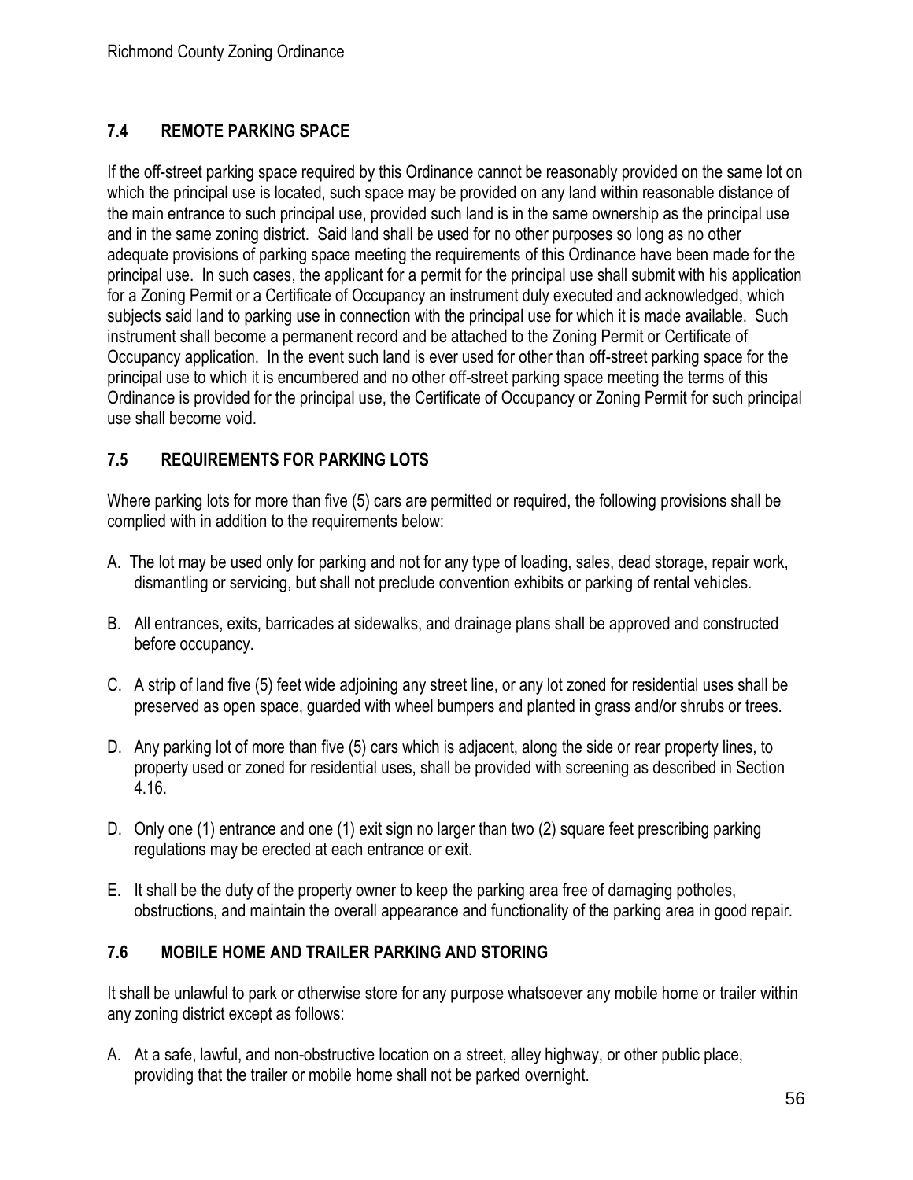## 7.4 REMOTE PARKING SPACE

If the off-street parking space required by this Ordinance cannot be reasonably provided on the same lot on which the principal use is located, such space may be provided on any land within reasonable distance of the main entrance to such principal use, provided such land is in the same ownership as the principal use and in the same zoning district. Said land shall be used for no other purposes so long as no other adequate provisions of parking space meeting the requirements of this Ordinance have been made for the principal use. In such cases, the applicant for a permit for the principal use shall submit with his application for a Zoning Permit or a Certificate of Occupancy an instrument duly executed and acknowledged, which subjects said land to parking use in connection with the principal use for which it is made available. Such instrument shall become a permanent record and be attached to the Zoning Permit or Certificate of Occupancy application. In the event such land is ever used for other than off-street parking space for the principal use to which it is encumbered and no other off-street parking space meeting the terms of this Ordinance is provided for the principal use, the Certificate of Occupancy or Zoning Permit for such principal use shall become void.

## 7.5 REQUIREMENTS FOR PARKING LOTS

Where parking lots for more than five (5) cars are permitted or required, the following provisions shall be complied with in addition to the requirements below:

A. The lot may be used only for parking and not for any type of loading, sales, dead storage, repair work, dismantling or servicing, but shall not preclude convention exhibits or parking of rental vehicles.

B. All entrances, exits, barricades at sidewalks, and drainage plans shall be approved and constructed before occupancy.

C. A strip of land five (5) feet wide adjoining any street line, or any lot zoned for residential uses shall be preserved as open space, guarded with wheel bumpers and planted in grass and/or shrubs or trees.

D. Any parking lot of more than five (5) cars which is adjacent, along the side or rear property lines, to property used or zoned for residential uses, shall be provided with screening as described in Section 4.16.

D. Only one (1) entrance and one (1) exit sign no larger than two (2) square feet prescribing parking regulations may be erected at each entrance or exit.

E. It shall be the duty of the property owner to keep the parking area free of damaging potholes, obstructions, and maintain the overall appearance and functionality of the parking area in good repair.

## 7.6 MOBILE HOME AND TRAILER PARKING AND STORING

It shall be unlawful to park or otherwise store for any purpose whatsoever any mobile home or trailer within any zoning district except as follows:

A. At a safe, lawful, and non-obstructive location on a street, alley highway, or other public place, providing that the trailer or mobile home shall not be parked overnight.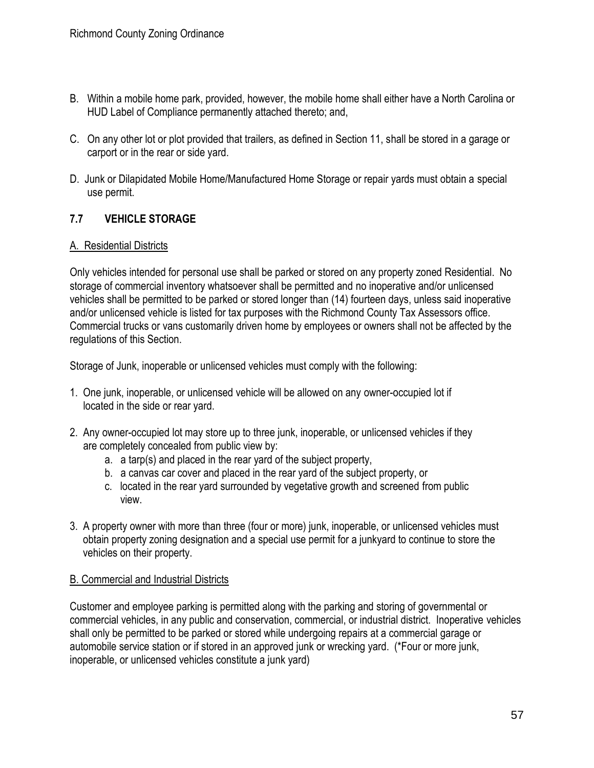B. Within a mobile home park, provided, however, the mobile home shall either have a North Carolina or HUD Label of Compliance permanently attached thereto; and,

C. On any other lot or plot provided that trailers, as defined in Section 11, shall be stored in a garage or carport or in the rear or side yard.

D. Junk or Dilapidated Mobile Home/Manufactured Home Storage or repair yards must obtain a special use permit.

## 7.7 VEHICLE STORAGE

### A. Residential Districts

Only vehicles intended for personal use shall be parked or stored on any property zoned Residential. No storage of commercial inventory whatsoever shall be permitted and no inoperative and/or unlicensed vehicles shall be permitted to be parked or stored longer than (14) fourteen days, unless said inoperative and/or unlicensed vehicle is listed for tax purposes with the Richmond County Tax Assessors office. Commercial trucks or vans customarily driven home by employees or owners shall not be affected by the regulations of this Section.

Storage of Junk, inoperable or unlicensed vehicles must comply with the following:

1. One junk, inoperable, or unlicensed vehicle will be allowed on any owner-occupied lot if located in the side or rear yard.

2. Any owner-occupied lot may store up to three junk, inoperable, or unlicensed vehicles if they are completely concealed from public view by:
   a. a tarp(s) and placed in the rear yard of the subject property,
   b. a canvas car cover and placed in the rear yard of the subject property, or
   c. located in the rear yard surrounded by vegetative growth and screened from public view.

3. A property owner with more than three (four or more) junk, inoperable, or unlicensed vehicles must obtain property zoning designation and a special use permit for a junkyard to continue to store the vehicles on their property.

### B. Commercial and Industrial Districts

Customer and employee parking is permitted along with the parking and storing of governmental or commercial vehicles, in any public and conservation, commercial, or industrial district. Inoperative vehicles shall only be permitted to be parked or stored while undergoing repairs at a commercial garage or automobile service station or if stored in an approved junk or wrecking yard. (*Four or more junk, inoperable, or unlicensed vehicles constitute a junk yard)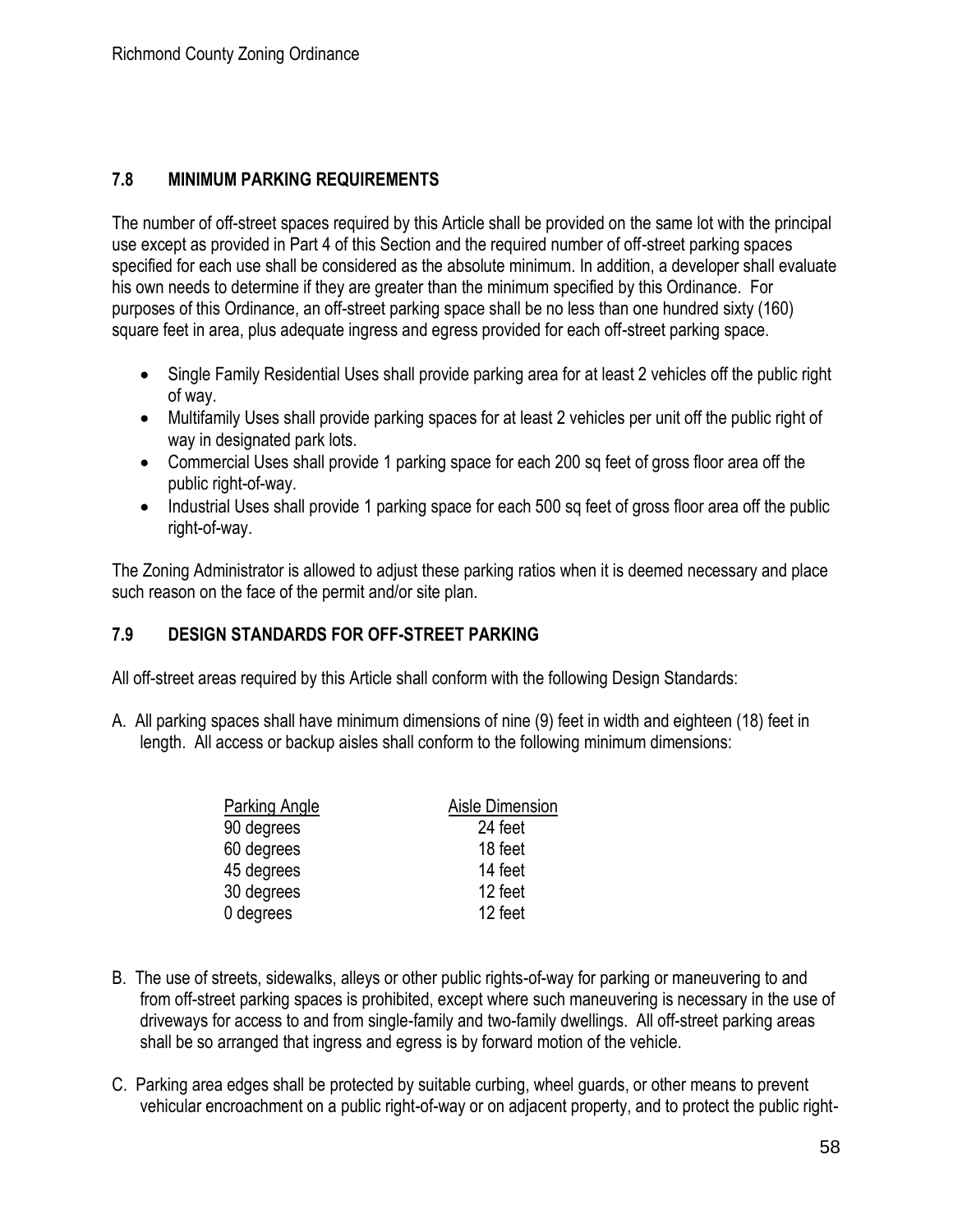## 7.8 MINIMUM PARKING REQUIREMENTS

The number of off-street spaces required by this Article shall be provided on the same lot with the principal use except as provided in Part 4 of this Section and the required number of off-street parking spaces specified for each use shall be considered as the absolute minimum. In addition, a developer shall evaluate his own needs to determine if they are greater than the minimum specified by this Ordinance. For purposes of this Ordinance, an off-street parking space shall be no less than one hundred sixty (160) square feet in area, plus adequate ingress and egress provided for each off-street parking space.

- Single Family Residential Uses shall provide parking area for at least 2 vehicles off the public right of way.
- Multifamily Uses shall provide parking spaces for at least 2 vehicles per unit off the public right of way in designated park lots.
- Commercial Uses shall provide 1 parking space for each 200 sq feet of gross floor area off the public right-of-way.
- Industrial Uses shall provide 1 parking space for each 500 sq feet of gross floor area off the public right-of-way.

The Zoning Administrator is allowed to adjust these parking ratios when it is deemed necessary and place such reason on the face of the permit and/or site plan.

## 7.9 DESIGN STANDARDS FOR OFF-STREET PARKING

All off-street areas required by this Article shall conform with the following Design Standards:

A. All parking spaces shall have minimum dimensions of nine (9) feet in width and eighteen (18) feet in length. All access or backup aisles shall conform to the following minimum dimensions:

| Parking Angle | Aisle Dimension |
|---|---|
| 90 degrees | 24 feet |
| 60 degrees | 18 feet |
| 45 degrees | 14 feet |
| 30 degrees | 12 feet |
| 0 degrees | 12 feet |

B. The use of streets, sidewalks, alleys or other public rights-of-way for parking or maneuvering to and from off-street parking spaces is prohibited, except where such maneuvering is necessary in the use of driveways for access to and from single-family and two-family dwellings. All off-street parking areas shall be so arranged that ingress and egress is by forward motion of the vehicle.

C. Parking area edges shall be protected by suitable curbing, wheel guards, or other means to prevent vehicular encroachment on a public right-of-way or on adjacent property, and to protect the public right-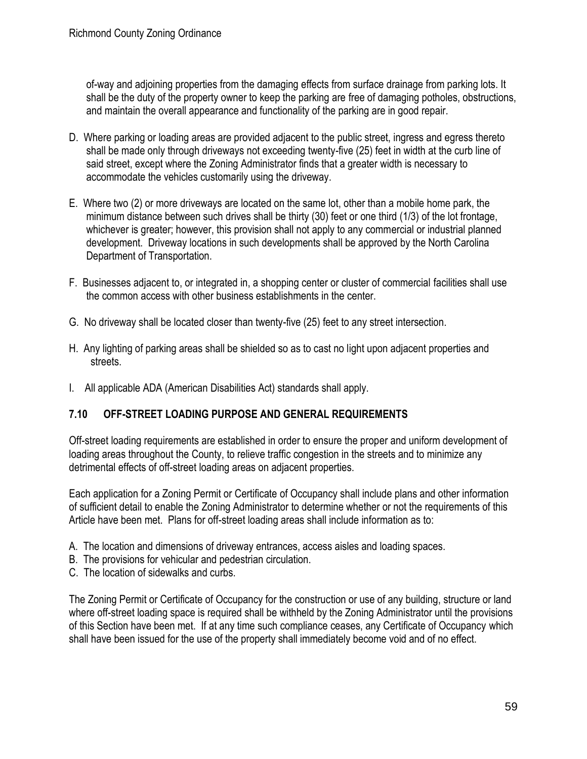of-way and adjoining properties from the damaging effects from surface drainage from parking lots. It shall be the duty of the property owner to keep the parking are free of damaging potholes, obstructions, and maintain the overall appearance and functionality of the parking are in good repair.

D. Where parking or loading areas are provided adjacent to the public street, ingress and egress thereto shall be made only through driveways not exceeding twenty-five (25) feet in width at the curb line of said street, except where the Zoning Administrator finds that a greater width is necessary to accommodate the vehicles customarily using the driveway.

E. Where two (2) or more driveways are located on the same lot, other than a mobile home park, the minimum distance between such drives shall be thirty (30) feet or one third (1/3) of the lot frontage, whichever is greater; however, this provision shall not apply to any commercial or industrial planned development. Driveway locations in such developments shall be approved by the North Carolina Department of Transportation.

F. Businesses adjacent to, or integrated in, a shopping center or cluster of commercial facilities shall use the common access with other business establishments in the center.

G. No driveway shall be located closer than twenty-five (25) feet to any street intersection.

H. Any lighting of parking areas shall be shielded so as to cast no light upon adjacent properties and streets.

I. All applicable ADA (American Disabilities Act) standards shall apply.

## 7.10 OFF-STREET LOADING PURPOSE AND GENERAL REQUIREMENTS

Off-street loading requirements are established in order to ensure the proper and uniform development of loading areas throughout the County, to relieve traffic congestion in the streets and to minimize any detrimental effects of off-street loading areas on adjacent properties.

Each application for a Zoning Permit or Certificate of Occupancy shall include plans and other information of sufficient detail to enable the Zoning Administrator to determine whether or not the requirements of this Article have been met. Plans for off-street loading areas shall include information as to:

A. The location and dimensions of driveway entrances, access aisles and loading spaces.
B. The provisions for vehicular and pedestrian circulation.
C. The location of sidewalks and curbs.

The Zoning Permit or Certificate of Occupancy for the construction or use of any building, structure or land where off-street loading space is required shall be withheld by the Zoning Administrator until the provisions of this Section have been met. If at any time such compliance ceases, any Certificate of Occupancy which shall have been issued for the use of the property shall immediately become void and of no effect.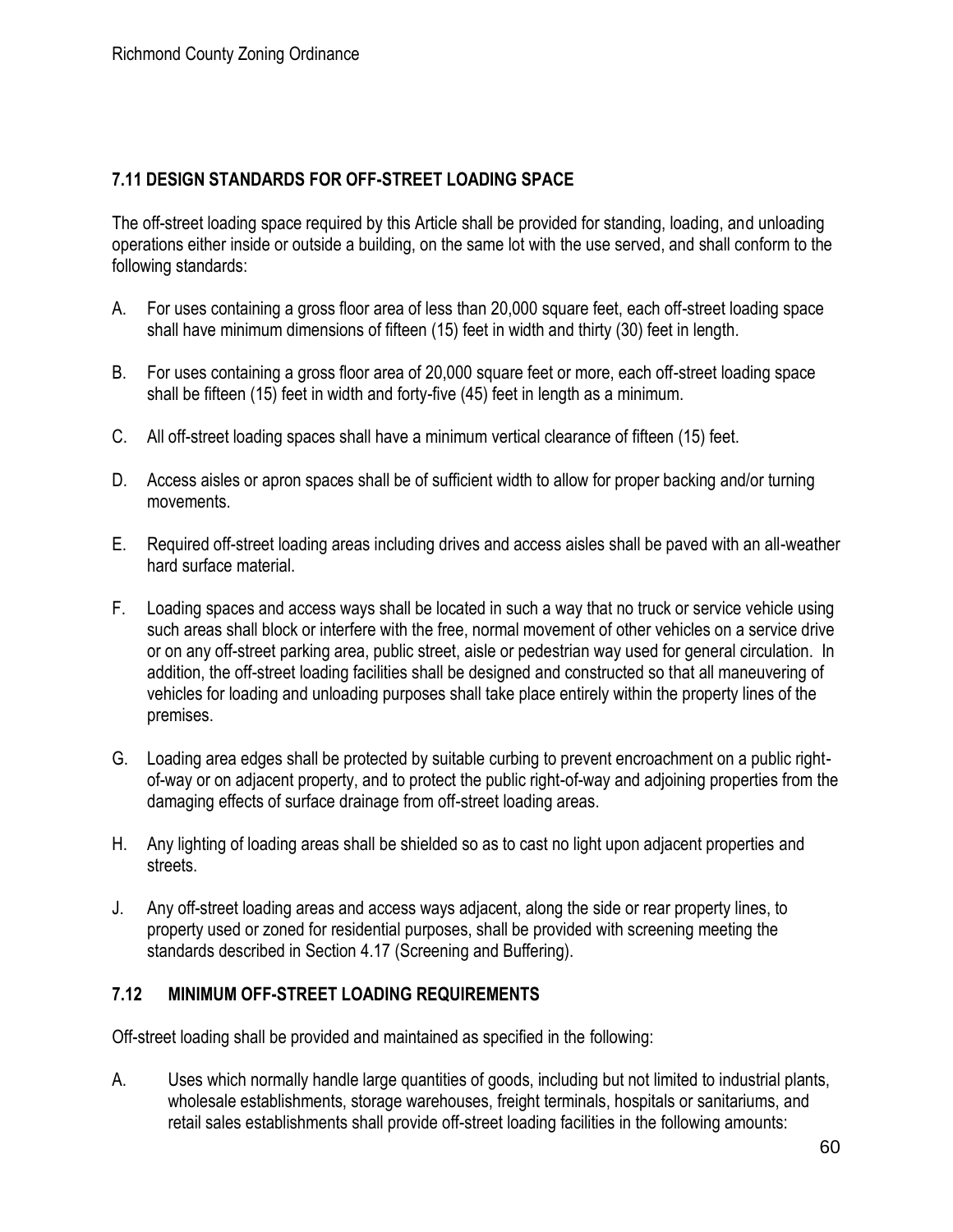### 7.11 DESIGN STANDARDS FOR OFF-STREET LOADING SPACE

The off-street loading space required by this Article shall be provided for standing, loading, and unloading operations either inside or outside a building, on the same lot with the use served, and shall conform to the following standards:

A. For uses containing a gross floor area of less than 20,000 square feet, each off-street loading space shall have minimum dimensions of fifteen (15) feet in width and thirty (30) feet in length.

B. For uses containing a gross floor area of 20,000 square feet or more, each off-street loading space shall be fifteen (15) feet in width and forty-five (45) feet in length as a minimum.

C. All off-street loading spaces shall have a minimum vertical clearance of fifteen (15) feet.

D. Access aisles or apron spaces shall be of sufficient width to allow for proper backing and/or turning movements.

E. Required off-street loading areas including drives and access aisles shall be paved with an all-weather hard surface material.

F. Loading spaces and access ways shall be located in such a way that no truck or service vehicle using such areas shall block or interfere with the free, normal movement of other vehicles on a service drive or on any off-street parking area, public street, aisle or pedestrian way used for general circulation. In addition, the off-street loading facilities shall be designed and constructed so that all maneuvering of vehicles for loading and unloading purposes shall take place entirely within the property lines of the premises.

G. Loading area edges shall be protected by suitable curbing to prevent encroachment on a public right-of-way or on adjacent property, and to protect the public right-of-way and adjoining properties from the damaging effects of surface drainage from off-street loading areas.

H. Any lighting of loading areas shall be shielded so as to cast no light upon adjacent properties and streets.

J. Any off-street loading areas and access ways adjacent, along the side or rear property lines, to property used or zoned for residential purposes, shall be provided with screening meeting the standards described in Section 4.17 (Screening and Buffering).

### 7.12 MINIMUM OFF-STREET LOADING REQUIREMENTS

Off-street loading shall be provided and maintained as specified in the following:

A. Uses which normally handle large quantities of goods, including but not limited to industrial plants, wholesale establishments, storage warehouses, freight terminals, hospitals or sanitariums, and retail sales establishments shall provide off-street loading facilities in the following amounts: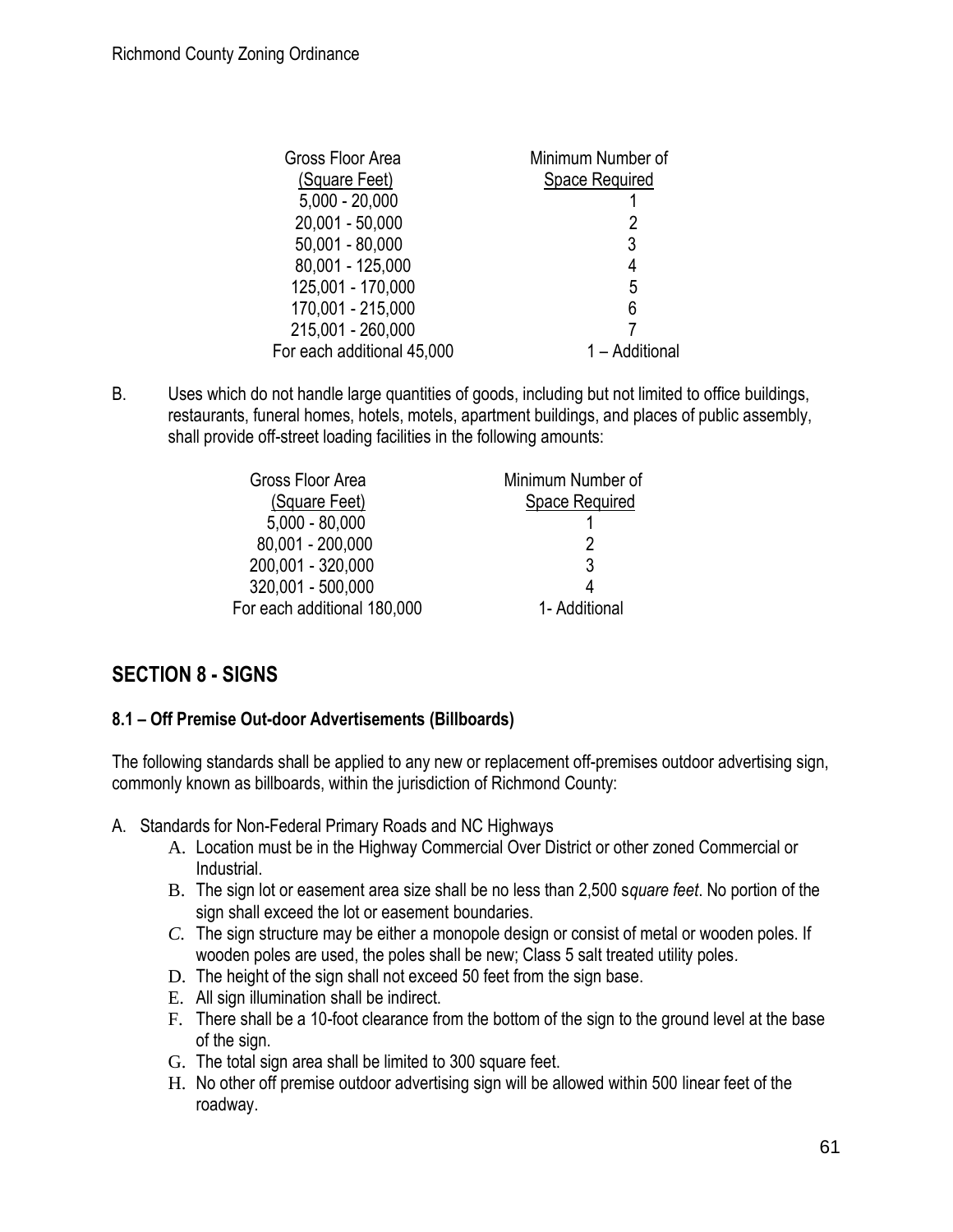| Gross Floor Area (Square Feet) | Minimum Number of Space Required |
|---|---|
| 5,000 - 20,000 | 1 |
| 20,001 - 50,000 | 2 |
| 50,001 - 80,000 | 3 |
| 80,001 - 125,000 | 4 |
| 125,001 - 170,000 | 5 |
| 170,001 - 215,000 | 6 |
| 215,001 - 260,000 | 7 |
| For each additional 45,000 | 1 – Additional |

B. Uses which do not handle large quantities of goods, including but not limited to office buildings, restaurants, funeral homes, hotels, motels, apartment buildings, and places of public assembly, shall provide off-street loading facilities in the following amounts:

| Gross Floor Area (Square Feet) | Minimum Number of Space Required |
|---|---|
| 5,000 - 80,000 | 1 |
| 80,001 - 200,000 | 2 |
| 200,001 - 320,000 | 3 |
| 320,001 - 500,000 | 4 |
| For each additional 180,000 | 1- Additional |

## SECTION 8 - SIGNS

### 8.1 – Off Premise Out-door Advertisements (Billboards)

The following standards shall be applied to any new or replacement off-premises outdoor advertising sign, commonly known as billboards, within the jurisdiction of Richmond County:

A. Standards for Non-Federal Primary Roads and NC Highways

A. Location must be in the Highway Commercial Over District or other zoned Commercial or Industrial.

B. The sign lot or easement area size shall be no less than 2,500 s*quare feet*. No portion of the sign shall exceed the lot or easement boundaries.

*C.* The sign structure may be either a monopole design or consist of metal or wooden poles. If wooden poles are used, the poles shall be new; Class 5 salt treated utility poles.

D. The height of the sign shall not exceed 50 feet from the sign base.

E. All sign illumination shall be indirect.

F. There shall be a 10-foot clearance from the bottom of the sign to the ground level at the base of the sign.

G. The total sign area shall be limited to 300 square feet.

H. No other off premise outdoor advertising sign will be allowed within 500 linear feet of the roadway.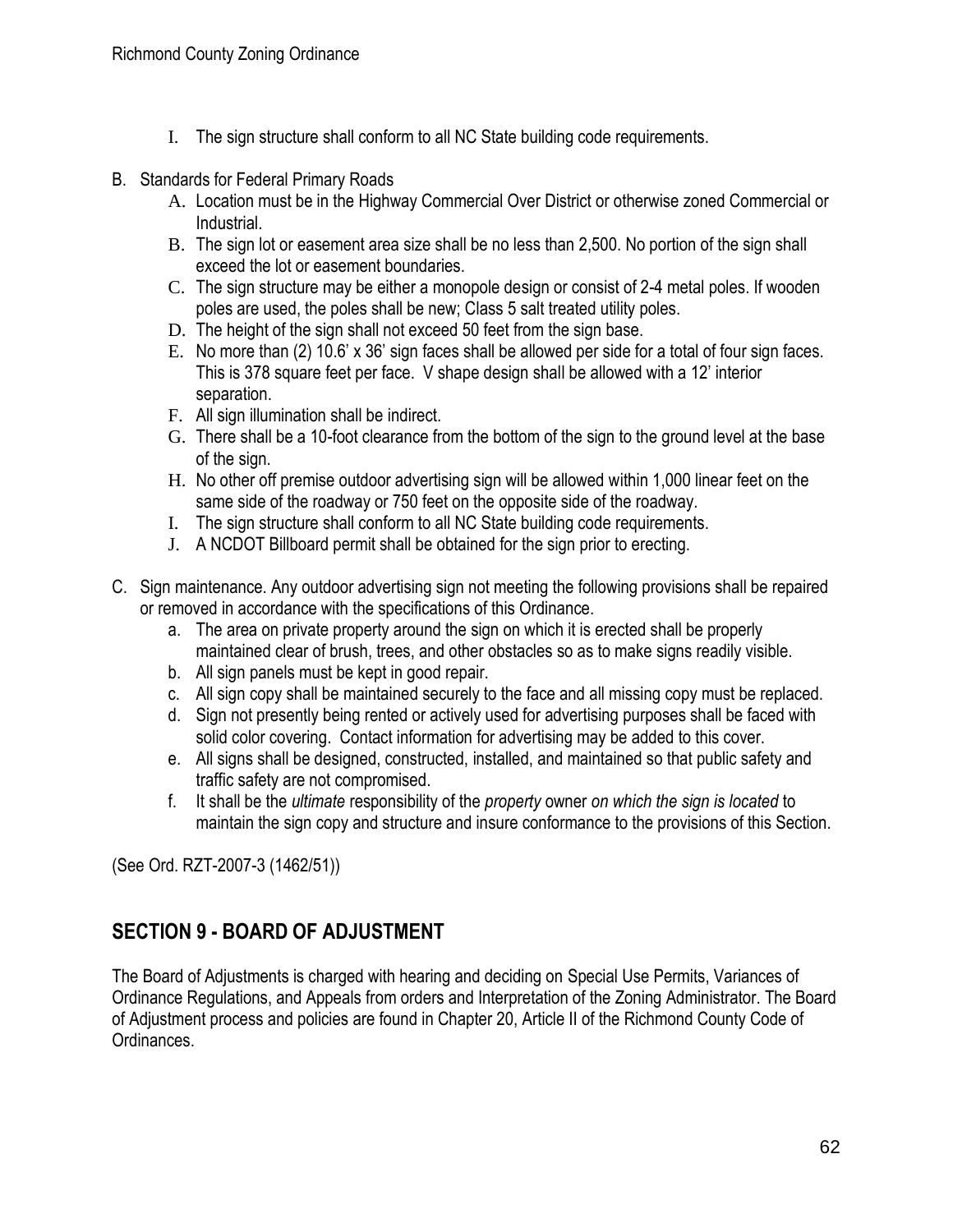I. The sign structure shall conform to all NC State building code requirements.

B. Standards for Federal Primary Roads
   A. Location must be in the Highway Commercial Over District or otherwise zoned Commercial or Industrial.
   B. The sign lot or easement area size shall be no less than 2,500. No portion of the sign shall exceed the lot or easement boundaries.
   C. The sign structure may be either a monopole design or consist of 2-4 metal poles. If wooden poles are used, the poles shall be new; Class 5 salt treated utility poles.
   D. The height of the sign shall not exceed 50 feet from the sign base.
   E. No more than (2) 10.6' x 36' sign faces shall be allowed per side for a total of four sign faces. This is 378 square feet per face. V shape design shall be allowed with a 12' interior separation.
   F. All sign illumination shall be indirect.
   G. There shall be a 10-foot clearance from the bottom of the sign to the ground level at the base of the sign.
   H. No other off premise outdoor advertising sign will be allowed within 1,000 linear feet on the same side of the roadway or 750 feet on the opposite side of the roadway.
   I. The sign structure shall conform to all NC State building code requirements.
   J. A NCDOT Billboard permit shall be obtained for the sign prior to erecting.

C. Sign maintenance. Any outdoor advertising sign not meeting the following provisions shall be repaired or removed in accordance with the specifications of this Ordinance.
   a. The area on private property around the sign on which it is erected shall be properly maintained clear of brush, trees, and other obstacles so as to make signs readily visible.
   b. All sign panels must be kept in good repair.
   c. All sign copy shall be maintained securely to the face and all missing copy must be replaced.
   d. Sign not presently being rented or actively used for advertising purposes shall be faced with solid color covering. Contact information for advertising may be added to this cover.
   e. All signs shall be designed, constructed, installed, and maintained so that public safety and traffic safety are not compromised.
   f. It shall be the *ultimate* responsibility of the *property* owner *on which the sign is located* to maintain the sign copy and structure and insure conformance to the provisions of this Section.

(See Ord. RZT-2007-3 (1462/51))

## SECTION 9 - BOARD OF ADJUSTMENT

The Board of Adjustments is charged with hearing and deciding on Special Use Permits, Variances of Ordinance Regulations, and Appeals from orders and Interpretation of the Zoning Administrator. The Board of Adjustment process and policies are found in Chapter 20, Article II of the Richmond County Code of Ordinances.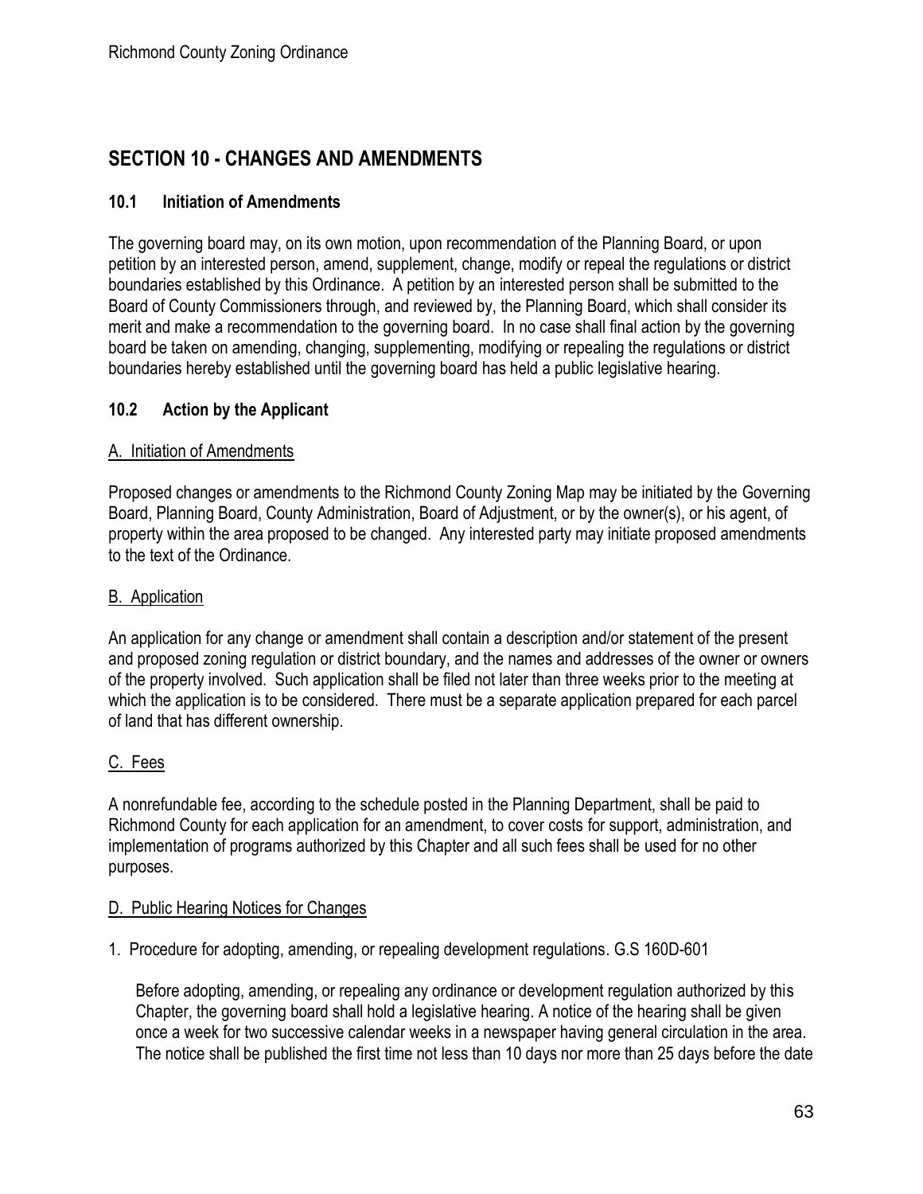# SECTION 10 - CHANGES AND AMENDMENTS

## 10.1 Initiation of Amendments

The governing board may, on its own motion, upon recommendation of the Planning Board, or upon petition by an interested person, amend, supplement, change, modify or repeal the regulations or district boundaries established by this Ordinance. A petition by an interested person shall be submitted to the Board of County Commissioners through, and reviewed by, the Planning Board, which shall consider its merit and make a recommendation to the governing board. In no case shall final action by the governing board be taken on amending, changing, supplementing, modifying or repealing the regulations or district boundaries hereby established until the governing board has held a public legislative hearing.

## 10.2 Action by the Applicant

### A. Initiation of Amendments

Proposed changes or amendments to the Richmond County Zoning Map may be initiated by the Governing Board, Planning Board, County Administration, Board of Adjustment, or by the owner(s), or his agent, of property within the area proposed to be changed. Any interested party may initiate proposed amendments to the text of the Ordinance.

### B. Application

An application for any change or amendment shall contain a description and/or statement of the present and proposed zoning regulation or district boundary, and the names and addresses of the owner or owners of the property involved. Such application shall be filed not later than three weeks prior to the meeting at which the application is to be considered. There must be a separate application prepared for each parcel of land that has different ownership.

### C. Fees

A nonrefundable fee, according to the schedule posted in the Planning Department, shall be paid to Richmond County for each application for an amendment, to cover costs for support, administration, and implementation of programs authorized by this Chapter and all such fees shall be used for no other purposes.

### D. Public Hearing Notices for Changes

1. Procedure for adopting, amending, or repealing development regulations. G.S 160D-601

   Before adopting, amending, or repealing any ordinance or development regulation authorized by this Chapter, the governing board shall hold a legislative hearing. A notice of the hearing shall be given once a week for two successive calendar weeks in a newspaper having general circulation in the area. The notice shall be published the first time not less than 10 days nor more than 25 days before the date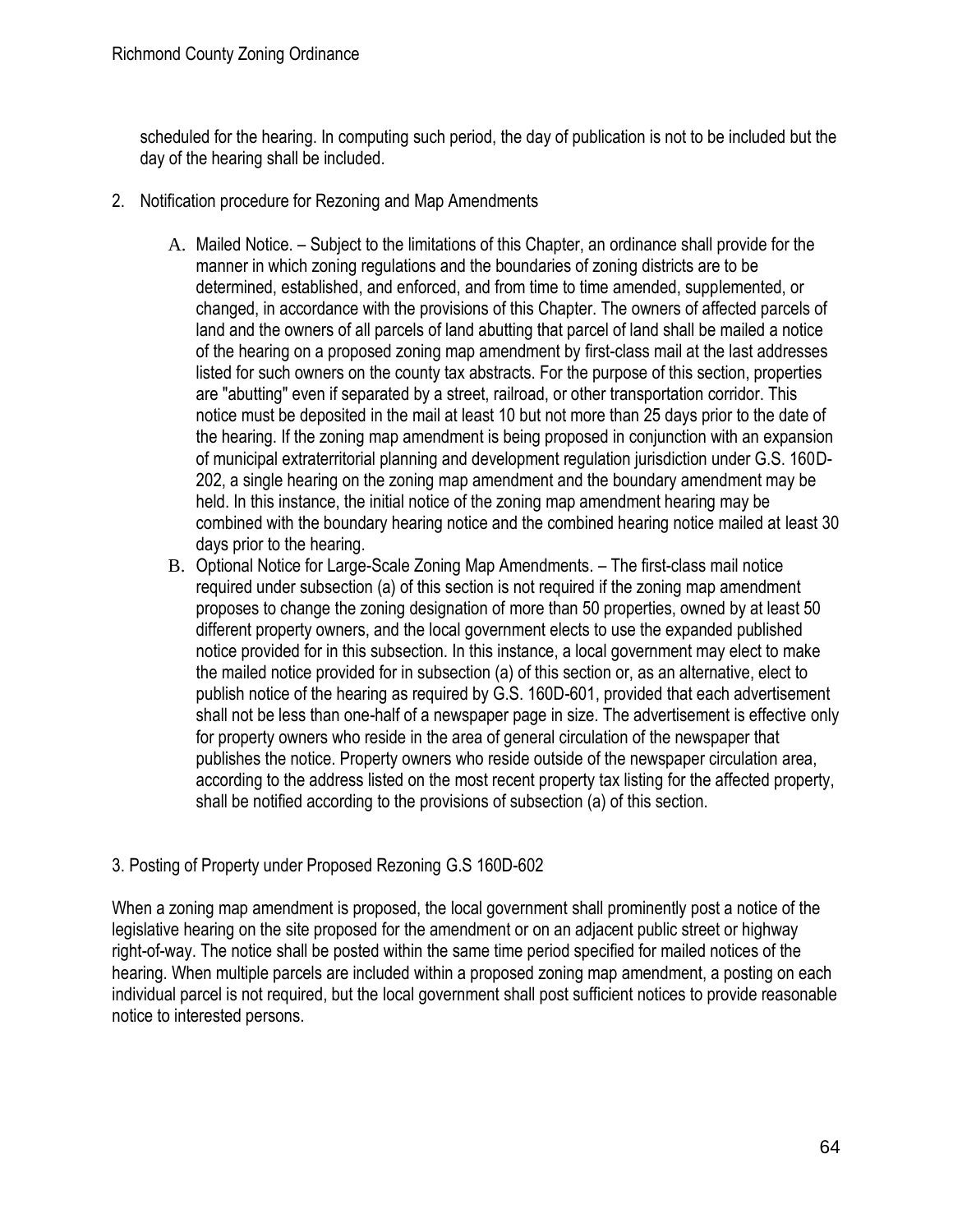scheduled for the hearing. In computing such period, the day of publication is not to be included but the day of the hearing shall be included.

2. Notification procedure for Rezoning and Map Amendments

   A. Mailed Notice. – Subject to the limitations of this Chapter, an ordinance shall provide for the manner in which zoning regulations and the boundaries of zoning districts are to be determined, established, and enforced, and from time to time amended, supplemented, or changed, in accordance with the provisions of this Chapter. The owners of affected parcels of land and the owners of all parcels of land abutting that parcel of land shall be mailed a notice of the hearing on a proposed zoning map amendment by first-class mail at the last addresses listed for such owners on the county tax abstracts. For the purpose of this section, properties are "abutting" even if separated by a street, railroad, or other transportation corridor. This notice must be deposited in the mail at least 10 but not more than 25 days prior to the date of the hearing. If the zoning map amendment is being proposed in conjunction with an expansion of municipal extraterritorial planning and development regulation jurisdiction under G.S. 160D-202, a single hearing on the zoning map amendment and the boundary amendment may be held. In this instance, the initial notice of the zoning map amendment hearing may be combined with the boundary hearing notice and the combined hearing notice mailed at least 30 days prior to the hearing.
   B. Optional Notice for Large-Scale Zoning Map Amendments. – The first-class mail notice required under subsection (a) of this section is not required if the zoning map amendment proposes to change the zoning designation of more than 50 properties, owned by at least 50 different property owners, and the local government elects to use the expanded published notice provided for in this subsection. In this instance, a local government may elect to make the mailed notice provided for in subsection (a) of this section or, as an alternative, elect to publish notice of the hearing as required by G.S. 160D-601, provided that each advertisement shall not be less than one-half of a newspaper page in size. The advertisement is effective only for property owners who reside in the area of general circulation of the newspaper that publishes the notice. Property owners who reside outside of the newspaper circulation area, according to the address listed on the most recent property tax listing for the affected property, shall be notified according to the provisions of subsection (a) of this section.

3. Posting of Property under Proposed Rezoning G.S 160D-602

When a zoning map amendment is proposed, the local government shall prominently post a notice of the legislative hearing on the site proposed for the amendment or on an adjacent public street or highway right-of-way. The notice shall be posted within the same time period specified for mailed notices of the hearing. When multiple parcels are included within a proposed zoning map amendment, a posting on each individual parcel is not required, but the local government shall post sufficient notices to provide reasonable notice to interested persons.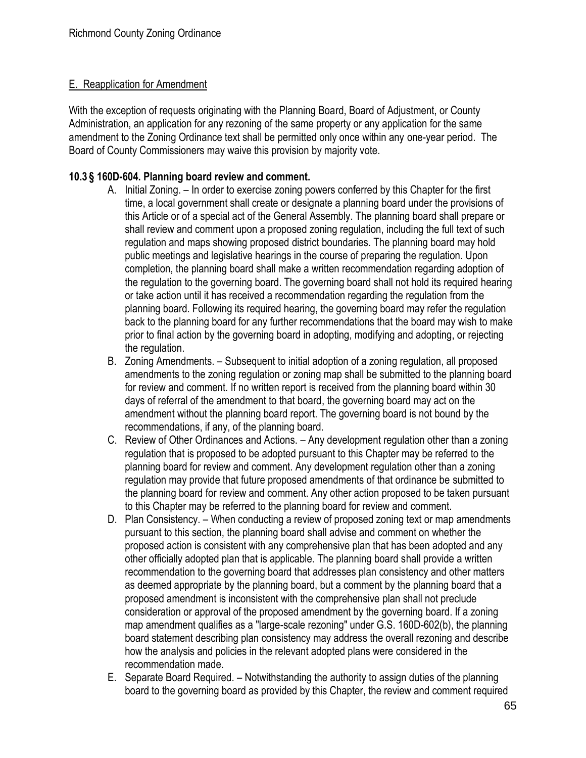## E. Reapplication for Amendment

With the exception of requests originating with the Planning Board, Board of Adjustment, or County Administration, an application for any rezoning of the same property or any application for the same amendment to the Zoning Ordinance text shall be permitted only once within any one-year period. The Board of County Commissioners may waive this provision by majority vote.

### 10.3 § 160D-604. Planning board review and comment.

A. Initial Zoning. – In order to exercise zoning powers conferred by this Chapter for the first time, a local government shall create or designate a planning board under the provisions of this Article or of a special act of the General Assembly. The planning board shall prepare or shall review and comment upon a proposed zoning regulation, including the full text of such regulation and maps showing proposed district boundaries. The planning board may hold public meetings and legislative hearings in the course of preparing the regulation. Upon completion, the planning board shall make a written recommendation regarding adoption of the regulation to the governing board. The governing board shall not hold its required hearing or take action until it has received a recommendation regarding the regulation from the planning board. Following its required hearing, the governing board may refer the regulation back to the planning board for any further recommendations that the board may wish to make prior to final action by the governing board in adopting, modifying and adopting, or rejecting the regulation.

B. Zoning Amendments. – Subsequent to initial adoption of a zoning regulation, all proposed amendments to the zoning regulation or zoning map shall be submitted to the planning board for review and comment. If no written report is received from the planning board within 30 days of referral of the amendment to that board, the governing board may act on the amendment without the planning board report. The governing board is not bound by the recommendations, if any, of the planning board.

C. Review of Other Ordinances and Actions. – Any development regulation other than a zoning regulation that is proposed to be adopted pursuant to this Chapter may be referred to the planning board for review and comment. Any development regulation other than a zoning regulation may provide that future proposed amendments of that ordinance be submitted to the planning board for review and comment. Any other action proposed to be taken pursuant to this Chapter may be referred to the planning board for review and comment.

D. Plan Consistency. – When conducting a review of proposed zoning text or map amendments pursuant to this section, the planning board shall advise and comment on whether the proposed action is consistent with any comprehensive plan that has been adopted and any other officially adopted plan that is applicable. The planning board shall provide a written recommendation to the governing board that addresses plan consistency and other matters as deemed appropriate by the planning board, but a comment by the planning board that a proposed amendment is inconsistent with the comprehensive plan shall not preclude consideration or approval of the proposed amendment by the governing board. If a zoning map amendment qualifies as a "large-scale rezoning" under G.S. 160D-602(b), the planning board statement describing plan consistency may address the overall rezoning and describe how the analysis and policies in the relevant adopted plans were considered in the recommendation made.

E. Separate Board Required. – Notwithstanding the authority to assign duties of the planning board to the governing board as provided by this Chapter, the review and comment required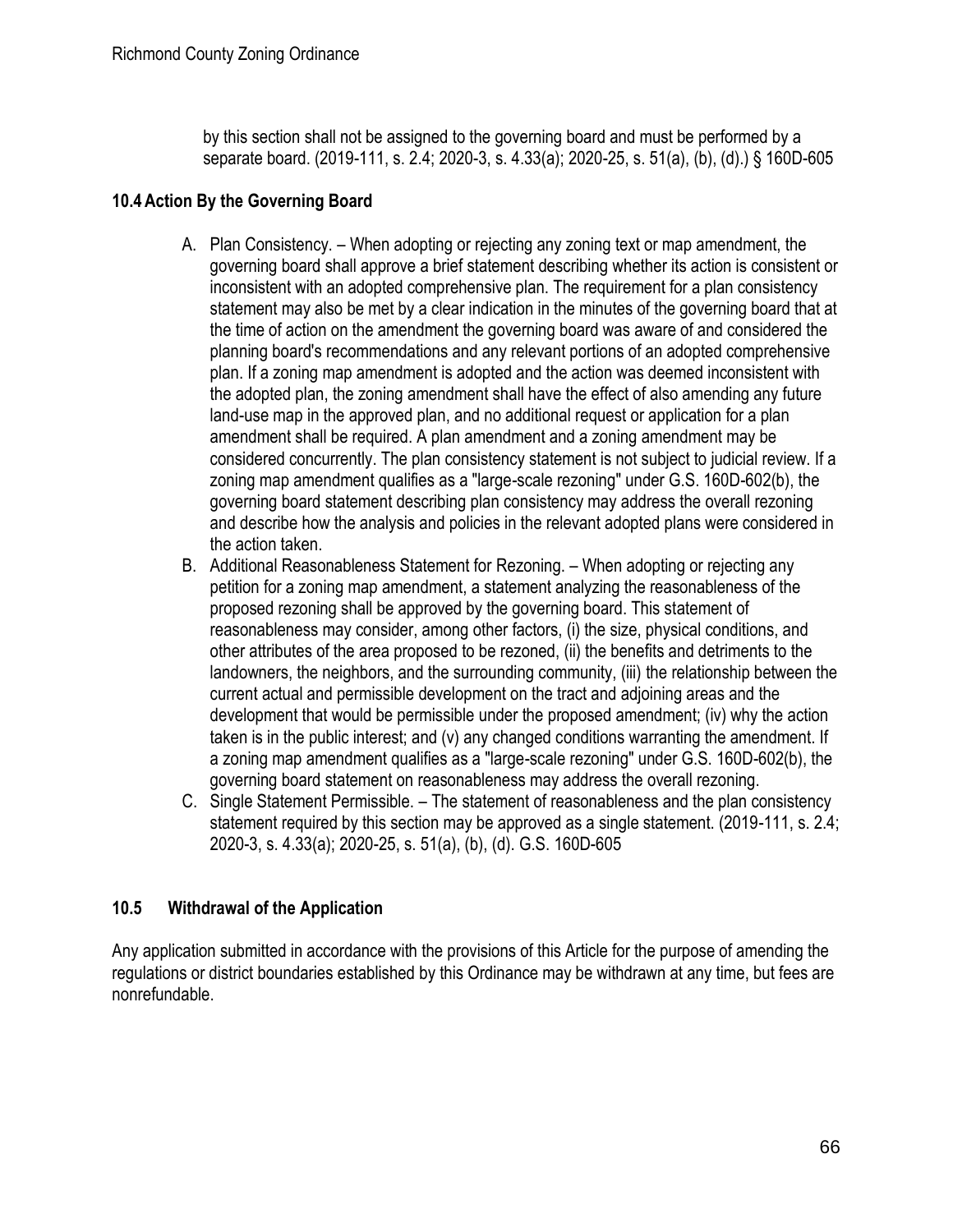by this section shall not be assigned to the governing board and must be performed by a separate board. (2019-111, s. 2.4; 2020-3, s. 4.33(a); 2020-25, s. 51(a), (b), (d).) § 160D-605

### 10.4 Action By the Governing Board

A. Plan Consistency. – When adopting or rejecting any zoning text or map amendment, the governing board shall approve a brief statement describing whether its action is consistent or inconsistent with an adopted comprehensive plan. The requirement for a plan consistency statement may also be met by a clear indication in the minutes of the governing board that at the time of action on the amendment the governing board was aware of and considered the planning board's recommendations and any relevant portions of an adopted comprehensive plan. If a zoning map amendment is adopted and the action was deemed inconsistent with the adopted plan, the zoning amendment shall have the effect of also amending any future land-use map in the approved plan, and no additional request or application for a plan amendment shall be required. A plan amendment and a zoning amendment may be considered concurrently. The plan consistency statement is not subject to judicial review. If a zoning map amendment qualifies as a "large-scale rezoning" under G.S. 160D-602(b), the governing board statement describing plan consistency may address the overall rezoning and describe how the analysis and policies in the relevant adopted plans were considered in the action taken.

B. Additional Reasonableness Statement for Rezoning. – When adopting or rejecting any petition for a zoning map amendment, a statement analyzing the reasonableness of the proposed rezoning shall be approved by the governing board. This statement of reasonableness may consider, among other factors, (i) the size, physical conditions, and other attributes of the area proposed to be rezoned, (ii) the benefits and detriments to the landowners, the neighbors, and the surrounding community, (iii) the relationship between the current actual and permissible development on the tract and adjoining areas and the development that would be permissible under the proposed amendment; (iv) why the action taken is in the public interest; and (v) any changed conditions warranting the amendment. If a zoning map amendment qualifies as a "large-scale rezoning" under G.S. 160D-602(b), the governing board statement on reasonableness may address the overall rezoning.

C. Single Statement Permissible. – The statement of reasonableness and the plan consistency statement required by this section may be approved as a single statement. (2019-111, s. 2.4; 2020-3, s. 4.33(a); 2020-25, s. 51(a), (b), (d). G.S. 160D-605

### 10.5 Withdrawal of the Application

Any application submitted in accordance with the provisions of this Article for the purpose of amending the regulations or district boundaries established by this Ordinance may be withdrawn at any time, but fees are nonrefundable.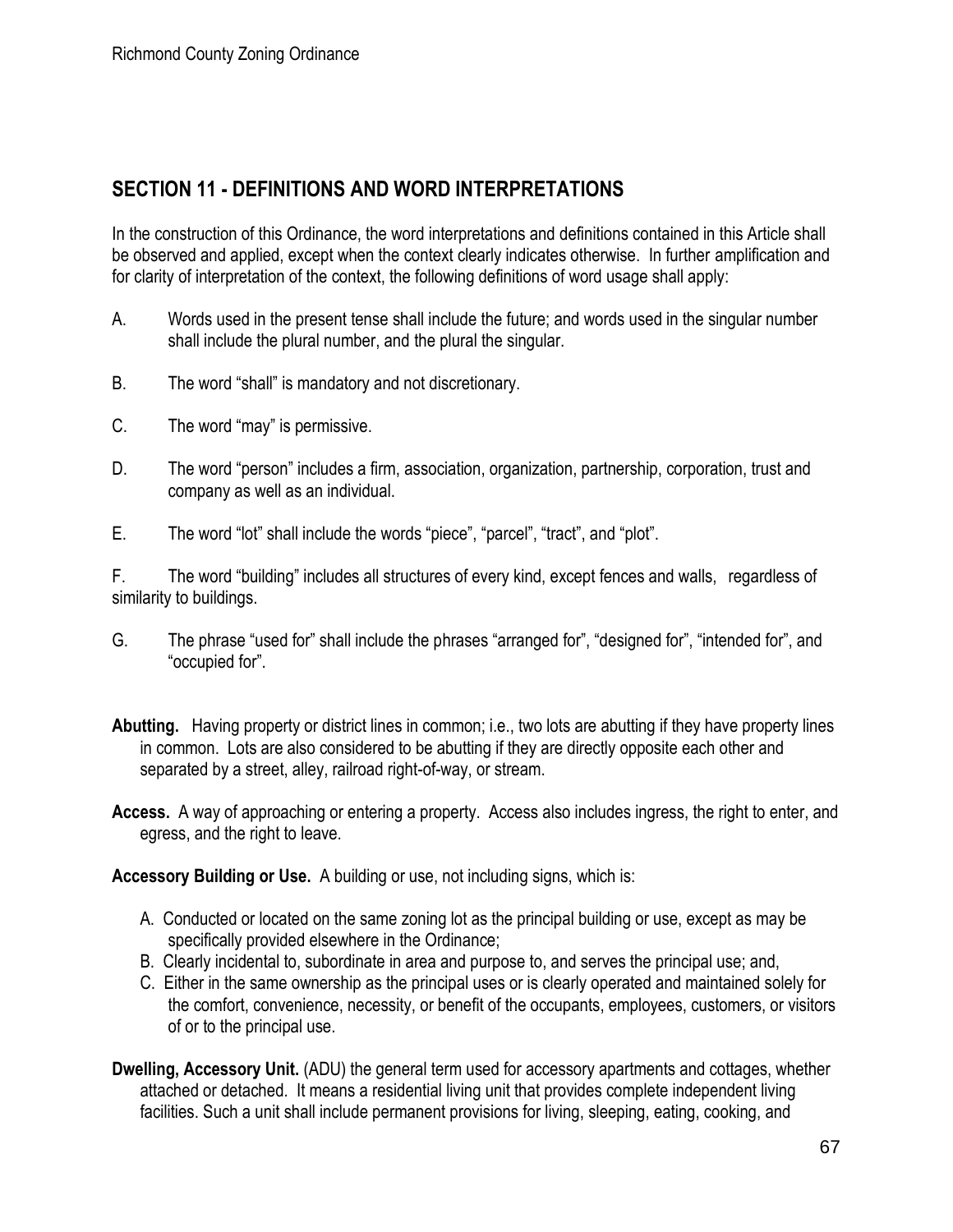## SECTION 11 - DEFINITIONS AND WORD INTERPRETATIONS

In the construction of this Ordinance, the word interpretations and definitions contained in this Article shall be observed and applied, except when the context clearly indicates otherwise. In further amplification and for clarity of interpretation of the context, the following definitions of word usage shall apply:

A. Words used in the present tense shall include the future; and words used in the singular number shall include the plural number, and the plural the singular.

B. The word "shall" is mandatory and not discretionary.

C. The word "may" is permissive.

D. The word "person" includes a firm, association, organization, partnership, corporation, trust and company as well as an individual.

E. The word "lot" shall include the words "piece", "parcel", "tract", and "plot".

F. The word "building" includes all structures of every kind, except fences and walls, regardless of similarity to buildings.

G. The phrase "used for" shall include the phrases "arranged for", "designed for", "intended for", and "occupied for".

**Abutting.** Having property or district lines in common; i.e., two lots are abutting if they have property lines in common. Lots are also considered to be abutting if they are directly opposite each other and separated by a street, alley, railroad right-of-way, or stream.

**Access.** A way of approaching or entering a property. Access also includes ingress, the right to enter, and egress, and the right to leave.

**Accessory Building or Use.** A building or use, not including signs, which is:

A. Conducted or located on the same zoning lot as the principal building or use, except as may be specifically provided elsewhere in the Ordinance;
B. Clearly incidental to, subordinate in area and purpose to, and serves the principal use; and,
C. Either in the same ownership as the principal uses or is clearly operated and maintained solely for the comfort, convenience, necessity, or benefit of the occupants, employees, customers, or visitors of or to the principal use.

**Dwelling, Accessory Unit.** (ADU) the general term used for accessory apartments and cottages, whether attached or detached. It means a residential living unit that provides complete independent living facilities. Such a unit shall include permanent provisions for living, sleeping, eating, cooking, and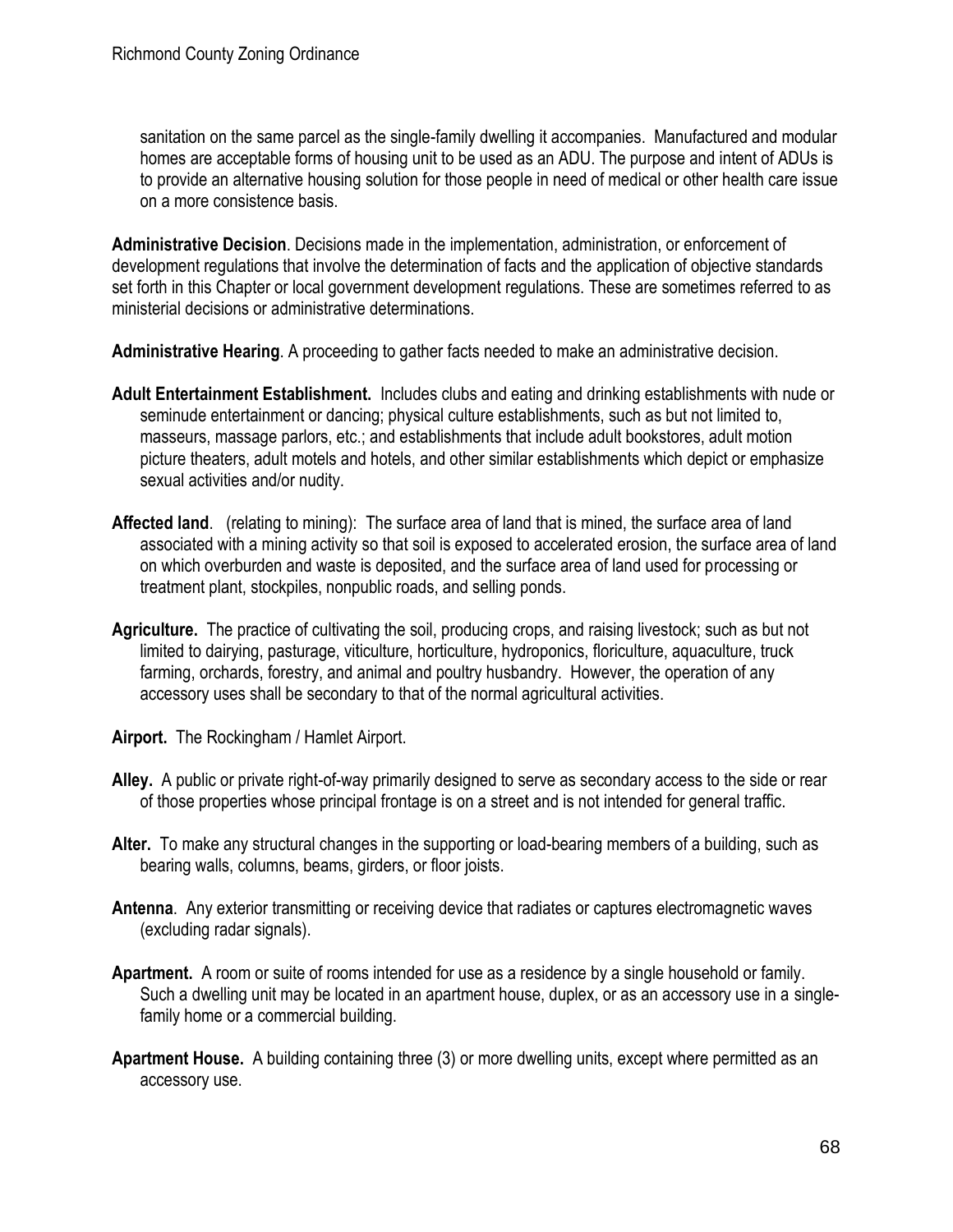sanitation on the same parcel as the single-family dwelling it accompanies. Manufactured and modular homes are acceptable forms of housing unit to be used as an ADU. The purpose and intent of ADUs is to provide an alternative housing solution for those people in need of medical or other health care issue on a more consistence basis.

**Administrative Decision**. Decisions made in the implementation, administration, or enforcement of development regulations that involve the determination of facts and the application of objective standards set forth in this Chapter or local government development regulations. These are sometimes referred to as ministerial decisions or administrative determinations.

**Administrative Hearing**. A proceeding to gather facts needed to make an administrative decision.

**Adult Entertainment Establishment.** Includes clubs and eating and drinking establishments with nude or seminude entertainment or dancing; physical culture establishments, such as but not limited to, masseurs, massage parlors, etc.; and establishments that include adult bookstores, adult motion picture theaters, adult motels and hotels, and other similar establishments which depict or emphasize sexual activities and/or nudity.

**Affected land**. (relating to mining): The surface area of land that is mined, the surface area of land associated with a mining activity so that soil is exposed to accelerated erosion, the surface area of land on which overburden and waste is deposited, and the surface area of land used for processing or treatment plant, stockpiles, nonpublic roads, and selling ponds.

**Agriculture.** The practice of cultivating the soil, producing crops, and raising livestock; such as but not limited to dairying, pasturage, viticulture, horticulture, hydroponics, floriculture, aquaculture, truck farming, orchards, forestry, and animal and poultry husbandry. However, the operation of any accessory uses shall be secondary to that of the normal agricultural activities.

**Airport.** The Rockingham / Hamlet Airport.

**Alley.** A public or private right-of-way primarily designed to serve as secondary access to the side or rear of those properties whose principal frontage is on a street and is not intended for general traffic.

**Alter.** To make any structural changes in the supporting or load-bearing members of a building, such as bearing walls, columns, beams, girders, or floor joists.

**Antenna**. Any exterior transmitting or receiving device that radiates or captures electromagnetic waves (excluding radar signals).

**Apartment.** A room or suite of rooms intended for use as a residence by a single household or family. Such a dwelling unit may be located in an apartment house, duplex, or as an accessory use in a single-family home or a commercial building.

**Apartment House.** A building containing three (3) or more dwelling units, except where permitted as an accessory use.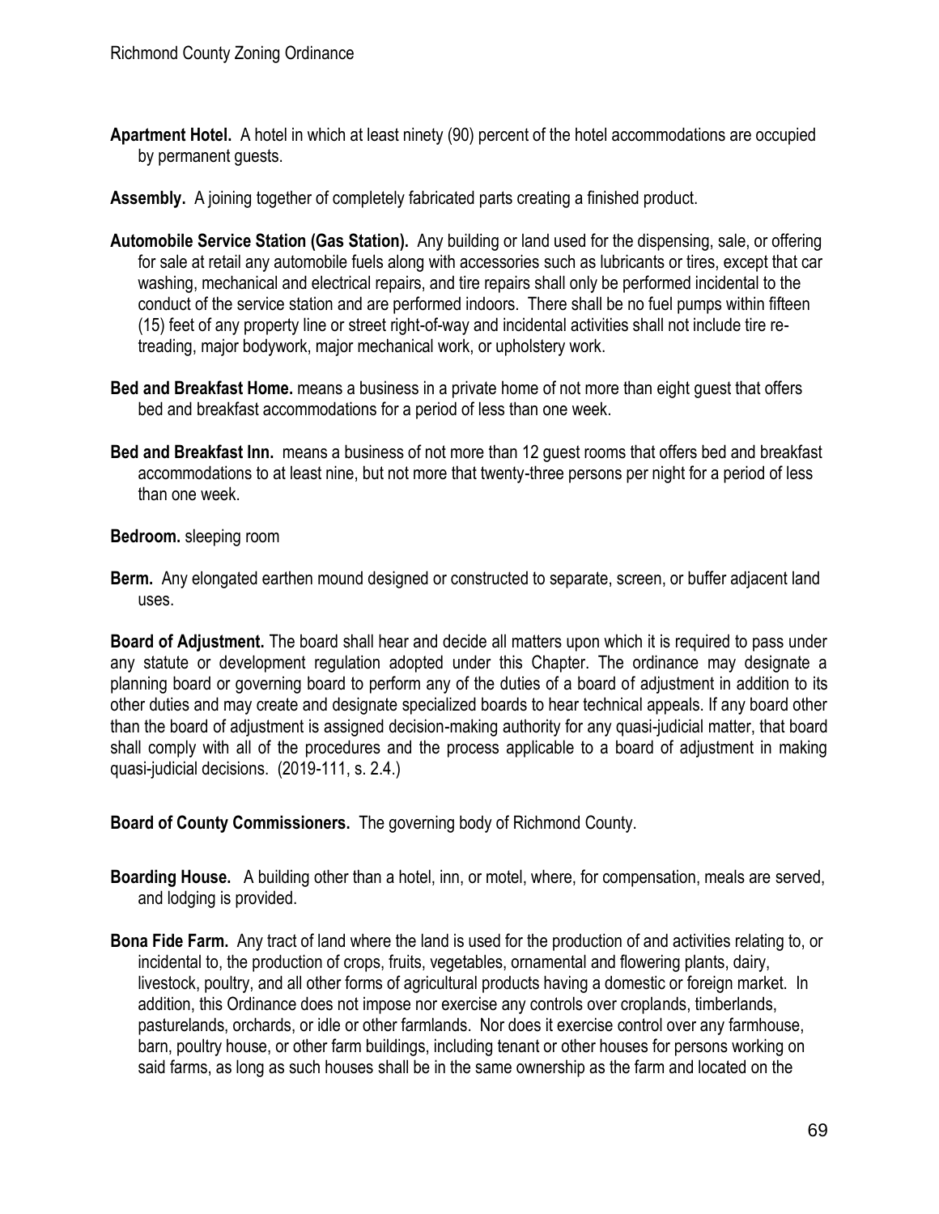**Apartment Hotel.** A hotel in which at least ninety (90) percent of the hotel accommodations are occupied by permanent guests.

**Assembly.** A joining together of completely fabricated parts creating a finished product.

**Automobile Service Station (Gas Station).** Any building or land used for the dispensing, sale, or offering for sale at retail any automobile fuels along with accessories such as lubricants or tires, except that car washing, mechanical and electrical repairs, and tire repairs shall only be performed incidental to the conduct of the service station and are performed indoors. There shall be no fuel pumps within fifteen (15) feet of any property line or street right-of-way and incidental activities shall not include tire re-treading, major bodywork, major mechanical work, or upholstery work.

**Bed and Breakfast Home.** means a business in a private home of not more than eight guest that offers bed and breakfast accommodations for a period of less than one week.

**Bed and Breakfast Inn.** means a business of not more than 12 guest rooms that offers bed and breakfast accommodations to at least nine, but not more that twenty-three persons per night for a period of less than one week.

**Bedroom.** sleeping room

**Berm.** Any elongated earthen mound designed or constructed to separate, screen, or buffer adjacent land uses.

**Board of Adjustment.** The board shall hear and decide all matters upon which it is required to pass under any statute or development regulation adopted under this Chapter. The ordinance may designate a planning board or governing board to perform any of the duties of a board of adjustment in addition to its other duties and may create and designate specialized boards to hear technical appeals. If any board other than the board of adjustment is assigned decision-making authority for any quasi-judicial matter, that board shall comply with all of the procedures and the process applicable to a board of adjustment in making quasi-judicial decisions. (2019-111, s. 2.4.)

**Board of County Commissioners.** The governing body of Richmond County.

**Boarding House.** A building other than a hotel, inn, or motel, where, for compensation, meals are served, and lodging is provided.

**Bona Fide Farm.** Any tract of land where the land is used for the production of and activities relating to, or incidental to, the production of crops, fruits, vegetables, ornamental and flowering plants, dairy, livestock, poultry, and all other forms of agricultural products having a domestic or foreign market. In addition, this Ordinance does not impose nor exercise any controls over croplands, timberlands, pasturelands, orchards, or idle or other farmlands. Nor does it exercise control over any farmhouse, barn, poultry house, or other farm buildings, including tenant or other houses for persons working on said farms, as long as such houses shall be in the same ownership as the farm and located on the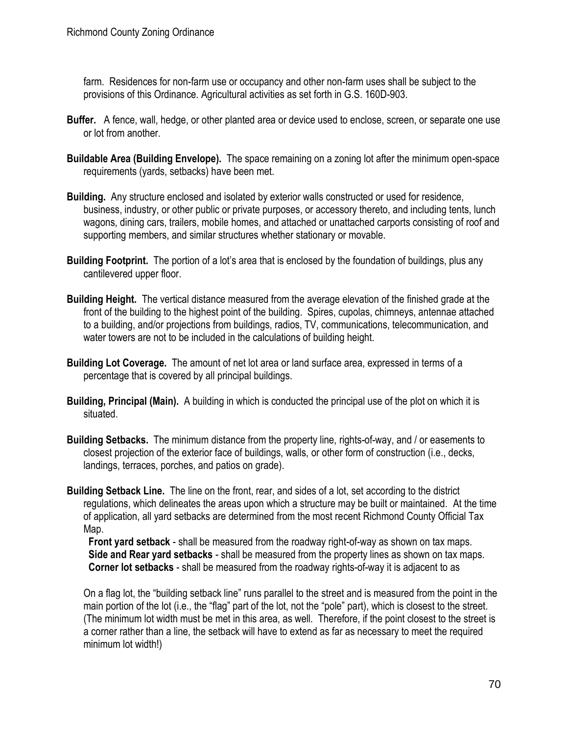farm. Residences for non-farm use or occupancy and other non-farm uses shall be subject to the provisions of this Ordinance. Agricultural activities as set forth in G.S. 160D-903.

**Buffer.** A fence, wall, hedge, or other planted area or device used to enclose, screen, or separate one use or lot from another.

**Buildable Area (Building Envelope).** The space remaining on a zoning lot after the minimum open-space requirements (yards, setbacks) have been met.

**Building.** Any structure enclosed and isolated by exterior walls constructed or used for residence, business, industry, or other public or private purposes, or accessory thereto, and including tents, lunch wagons, dining cars, trailers, mobile homes, and attached or unattached carports consisting of roof and supporting members, and similar structures whether stationary or movable.

**Building Footprint.** The portion of a lot's area that is enclosed by the foundation of buildings, plus any cantilevered upper floor.

**Building Height.** The vertical distance measured from the average elevation of the finished grade at the front of the building to the highest point of the building. Spires, cupolas, chimneys, antennae attached to a building, and/or projections from buildings, radios, TV, communications, telecommunication, and water towers are not to be included in the calculations of building height.

**Building Lot Coverage.** The amount of net lot area or land surface area, expressed in terms of a percentage that is covered by all principal buildings.

**Building, Principal (Main).** A building in which is conducted the principal use of the plot on which it is situated.

**Building Setbacks.** The minimum distance from the property line, rights-of-way, and / or easements to closest projection of the exterior face of buildings, walls, or other form of construction (i.e., decks, landings, terraces, porches, and patios on grade).

**Building Setback Line.** The line on the front, rear, and sides of a lot, set according to the district regulations, which delineates the areas upon which a structure may be built or maintained. At the time of application, all yard setbacks are determined from the most recent Richmond County Official Tax Map.

**Front yard setback** - shall be measured from the roadway right-of-way as shown on tax maps.
**Side and Rear yard setbacks** - shall be measured from the property lines as shown on tax maps.
**Corner lot setbacks** - shall be measured from the roadway rights-of-way it is adjacent to as

On a flag lot, the "building setback line" runs parallel to the street and is measured from the point in the main portion of the lot (i.e., the "flag" part of the lot, not the "pole" part), which is closest to the street. (The minimum lot width must be met in this area, as well. Therefore, if the point closest to the street is a corner rather than a line, the setback will have to extend as far as necessary to meet the required minimum lot width!)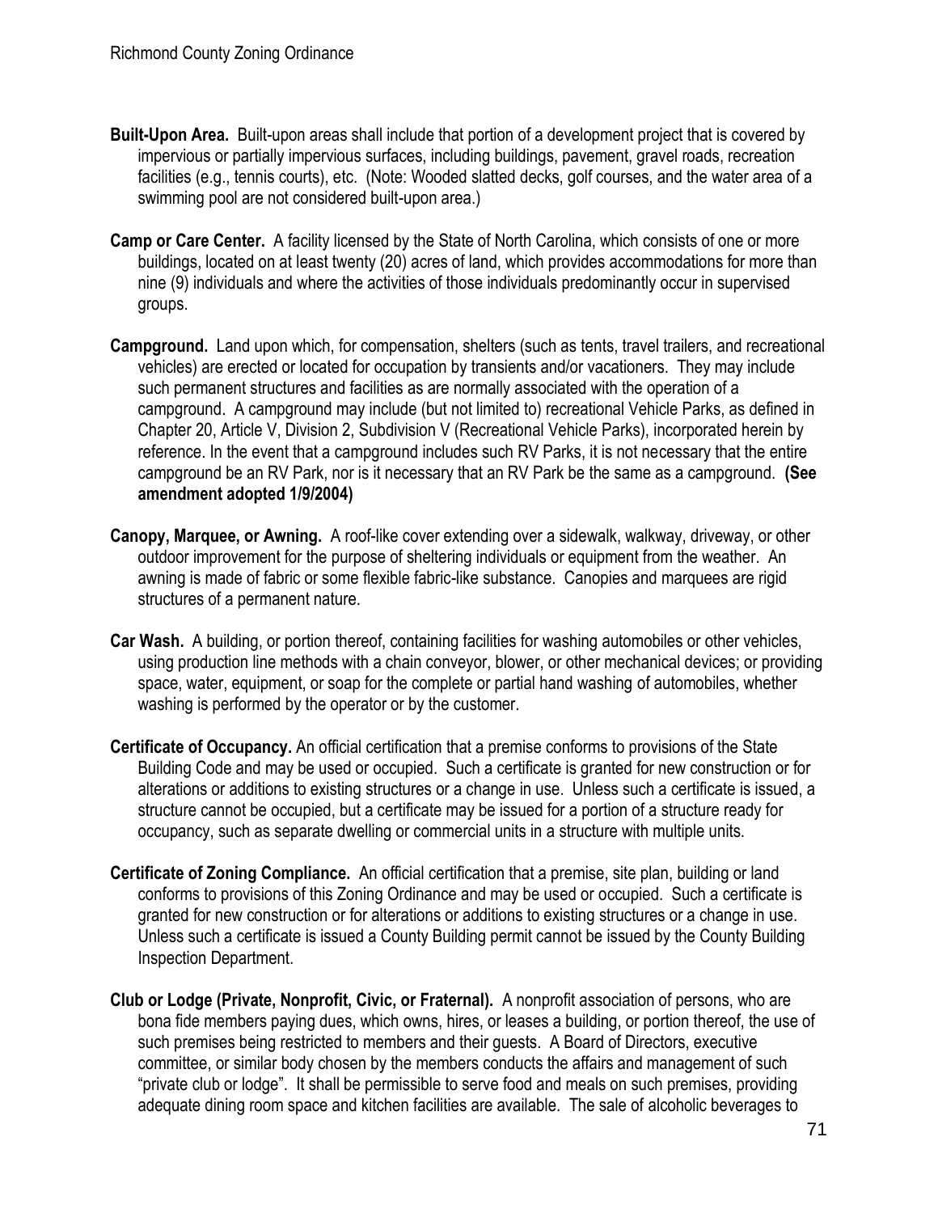**Built-Upon Area.** Built-upon areas shall include that portion of a development project that is covered by impervious or partially impervious surfaces, including buildings, pavement, gravel roads, recreation facilities (e.g., tennis courts), etc. (Note: Wooded slatted decks, golf courses, and the water area of a swimming pool are not considered built-upon area.)

**Camp or Care Center.** A facility licensed by the State of North Carolina, which consists of one or more buildings, located on at least twenty (20) acres of land, which provides accommodations for more than nine (9) individuals and where the activities of those individuals predominantly occur in supervised groups.

**Campground.** Land upon which, for compensation, shelters (such as tents, travel trailers, and recreational vehicles) are erected or located for occupation by transients and/or vacationers. They may include such permanent structures and facilities as are normally associated with the operation of a campground. A campground may include (but not limited to) recreational Vehicle Parks, as defined in Chapter 20, Article V, Division 2, Subdivision V (Recreational Vehicle Parks), incorporated herein by reference. In the event that a campground includes such RV Parks, it is not necessary that the entire campground be an RV Park, nor is it necessary that an RV Park be the same as a campground. **(See amendment adopted 1/9/2004)**

**Canopy, Marquee, or Awning.** A roof-like cover extending over a sidewalk, walkway, driveway, or other outdoor improvement for the purpose of sheltering individuals or equipment from the weather. An awning is made of fabric or some flexible fabric-like substance. Canopies and marquees are rigid structures of a permanent nature.

**Car Wash.** A building, or portion thereof, containing facilities for washing automobiles or other vehicles, using production line methods with a chain conveyor, blower, or other mechanical devices; or providing space, water, equipment, or soap for the complete or partial hand washing of automobiles, whether washing is performed by the operator or by the customer.

**Certificate of Occupancy.** An official certification that a premise conforms to provisions of the State Building Code and may be used or occupied. Such a certificate is granted for new construction or for alterations or additions to existing structures or a change in use. Unless such a certificate is issued, a structure cannot be occupied, but a certificate may be issued for a portion of a structure ready for occupancy, such as separate dwelling or commercial units in a structure with multiple units.

**Certificate of Zoning Compliance.** An official certification that a premise, site plan, building or land conforms to provisions of this Zoning Ordinance and may be used or occupied. Such a certificate is granted for new construction or for alterations or additions to existing structures or a change in use. Unless such a certificate is issued a County Building permit cannot be issued by the County Building Inspection Department.

**Club or Lodge (Private, Nonprofit, Civic, or Fraternal).** A nonprofit association of persons, who are bona fide members paying dues, which owns, hires, or leases a building, or portion thereof, the use of such premises being restricted to members and their guests. A Board of Directors, executive committee, or similar body chosen by the members conducts the affairs and management of such "private club or lodge". It shall be permissible to serve food and meals on such premises, providing adequate dining room space and kitchen facilities are available. The sale of alcoholic beverages to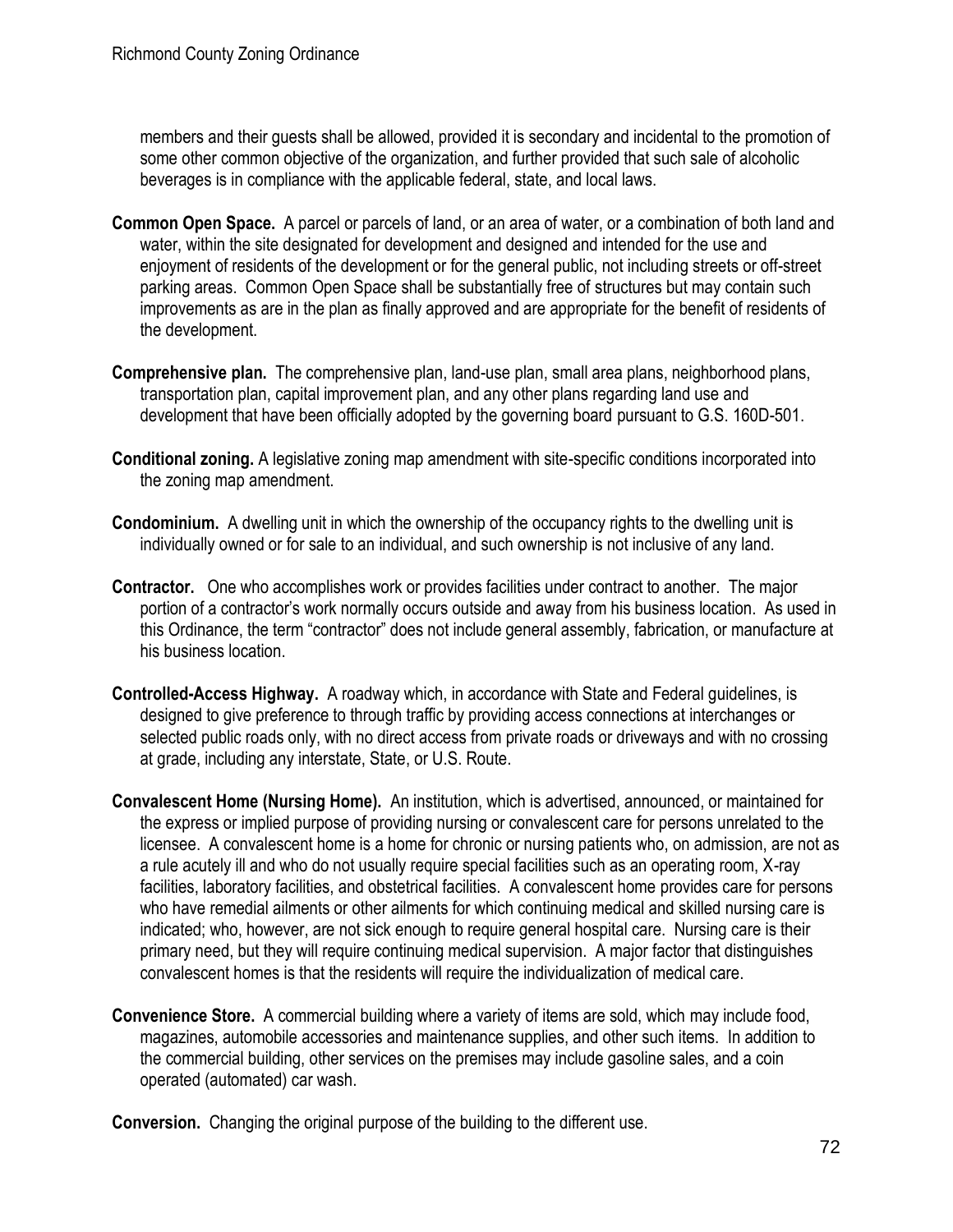members and their guests shall be allowed, provided it is secondary and incidental to the promotion of some other common objective of the organization, and further provided that such sale of alcoholic beverages is in compliance with the applicable federal, state, and local laws.

**Common Open Space.** A parcel or parcels of land, or an area of water, or a combination of both land and water, within the site designated for development and designed and intended for the use and enjoyment of residents of the development or for the general public, not including streets or off-street parking areas. Common Open Space shall be substantially free of structures but may contain such improvements as are in the plan as finally approved and are appropriate for the benefit of residents of the development.

**Comprehensive plan.** The comprehensive plan, land-use plan, small area plans, neighborhood plans, transportation plan, capital improvement plan, and any other plans regarding land use and development that have been officially adopted by the governing board pursuant to G.S. 160D-501.

**Conditional zoning.** A legislative zoning map amendment with site-specific conditions incorporated into the zoning map amendment.

**Condominium.** A dwelling unit in which the ownership of the occupancy rights to the dwelling unit is individually owned or for sale to an individual, and such ownership is not inclusive of any land.

**Contractor.** One who accomplishes work or provides facilities under contract to another. The major portion of a contractor's work normally occurs outside and away from his business location. As used in this Ordinance, the term "contractor" does not include general assembly, fabrication, or manufacture at his business location.

**Controlled-Access Highway.** A roadway which, in accordance with State and Federal guidelines, is designed to give preference to through traffic by providing access connections at interchanges or selected public roads only, with no direct access from private roads or driveways and with no crossing at grade, including any interstate, State, or U.S. Route.

**Convalescent Home (Nursing Home).** An institution, which is advertised, announced, or maintained for the express or implied purpose of providing nursing or convalescent care for persons unrelated to the licensee. A convalescent home is a home for chronic or nursing patients who, on admission, are not as a rule acutely ill and who do not usually require special facilities such as an operating room, X-ray facilities, laboratory facilities, and obstetrical facilities. A convalescent home provides care for persons who have remedial ailments or other ailments for which continuing medical and skilled nursing care is indicated; who, however, are not sick enough to require general hospital care. Nursing care is their primary need, but they will require continuing medical supervision. A major factor that distinguishes convalescent homes is that the residents will require the individualization of medical care.

**Convenience Store.** A commercial building where a variety of items are sold, which may include food, magazines, automobile accessories and maintenance supplies, and other such items. In addition to the commercial building, other services on the premises may include gasoline sales, and a coin operated (automated) car wash.

**Conversion.** Changing the original purpose of the building to the different use.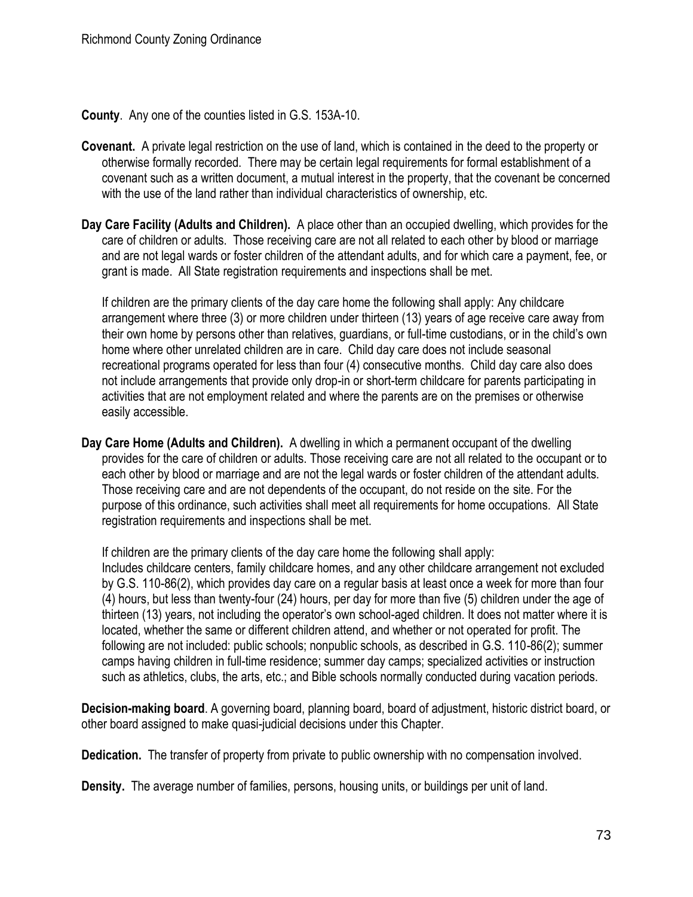**County**. Any one of the counties listed in G.S. 153A-10.

**Covenant.** A private legal restriction on the use of land, which is contained in the deed to the property or otherwise formally recorded. There may be certain legal requirements for formal establishment of a covenant such as a written document, a mutual interest in the property, that the covenant be concerned with the use of the land rather than individual characteristics of ownership, etc.

**Day Care Facility (Adults and Children).** A place other than an occupied dwelling, which provides for the care of children or adults. Those receiving care are not all related to each other by blood or marriage and are not legal wards or foster children of the attendant adults, and for which care a payment, fee, or grant is made. All State registration requirements and inspections shall be met.

If children are the primary clients of the day care home the following shall apply: Any childcare arrangement where three (3) or more children under thirteen (13) years of age receive care away from their own home by persons other than relatives, guardians, or full-time custodians, or in the child's own home where other unrelated children are in care. Child day care does not include seasonal recreational programs operated for less than four (4) consecutive months. Child day care also does not include arrangements that provide only drop-in or short-term childcare for parents participating in activities that are not employment related and where the parents are on the premises or otherwise easily accessible.

**Day Care Home (Adults and Children).** A dwelling in which a permanent occupant of the dwelling provides for the care of children or adults. Those receiving care are not all related to the occupant or to each other by blood or marriage and are not the legal wards or foster children of the attendant adults. Those receiving care and are not dependents of the occupant, do not reside on the site. For the purpose of this ordinance, such activities shall meet all requirements for home occupations. All State registration requirements and inspections shall be met.

If children are the primary clients of the day care home the following shall apply:
Includes childcare centers, family childcare homes, and any other childcare arrangement not excluded by G.S. 110-86(2), which provides day care on a regular basis at least once a week for more than four (4) hours, but less than twenty-four (24) hours, per day for more than five (5) children under the age of thirteen (13) years, not including the operator's own school-aged children. It does not matter where it is located, whether the same or different children attend, and whether or not operated for profit. The following are not included: public schools; nonpublic schools, as described in G.S. 110-86(2); summer camps having children in full-time residence; summer day camps; specialized activities or instruction such as athletics, clubs, the arts, etc.; and Bible schools normally conducted during vacation periods.

**Decision-making board**. A governing board, planning board, board of adjustment, historic district board, or other board assigned to make quasi-judicial decisions under this Chapter.

**Dedication.** The transfer of property from private to public ownership with no compensation involved.

**Density.** The average number of families, persons, housing units, or buildings per unit of land.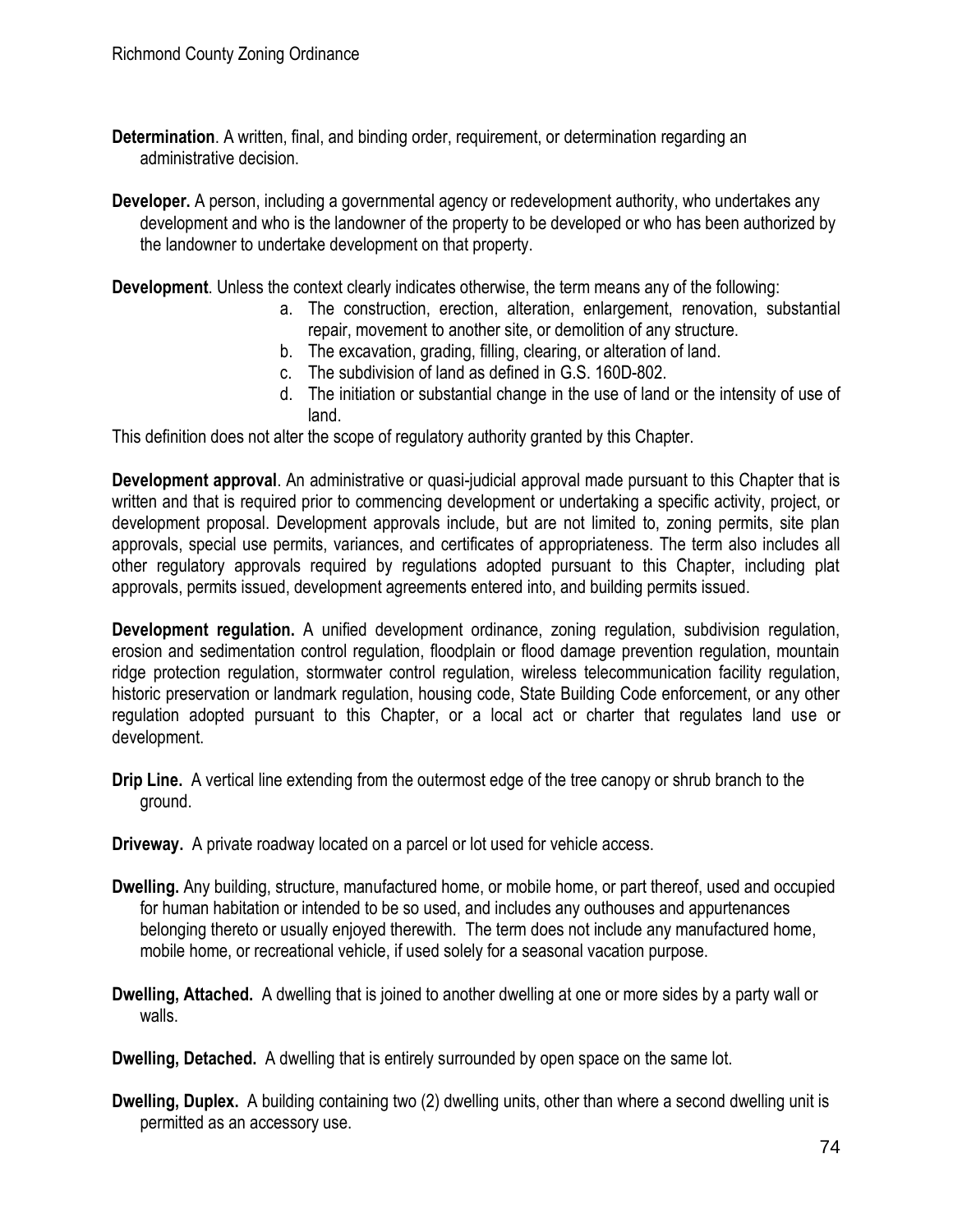**Determination**. A written, final, and binding order, requirement, or determination regarding an administrative decision.

**Developer.** A person, including a governmental agency or redevelopment authority, who undertakes any development and who is the landowner of the property to be developed or who has been authorized by the landowner to undertake development on that property.

**Development**. Unless the context clearly indicates otherwise, the term means any of the following:

a. The construction, erection, alteration, enlargement, renovation, substantial repair, movement to another site, or demolition of any structure.
b. The excavation, grading, filling, clearing, or alteration of land.
c. The subdivision of land as defined in G.S. 160D-802.
d. The initiation or substantial change in the use of land or the intensity of use of land.

This definition does not alter the scope of regulatory authority granted by this Chapter.

**Development approval**. An administrative or quasi-judicial approval made pursuant to this Chapter that is written and that is required prior to commencing development or undertaking a specific activity, project, or development proposal. Development approvals include, but are not limited to, zoning permits, site plan approvals, special use permits, variances, and certificates of appropriateness. The term also includes all other regulatory approvals required by regulations adopted pursuant to this Chapter, including plat approvals, permits issued, development agreements entered into, and building permits issued.

**Development regulation.** A unified development ordinance, zoning regulation, subdivision regulation, erosion and sedimentation control regulation, floodplain or flood damage prevention regulation, mountain ridge protection regulation, stormwater control regulation, wireless telecommunication facility regulation, historic preservation or landmark regulation, housing code, State Building Code enforcement, or any other regulation adopted pursuant to this Chapter, or a local act or charter that regulates land use or development.

**Drip Line.** A vertical line extending from the outermost edge of the tree canopy or shrub branch to the ground.

**Driveway.** A private roadway located on a parcel or lot used for vehicle access.

**Dwelling.** Any building, structure, manufactured home, or mobile home, or part thereof, used and occupied for human habitation or intended to be so used, and includes any outhouses and appurtenances belonging thereto or usually enjoyed therewith. The term does not include any manufactured home, mobile home, or recreational vehicle, if used solely for a seasonal vacation purpose.

**Dwelling, Attached.** A dwelling that is joined to another dwelling at one or more sides by a party wall or walls.

**Dwelling, Detached.** A dwelling that is entirely surrounded by open space on the same lot.

**Dwelling, Duplex.** A building containing two (2) dwelling units, other than where a second dwelling unit is permitted as an accessory use.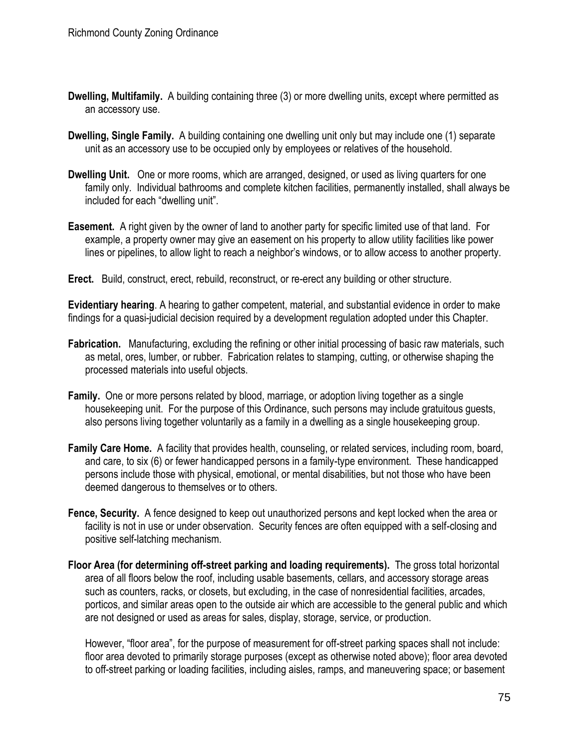**Dwelling, Multifamily.** A building containing three (3) or more dwelling units, except where permitted as an accessory use.

**Dwelling, Single Family.** A building containing one dwelling unit only but may include one (1) separate unit as an accessory use to be occupied only by employees or relatives of the household.

**Dwelling Unit.** One or more rooms, which are arranged, designed, or used as living quarters for one family only. Individual bathrooms and complete kitchen facilities, permanently installed, shall always be included for each "dwelling unit".

**Easement.** A right given by the owner of land to another party for specific limited use of that land. For example, a property owner may give an easement on his property to allow utility facilities like power lines or pipelines, to allow light to reach a neighbor's windows, or to allow access to another property.

**Erect.** Build, construct, erect, rebuild, reconstruct, or re-erect any building or other structure.

**Evidentiary hearing**. A hearing to gather competent, material, and substantial evidence in order to make findings for a quasi-judicial decision required by a development regulation adopted under this Chapter.

**Fabrication.** Manufacturing, excluding the refining or other initial processing of basic raw materials, such as metal, ores, lumber, or rubber. Fabrication relates to stamping, cutting, or otherwise shaping the processed materials into useful objects.

**Family.** One or more persons related by blood, marriage, or adoption living together as a single housekeeping unit. For the purpose of this Ordinance, such persons may include gratuitous guests, also persons living together voluntarily as a family in a dwelling as a single housekeeping group.

**Family Care Home.** A facility that provides health, counseling, or related services, including room, board, and care, to six (6) or fewer handicapped persons in a family-type environment. These handicapped persons include those with physical, emotional, or mental disabilities, but not those who have been deemed dangerous to themselves or to others.

**Fence, Security.** A fence designed to keep out unauthorized persons and kept locked when the area or facility is not in use or under observation. Security fences are often equipped with a self-closing and positive self-latching mechanism.

**Floor Area (for determining off-street parking and loading requirements).** The gross total horizontal area of all floors below the roof, including usable basements, cellars, and accessory storage areas such as counters, racks, or closets, but excluding, in the case of nonresidential facilities, arcades, porticos, and similar areas open to the outside air which are accessible to the general public and which are not designed or used as areas for sales, display, storage, service, or production.

However, "floor area", for the purpose of measurement for off-street parking spaces shall not include: floor area devoted to primarily storage purposes (except as otherwise noted above); floor area devoted to off-street parking or loading facilities, including aisles, ramps, and maneuvering space; or basement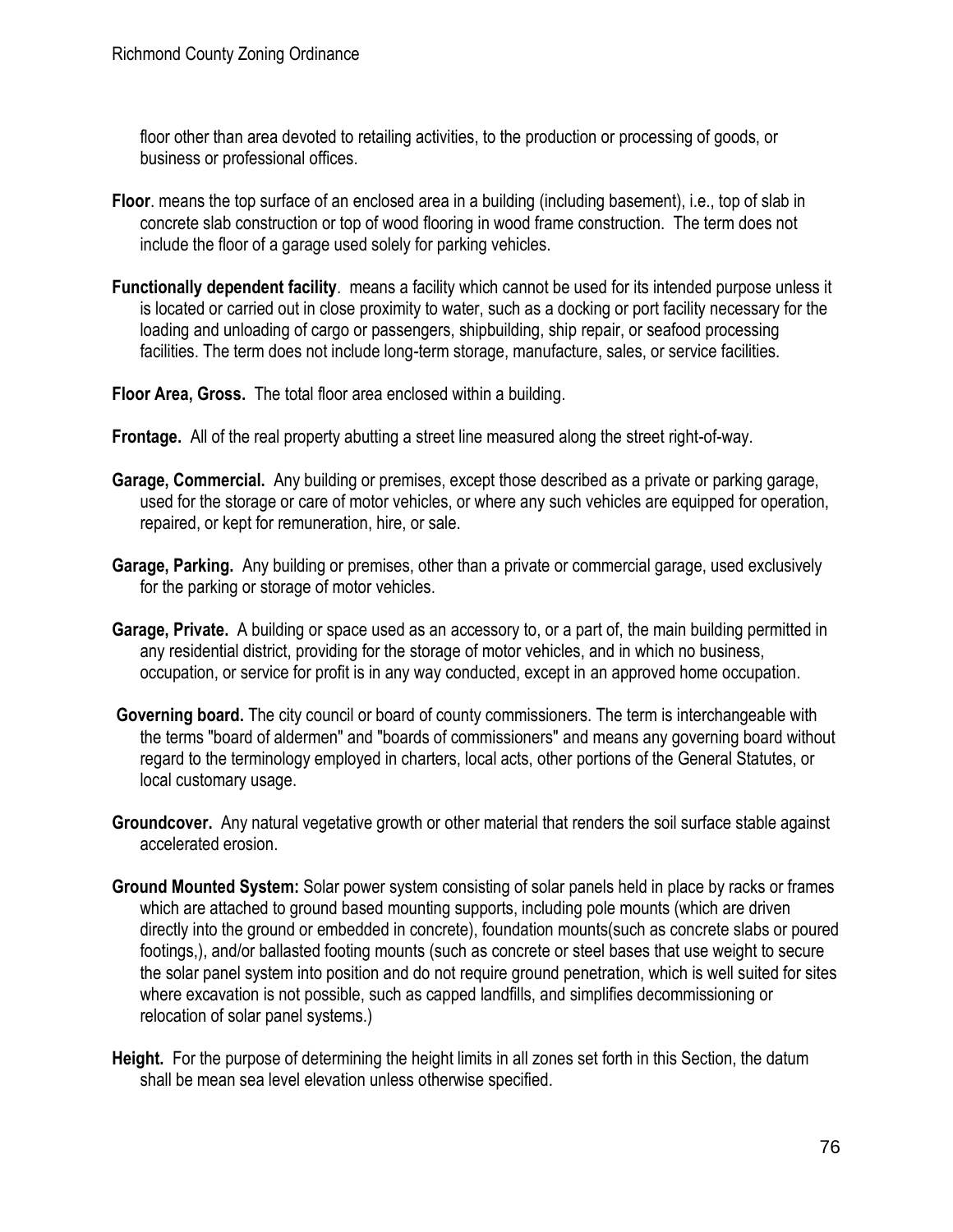floor other than area devoted to retailing activities, to the production or processing of goods, or business or professional offices.

**Floor**. means the top surface of an enclosed area in a building (including basement), i.e., top of slab in concrete slab construction or top of wood flooring in wood frame construction. The term does not include the floor of a garage used solely for parking vehicles.

**Functionally dependent facility**. means a facility which cannot be used for its intended purpose unless it is located or carried out in close proximity to water, such as a docking or port facility necessary for the loading and unloading of cargo or passengers, shipbuilding, ship repair, or seafood processing facilities. The term does not include long-term storage, manufacture, sales, or service facilities.

**Floor Area, Gross.** The total floor area enclosed within a building.

**Frontage.** All of the real property abutting a street line measured along the street right-of-way.

**Garage, Commercial.** Any building or premises, except those described as a private or parking garage, used for the storage or care of motor vehicles, or where any such vehicles are equipped for operation, repaired, or kept for remuneration, hire, or sale.

**Garage, Parking.** Any building or premises, other than a private or commercial garage, used exclusively for the parking or storage of motor vehicles.

**Garage, Private.** A building or space used as an accessory to, or a part of, the main building permitted in any residential district, providing for the storage of motor vehicles, and in which no business, occupation, or service for profit is in any way conducted, except in an approved home occupation.

**Governing board.** The city council or board of county commissioners. The term is interchangeable with the terms "board of aldermen" and "boards of commissioners" and means any governing board without regard to the terminology employed in charters, local acts, other portions of the General Statutes, or local customary usage.

**Groundcover.** Any natural vegetative growth or other material that renders the soil surface stable against accelerated erosion.

**Ground Mounted System:** Solar power system consisting of solar panels held in place by racks or frames which are attached to ground based mounting supports, including pole mounts (which are driven directly into the ground or embedded in concrete), foundation mounts(such as concrete slabs or poured footings,), and/or ballasted footing mounts (such as concrete or steel bases that use weight to secure the solar panel system into position and do not require ground penetration, which is well suited for sites where excavation is not possible, such as capped landfills, and simplifies decommissioning or relocation of solar panel systems.)

**Height.** For the purpose of determining the height limits in all zones set forth in this Section, the datum shall be mean sea level elevation unless otherwise specified.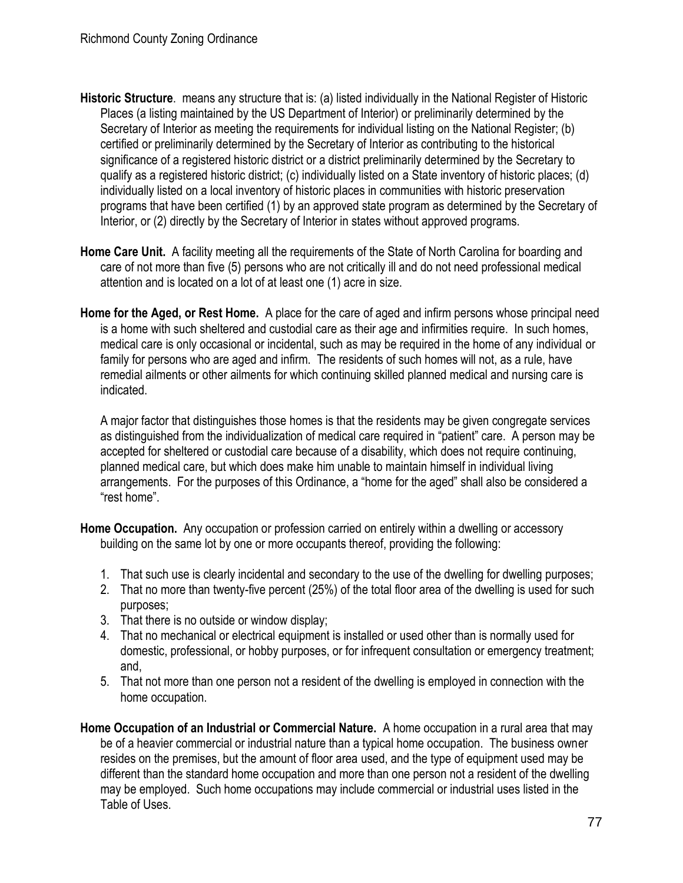**Historic Structure**. means any structure that is: (a) listed individually in the National Register of Historic Places (a listing maintained by the US Department of Interior) or preliminarily determined by the Secretary of Interior as meeting the requirements for individual listing on the National Register; (b) certified or preliminarily determined by the Secretary of Interior as contributing to the historical significance of a registered historic district or a district preliminarily determined by the Secretary to qualify as a registered historic district; (c) individually listed on a State inventory of historic places; (d) individually listed on a local inventory of historic places in communities with historic preservation programs that have been certified (1) by an approved state program as determined by the Secretary of Interior, or (2) directly by the Secretary of Interior in states without approved programs.

**Home Care Unit.** A facility meeting all the requirements of the State of North Carolina for boarding and care of not more than five (5) persons who are not critically ill and do not need professional medical attention and is located on a lot of at least one (1) acre in size.

**Home for the Aged, or Rest Home.** A place for the care of aged and infirm persons whose principal need is a home with such sheltered and custodial care as their age and infirmities require. In such homes, medical care is only occasional or incidental, such as may be required in the home of any individual or family for persons who are aged and infirm. The residents of such homes will not, as a rule, have remedial ailments or other ailments for which continuing skilled planned medical and nursing care is indicated.

A major factor that distinguishes those homes is that the residents may be given congregate services as distinguished from the individualization of medical care required in "patient" care. A person may be accepted for sheltered or custodial care because of a disability, which does not require continuing, planned medical care, but which does make him unable to maintain himself in individual living arrangements. For the purposes of this Ordinance, a "home for the aged" shall also be considered a "rest home".

**Home Occupation.** Any occupation or profession carried on entirely within a dwelling or accessory building on the same lot by one or more occupants thereof, providing the following:

1. That such use is clearly incidental and secondary to the use of the dwelling for dwelling purposes;
2. That no more than twenty-five percent (25%) of the total floor area of the dwelling is used for such purposes;
3. That there is no outside or window display;
4. That no mechanical or electrical equipment is installed or used other than is normally used for domestic, professional, or hobby purposes, or for infrequent consultation or emergency treatment; and,
5. That not more than one person not a resident of the dwelling is employed in connection with the home occupation.

**Home Occupation of an Industrial or Commercial Nature.** A home occupation in a rural area that may be of a heavier commercial or industrial nature than a typical home occupation. The business owner resides on the premises, but the amount of floor area used, and the type of equipment used may be different than the standard home occupation and more than one person not a resident of the dwelling may be employed. Such home occupations may include commercial or industrial uses listed in the Table of Uses.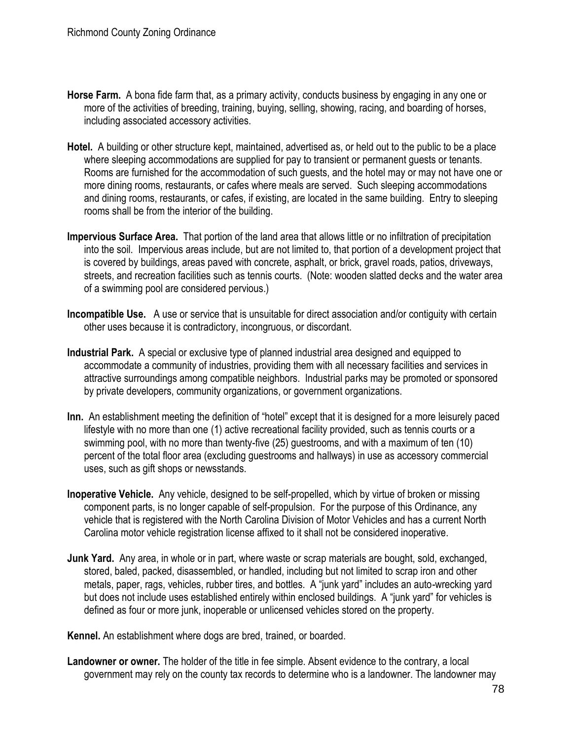**Horse Farm.** A bona fide farm that, as a primary activity, conducts business by engaging in any one or more of the activities of breeding, training, buying, selling, showing, racing, and boarding of horses, including associated accessory activities.

**Hotel.** A building or other structure kept, maintained, advertised as, or held out to the public to be a place where sleeping accommodations are supplied for pay to transient or permanent guests or tenants. Rooms are furnished for the accommodation of such guests, and the hotel may or may not have one or more dining rooms, restaurants, or cafes where meals are served. Such sleeping accommodations and dining rooms, restaurants, or cafes, if existing, are located in the same building. Entry to sleeping rooms shall be from the interior of the building.

**Impervious Surface Area.** That portion of the land area that allows little or no infiltration of precipitation into the soil. Impervious areas include, but are not limited to, that portion of a development project that is covered by buildings, areas paved with concrete, asphalt, or brick, gravel roads, patios, driveways, streets, and recreation facilities such as tennis courts. (Note: wooden slatted decks and the water area of a swimming pool are considered pervious.)

**Incompatible Use.** A use or service that is unsuitable for direct association and/or contiguity with certain other uses because it is contradictory, incongruous, or discordant.

**Industrial Park.** A special or exclusive type of planned industrial area designed and equipped to accommodate a community of industries, providing them with all necessary facilities and services in attractive surroundings among compatible neighbors. Industrial parks may be promoted or sponsored by private developers, community organizations, or government organizations.

**Inn.** An establishment meeting the definition of "hotel" except that it is designed for a more leisurely paced lifestyle with no more than one (1) active recreational facility provided, such as tennis courts or a swimming pool, with no more than twenty-five (25) guestrooms, and with a maximum of ten (10) percent of the total floor area (excluding guestrooms and hallways) in use as accessory commercial uses, such as gift shops or newsstands.

**Inoperative Vehicle.** Any vehicle, designed to be self-propelled, which by virtue of broken or missing component parts, is no longer capable of self-propulsion. For the purpose of this Ordinance, any vehicle that is registered with the North Carolina Division of Motor Vehicles and has a current North Carolina motor vehicle registration license affixed to it shall not be considered inoperative.

**Junk Yard.** Any area, in whole or in part, where waste or scrap materials are bought, sold, exchanged, stored, baled, packed, disassembled, or handled, including but not limited to scrap iron and other metals, paper, rags, vehicles, rubber tires, and bottles. A "junk yard" includes an auto-wrecking yard but does not include uses established entirely within enclosed buildings. A "junk yard" for vehicles is defined as four or more junk, inoperable or unlicensed vehicles stored on the property.

**Kennel.** An establishment where dogs are bred, trained, or boarded.

**Landowner or owner.** The holder of the title in fee simple. Absent evidence to the contrary, a local government may rely on the county tax records to determine who is a landowner. The landowner may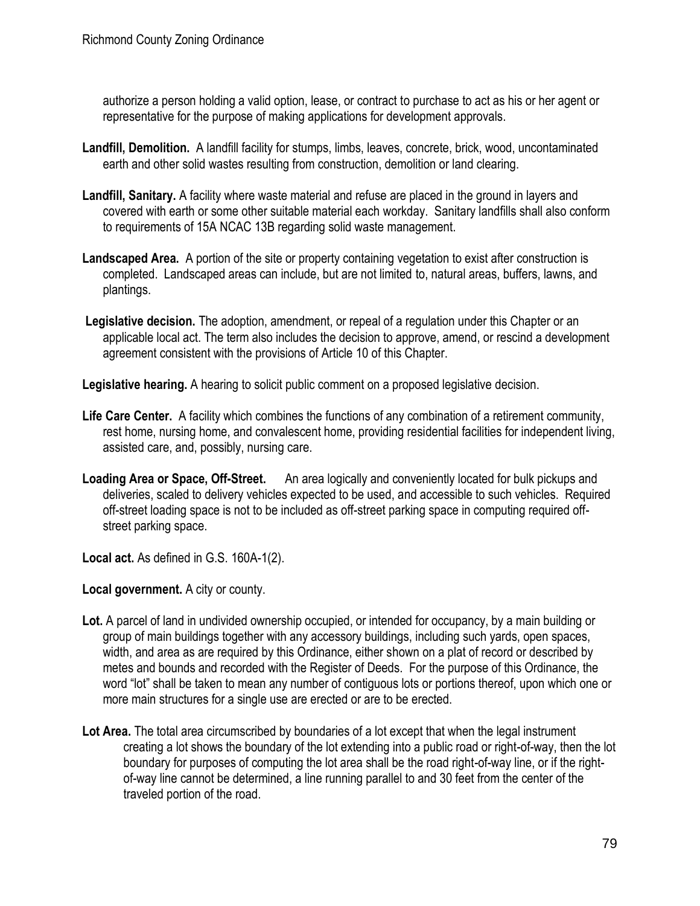authorize a person holding a valid option, lease, or contract to purchase to act as his or her agent or representative for the purpose of making applications for development approvals.

**Landfill, Demolition.** A landfill facility for stumps, limbs, leaves, concrete, brick, wood, uncontaminated earth and other solid wastes resulting from construction, demolition or land clearing.

**Landfill, Sanitary.** A facility where waste material and refuse are placed in the ground in layers and covered with earth or some other suitable material each workday. Sanitary landfills shall also conform to requirements of 15A NCAC 13B regarding solid waste management.

**Landscaped Area.** A portion of the site or property containing vegetation to exist after construction is completed. Landscaped areas can include, but are not limited to, natural areas, buffers, lawns, and plantings.

**Legislative decision.** The adoption, amendment, or repeal of a regulation under this Chapter or an applicable local act. The term also includes the decision to approve, amend, or rescind a development agreement consistent with the provisions of Article 10 of this Chapter.

**Legislative hearing.** A hearing to solicit public comment on a proposed legislative decision.

**Life Care Center.** A facility which combines the functions of any combination of a retirement community, rest home, nursing home, and convalescent home, providing residential facilities for independent living, assisted care, and, possibly, nursing care.

**Loading Area or Space, Off-Street.** An area logically and conveniently located for bulk pickups and deliveries, scaled to delivery vehicles expected to be used, and accessible to such vehicles. Required off-street loading space is not to be included as off-street parking space in computing required off-street parking space.

**Local act.** As defined in G.S. 160A-1(2).

**Local government.** A city or county.

**Lot.** A parcel of land in undivided ownership occupied, or intended for occupancy, by a main building or group of main buildings together with any accessory buildings, including such yards, open spaces, width, and area as are required by this Ordinance, either shown on a plat of record or described by metes and bounds and recorded with the Register of Deeds. For the purpose of this Ordinance, the word "lot" shall be taken to mean any number of contiguous lots or portions thereof, upon which one or more main structures for a single use are erected or are to be erected.

**Lot Area.** The total area circumscribed by boundaries of a lot except that when the legal instrument creating a lot shows the boundary of the lot extending into a public road or right-of-way, then the lot boundary for purposes of computing the lot area shall be the road right-of-way line, or if the right-of-way line cannot be determined, a line running parallel to and 30 feet from the center of the traveled portion of the road.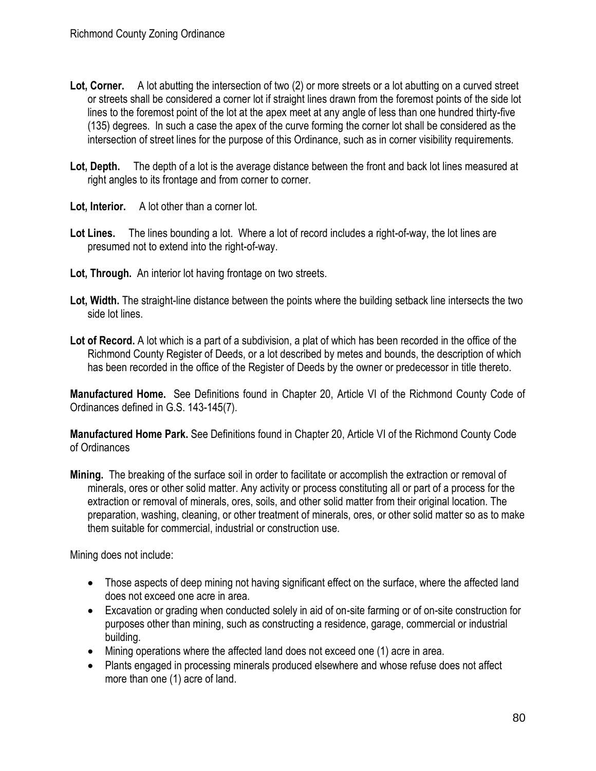**Lot, Corner.** A lot abutting the intersection of two (2) or more streets or a lot abutting on a curved street or streets shall be considered a corner lot if straight lines drawn from the foremost points of the side lot lines to the foremost point of the lot at the apex meet at any angle of less than one hundred thirty-five (135) degrees. In such a case the apex of the curve forming the corner lot shall be considered as the intersection of street lines for the purpose of this Ordinance, such as in corner visibility requirements.

**Lot, Depth.** The depth of a lot is the average distance between the front and back lot lines measured at right angles to its frontage and from corner to corner.

**Lot, Interior.** A lot other than a corner lot.

**Lot Lines.** The lines bounding a lot. Where a lot of record includes a right-of-way, the lot lines are presumed not to extend into the right-of-way.

**Lot, Through.** An interior lot having frontage on two streets.

**Lot, Width.** The straight-line distance between the points where the building setback line intersects the two side lot lines.

**Lot of Record.** A lot which is a part of a subdivision, a plat of which has been recorded in the office of the Richmond County Register of Deeds, or a lot described by metes and bounds, the description of which has been recorded in the office of the Register of Deeds by the owner or predecessor in title thereto.

**Manufactured Home.** See Definitions found in Chapter 20, Article VI of the Richmond County Code of Ordinances defined in G.S. 143-145(7).

**Manufactured Home Park.** See Definitions found in Chapter 20, Article VI of the Richmond County Code of Ordinances

**Mining.** The breaking of the surface soil in order to facilitate or accomplish the extraction or removal of minerals, ores or other solid matter. Any activity or process constituting all or part of a process for the extraction or removal of minerals, ores, soils, and other solid matter from their original location. The preparation, washing, cleaning, or other treatment of minerals, ores, or other solid matter so as to make them suitable for commercial, industrial or construction use.

Mining does not include:

- Those aspects of deep mining not having significant effect on the surface, where the affected land does not exceed one acre in area.
- Excavation or grading when conducted solely in aid of on-site farming or of on-site construction for purposes other than mining, such as constructing a residence, garage, commercial or industrial building.
- Mining operations where the affected land does not exceed one (1) acre in area.
- Plants engaged in processing minerals produced elsewhere and whose refuse does not affect more than one (1) acre of land.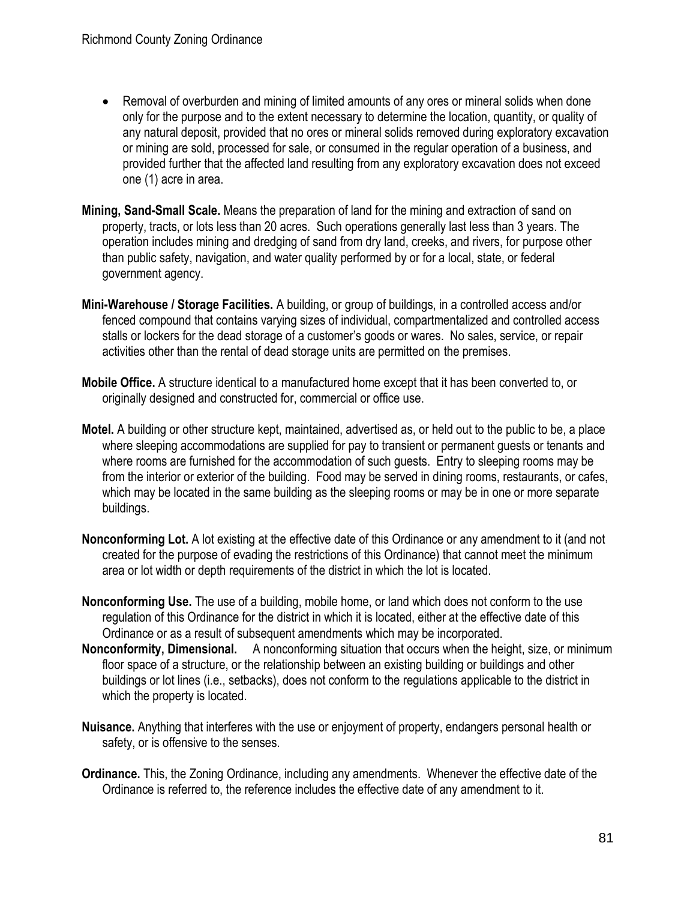- Removal of overburden and mining of limited amounts of any ores or mineral solids when done only for the purpose and to the extent necessary to determine the location, quantity, or quality of any natural deposit, provided that no ores or mineral solids removed during exploratory excavation or mining are sold, processed for sale, or consumed in the regular operation of a business, and provided further that the affected land resulting from any exploratory excavation does not exceed one (1) acre in area.

**Mining, Sand-Small Scale.** Means the preparation of land for the mining and extraction of sand on property, tracts, or lots less than 20 acres. Such operations generally last less than 3 years. The operation includes mining and dredging of sand from dry land, creeks, and rivers, for purpose other than public safety, navigation, and water quality performed by or for a local, state, or federal government agency.

**Mini-Warehouse / Storage Facilities.** A building, or group of buildings, in a controlled access and/or fenced compound that contains varying sizes of individual, compartmentalized and controlled access stalls or lockers for the dead storage of a customer's goods or wares. No sales, service, or repair activities other than the rental of dead storage units are permitted on the premises.

**Mobile Office.** A structure identical to a manufactured home except that it has been converted to, or originally designed and constructed for, commercial or office use.

**Motel.** A building or other structure kept, maintained, advertised as, or held out to the public to be, a place where sleeping accommodations are supplied for pay to transient or permanent guests or tenants and where rooms are furnished for the accommodation of such guests. Entry to sleeping rooms may be from the interior or exterior of the building. Food may be served in dining rooms, restaurants, or cafes, which may be located in the same building as the sleeping rooms or may be in one or more separate buildings.

**Nonconforming Lot.** A lot existing at the effective date of this Ordinance or any amendment to it (and not created for the purpose of evading the restrictions of this Ordinance) that cannot meet the minimum area or lot width or depth requirements of the district in which the lot is located.

**Nonconforming Use.** The use of a building, mobile home, or land which does not conform to the use regulation of this Ordinance for the district in which it is located, either at the effective date of this Ordinance or as a result of subsequent amendments which may be incorporated.

**Nonconformity, Dimensional.** A nonconforming situation that occurs when the height, size, or minimum floor space of a structure, or the relationship between an existing building or buildings and other buildings or lot lines (i.e., setbacks), does not conform to the regulations applicable to the district in which the property is located.

**Nuisance.** Anything that interferes with the use or enjoyment of property, endangers personal health or safety, or is offensive to the senses.

**Ordinance.** This, the Zoning Ordinance, including any amendments. Whenever the effective date of the Ordinance is referred to, the reference includes the effective date of any amendment to it.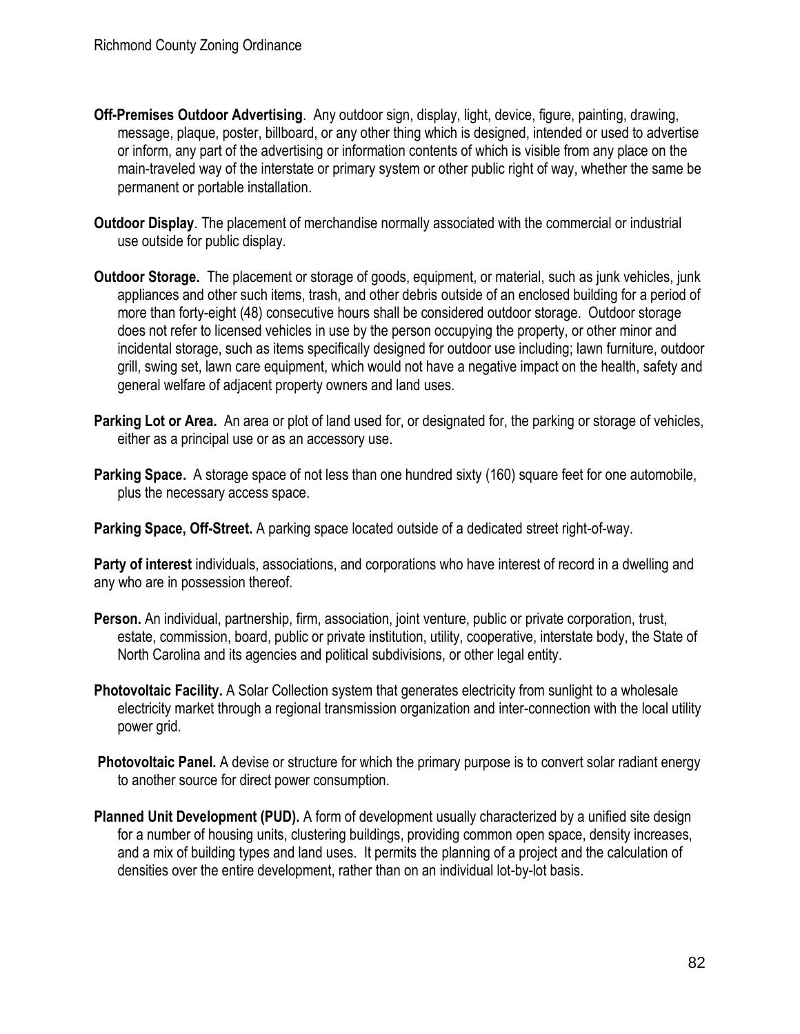**Off-Premises Outdoor Advertising**. Any outdoor sign, display, light, device, figure, painting, drawing, message, plaque, poster, billboard, or any other thing which is designed, intended or used to advertise or inform, any part of the advertising or information contents of which is visible from any place on the main-traveled way of the interstate or primary system or other public right of way, whether the same be permanent or portable installation.

**Outdoor Display**. The placement of merchandise normally associated with the commercial or industrial use outside for public display.

**Outdoor Storage.** The placement or storage of goods, equipment, or material, such as junk vehicles, junk appliances and other such items, trash, and other debris outside of an enclosed building for a period of more than forty-eight (48) consecutive hours shall be considered outdoor storage. Outdoor storage does not refer to licensed vehicles in use by the person occupying the property, or other minor and incidental storage, such as items specifically designed for outdoor use including; lawn furniture, outdoor grill, swing set, lawn care equipment, which would not have a negative impact on the health, safety and general welfare of adjacent property owners and land uses.

**Parking Lot or Area.** An area or plot of land used for, or designated for, the parking or storage of vehicles, either as a principal use or as an accessory use.

**Parking Space.** A storage space of not less than one hundred sixty (160) square feet for one automobile, plus the necessary access space.

**Parking Space, Off-Street.** A parking space located outside of a dedicated street right-of-way.

**Party of interest** individuals, associations, and corporations who have interest of record in a dwelling and any who are in possession thereof.

**Person.** An individual, partnership, firm, association, joint venture, public or private corporation, trust, estate, commission, board, public or private institution, utility, cooperative, interstate body, the State of North Carolina and its agencies and political subdivisions, or other legal entity.

**Photovoltaic Facility.** A Solar Collection system that generates electricity from sunlight to a wholesale electricity market through a regional transmission organization and inter-connection with the local utility power grid.

**Photovoltaic Panel.** A devise or structure for which the primary purpose is to convert solar radiant energy to another source for direct power consumption.

**Planned Unit Development (PUD).** A form of development usually characterized by a unified site design for a number of housing units, clustering buildings, providing common open space, density increases, and a mix of building types and land uses. It permits the planning of a project and the calculation of densities over the entire development, rather than on an individual lot-by-lot basis.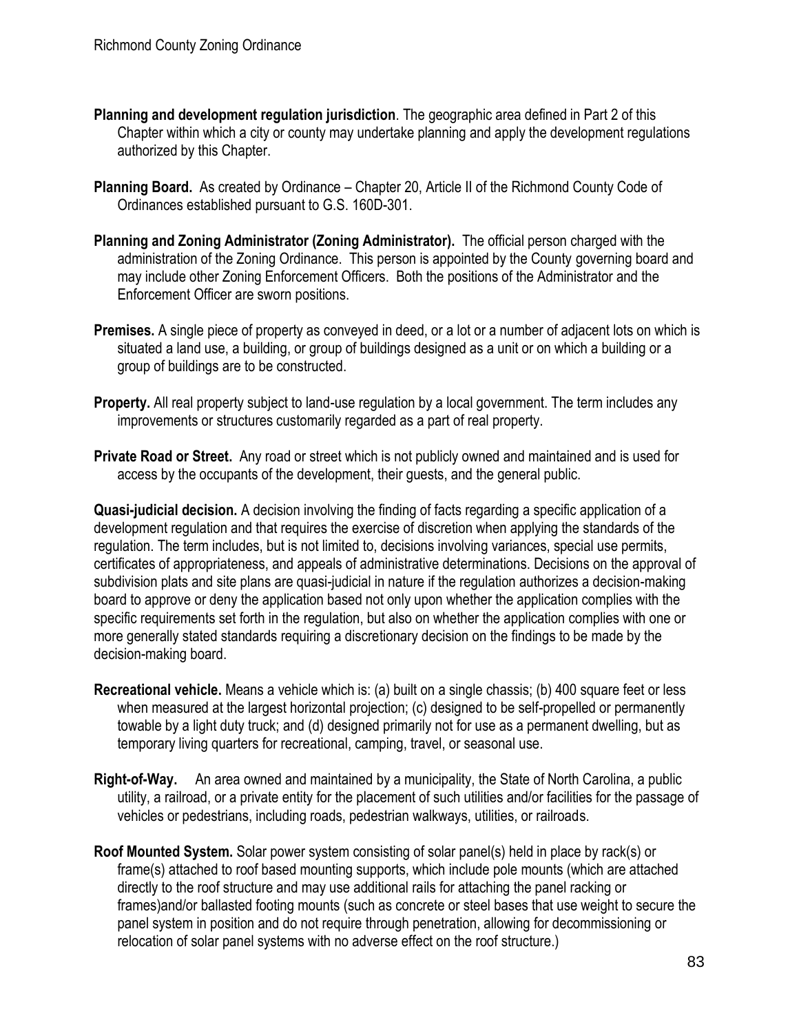**Planning and development regulation jurisdiction**. The geographic area defined in Part 2 of this Chapter within which a city or county may undertake planning and apply the development regulations authorized by this Chapter.

**Planning Board.** As created by Ordinance – Chapter 20, Article II of the Richmond County Code of Ordinances established pursuant to G.S. 160D-301.

**Planning and Zoning Administrator (Zoning Administrator).** The official person charged with the administration of the Zoning Ordinance. This person is appointed by the County governing board and may include other Zoning Enforcement Officers. Both the positions of the Administrator and the Enforcement Officer are sworn positions.

**Premises.** A single piece of property as conveyed in deed, or a lot or a number of adjacent lots on which is situated a land use, a building, or group of buildings designed as a unit or on which a building or a group of buildings are to be constructed.

**Property.** All real property subject to land-use regulation by a local government. The term includes any improvements or structures customarily regarded as a part of real property.

**Private Road or Street.** Any road or street which is not publicly owned and maintained and is used for access by the occupants of the development, their guests, and the general public.

**Quasi-judicial decision.** A decision involving the finding of facts regarding a specific application of a development regulation and that requires the exercise of discretion when applying the standards of the regulation. The term includes, but is not limited to, decisions involving variances, special use permits, certificates of appropriateness, and appeals of administrative determinations. Decisions on the approval of subdivision plats and site plans are quasi-judicial in nature if the regulation authorizes a decision-making board to approve or deny the application based not only upon whether the application complies with the specific requirements set forth in the regulation, but also on whether the application complies with one or more generally stated standards requiring a discretionary decision on the findings to be made by the decision-making board.

**Recreational vehicle.** Means a vehicle which is: (a) built on a single chassis; (b) 400 square feet or less when measured at the largest horizontal projection; (c) designed to be self-propelled or permanently towable by a light duty truck; and (d) designed primarily not for use as a permanent dwelling, but as temporary living quarters for recreational, camping, travel, or seasonal use.

**Right-of-Way.** An area owned and maintained by a municipality, the State of North Carolina, a public utility, a railroad, or a private entity for the placement of such utilities and/or facilities for the passage of vehicles or pedestrians, including roads, pedestrian walkways, utilities, or railroads.

**Roof Mounted System.** Solar power system consisting of solar panel(s) held in place by rack(s) or frame(s) attached to roof based mounting supports, which include pole mounts (which are attached directly to the roof structure and may use additional rails for attaching the panel racking or frames)and/or ballasted footing mounts (such as concrete or steel bases that use weight to secure the panel system in position and do not require through penetration, allowing for decommissioning or relocation of solar panel systems with no adverse effect on the roof structure.)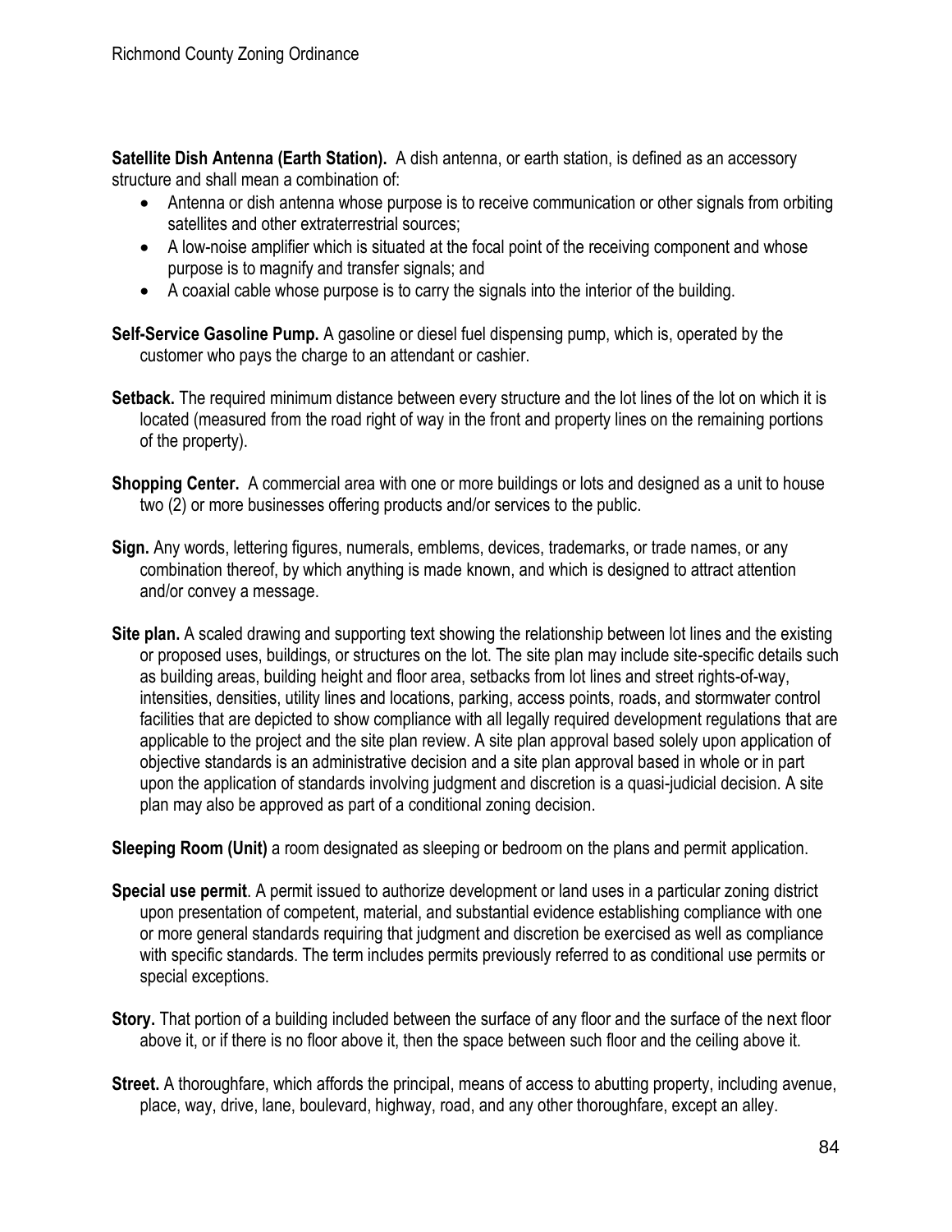**Satellite Dish Antenna (Earth Station).** A dish antenna, or earth station, is defined as an accessory structure and shall mean a combination of:

- Antenna or dish antenna whose purpose is to receive communication or other signals from orbiting satellites and other extraterrestrial sources;
- A low-noise amplifier which is situated at the focal point of the receiving component and whose purpose is to magnify and transfer signals; and
- A coaxial cable whose purpose is to carry the signals into the interior of the building.

**Self-Service Gasoline Pump.** A gasoline or diesel fuel dispensing pump, which is, operated by the customer who pays the charge to an attendant or cashier.

**Setback.** The required minimum distance between every structure and the lot lines of the lot on which it is located (measured from the road right of way in the front and property lines on the remaining portions of the property).

**Shopping Center.** A commercial area with one or more buildings or lots and designed as a unit to house two (2) or more businesses offering products and/or services to the public.

**Sign.** Any words, lettering figures, numerals, emblems, devices, trademarks, or trade names, or any combination thereof, by which anything is made known, and which is designed to attract attention and/or convey a message.

**Site plan.** A scaled drawing and supporting text showing the relationship between lot lines and the existing or proposed uses, buildings, or structures on the lot. The site plan may include site-specific details such as building areas, building height and floor area, setbacks from lot lines and street rights-of-way, intensities, densities, utility lines and locations, parking, access points, roads, and stormwater control facilities that are depicted to show compliance with all legally required development regulations that are applicable to the project and the site plan review. A site plan approval based solely upon application of objective standards is an administrative decision and a site plan approval based in whole or in part upon the application of standards involving judgment and discretion is a quasi-judicial decision. A site plan may also be approved as part of a conditional zoning decision.

**Sleeping Room (Unit)** a room designated as sleeping or bedroom on the plans and permit application.

**Special use permit**. A permit issued to authorize development or land uses in a particular zoning district upon presentation of competent, material, and substantial evidence establishing compliance with one or more general standards requiring that judgment and discretion be exercised as well as compliance with specific standards. The term includes permits previously referred to as conditional use permits or special exceptions.

**Story.** That portion of a building included between the surface of any floor and the surface of the next floor above it, or if there is no floor above it, then the space between such floor and the ceiling above it.

**Street.** A thoroughfare, which affords the principal, means of access to abutting property, including avenue, place, way, drive, lane, boulevard, highway, road, and any other thoroughfare, except an alley.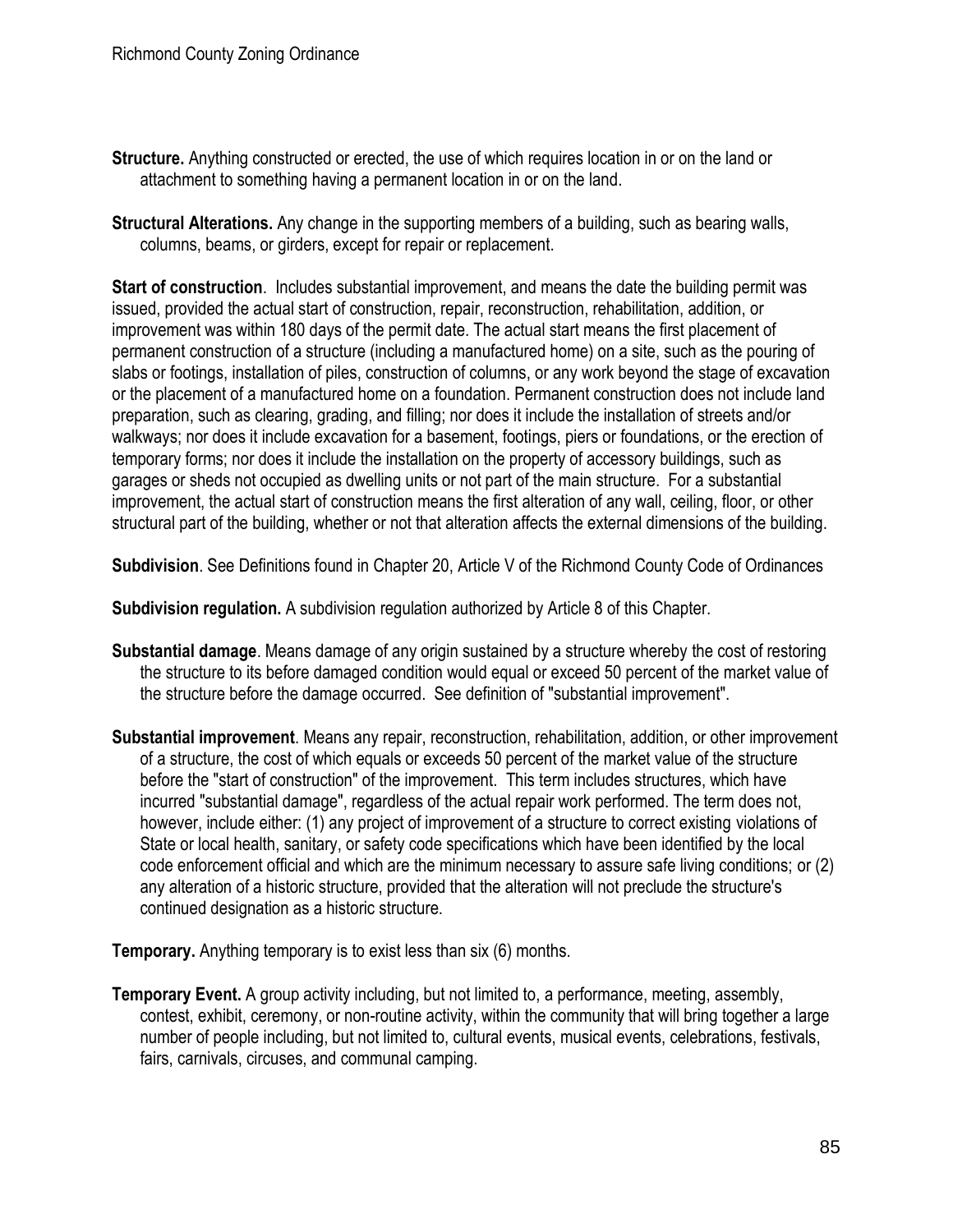**Structure.** Anything constructed or erected, the use of which requires location in or on the land or attachment to something having a permanent location in or on the land.

**Structural Alterations.** Any change in the supporting members of a building, such as bearing walls, columns, beams, or girders, except for repair or replacement.

**Start of construction**. Includes substantial improvement, and means the date the building permit was issued, provided the actual start of construction, repair, reconstruction, rehabilitation, addition, or improvement was within 180 days of the permit date. The actual start means the first placement of permanent construction of a structure (including a manufactured home) on a site, such as the pouring of slabs or footings, installation of piles, construction of columns, or any work beyond the stage of excavation or the placement of a manufactured home on a foundation. Permanent construction does not include land preparation, such as clearing, grading, and filling; nor does it include the installation of streets and/or walkways; nor does it include excavation for a basement, footings, piers or foundations, or the erection of temporary forms; nor does it include the installation on the property of accessory buildings, such as garages or sheds not occupied as dwelling units or not part of the main structure. For a substantial improvement, the actual start of construction means the first alteration of any wall, ceiling, floor, or other structural part of the building, whether or not that alteration affects the external dimensions of the building.

**Subdivision**. See Definitions found in Chapter 20, Article V of the Richmond County Code of Ordinances

**Subdivision regulation.** A subdivision regulation authorized by Article 8 of this Chapter.

**Substantial damage**. Means damage of any origin sustained by a structure whereby the cost of restoring the structure to its before damaged condition would equal or exceed 50 percent of the market value of the structure before the damage occurred. See definition of "substantial improvement".

**Substantial improvement**. Means any repair, reconstruction, rehabilitation, addition, or other improvement of a structure, the cost of which equals or exceeds 50 percent of the market value of the structure before the "start of construction" of the improvement. This term includes structures, which have incurred "substantial damage", regardless of the actual repair work performed. The term does not, however, include either: (1) any project of improvement of a structure to correct existing violations of State or local health, sanitary, or safety code specifications which have been identified by the local code enforcement official and which are the minimum necessary to assure safe living conditions; or (2) any alteration of a historic structure, provided that the alteration will not preclude the structure's continued designation as a historic structure.

**Temporary.** Anything temporary is to exist less than six (6) months.

**Temporary Event.** A group activity including, but not limited to, a performance, meeting, assembly, contest, exhibit, ceremony, or non-routine activity, within the community that will bring together a large number of people including, but not limited to, cultural events, musical events, celebrations, festivals, fairs, carnivals, circuses, and communal camping.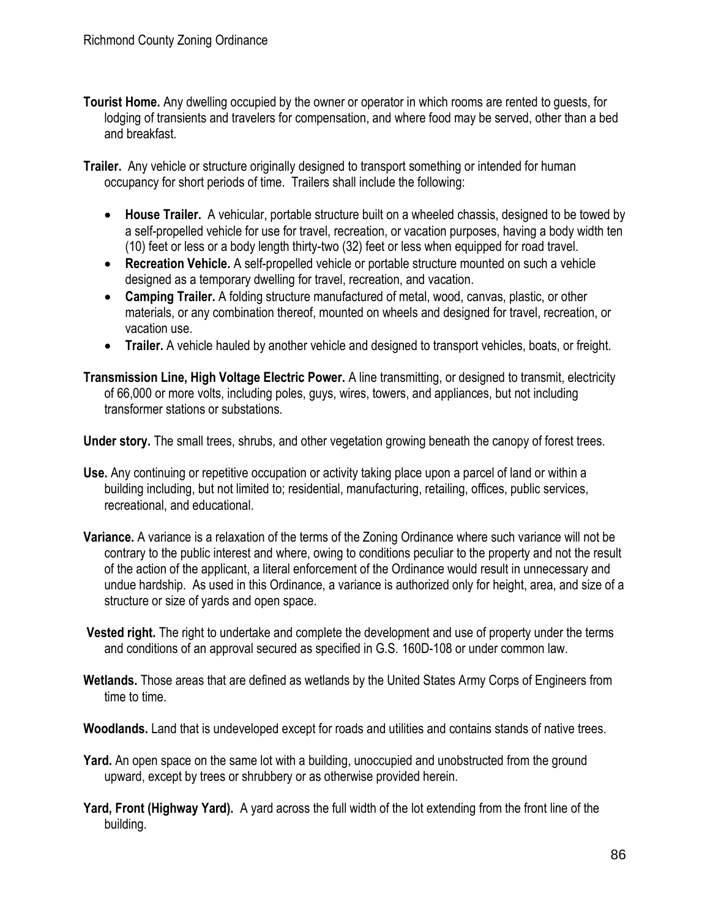**Tourist Home.** Any dwelling occupied by the owner or operator in which rooms are rented to guests, for lodging of transients and travelers for compensation, and where food may be served, other than a bed and breakfast.

**Trailer.** Any vehicle or structure originally designed to transport something or intended for human occupancy for short periods of time. Trailers shall include the following:

- **House Trailer.** A vehicular, portable structure built on a wheeled chassis, designed to be towed by a self-propelled vehicle for use for travel, recreation, or vacation purposes, having a body width ten (10) feet or less or a body length thirty-two (32) feet or less when equipped for road travel.
- **Recreation Vehicle.** A self-propelled vehicle or portable structure mounted on such a vehicle designed as a temporary dwelling for travel, recreation, and vacation.
- **Camping Trailer.** A folding structure manufactured of metal, wood, canvas, plastic, or other materials, or any combination thereof, mounted on wheels and designed for travel, recreation, or vacation use.
- **Trailer.** A vehicle hauled by another vehicle and designed to transport vehicles, boats, or freight.

**Transmission Line, High Voltage Electric Power.** A line transmitting, or designed to transmit, electricity of 66,000 or more volts, including poles, guys, wires, towers, and appliances, but not including transformer stations or substations.

**Under story.** The small trees, shrubs, and other vegetation growing beneath the canopy of forest trees.

**Use.** Any continuing or repetitive occupation or activity taking place upon a parcel of land or within a building including, but not limited to; residential, manufacturing, retailing, offices, public services, recreational, and educational.

**Variance.** A variance is a relaxation of the terms of the Zoning Ordinance where such variance will not be contrary to the public interest and where, owing to conditions peculiar to the property and not the result of the action of the applicant, a literal enforcement of the Ordinance would result in unnecessary and undue hardship. As used in this Ordinance, a variance is authorized only for height, area, and size of a structure or size of yards and open space.

**Vested right.** The right to undertake and complete the development and use of property under the terms and conditions of an approval secured as specified in G.S. 160D-108 or under common law.

**Wetlands.** Those areas that are defined as wetlands by the United States Army Corps of Engineers from time to time.

**Woodlands.** Land that is undeveloped except for roads and utilities and contains stands of native trees.

**Yard.** An open space on the same lot with a building, unoccupied and unobstructed from the ground upward, except by trees or shrubbery or as otherwise provided herein.

**Yard, Front (Highway Yard).** A yard across the full width of the lot extending from the front line of the building.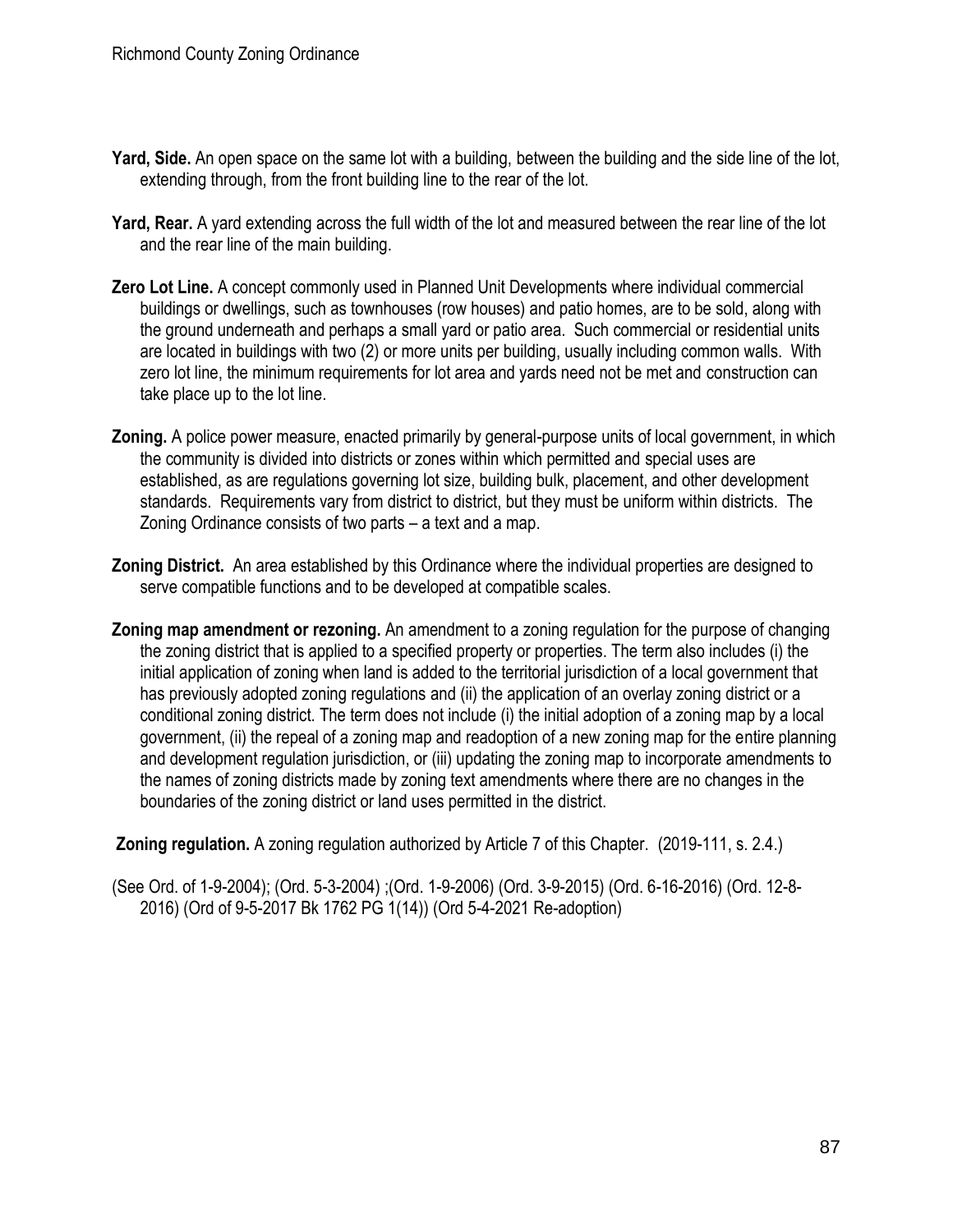**Yard, Side.** An open space on the same lot with a building, between the building and the side line of the lot, extending through, from the front building line to the rear of the lot.

**Yard, Rear.** A yard extending across the full width of the lot and measured between the rear line of the lot and the rear line of the main building.

**Zero Lot Line.** A concept commonly used in Planned Unit Developments where individual commercial buildings or dwellings, such as townhouses (row houses) and patio homes, are to be sold, along with the ground underneath and perhaps a small yard or patio area. Such commercial or residential units are located in buildings with two (2) or more units per building, usually including common walls. With zero lot line, the minimum requirements for lot area and yards need not be met and construction can take place up to the lot line.

**Zoning.** A police power measure, enacted primarily by general-purpose units of local government, in which the community is divided into districts or zones within which permitted and special uses are established, as are regulations governing lot size, building bulk, placement, and other development standards. Requirements vary from district to district, but they must be uniform within districts. The Zoning Ordinance consists of two parts – a text and a map.

**Zoning District.** An area established by this Ordinance where the individual properties are designed to serve compatible functions and to be developed at compatible scales.

**Zoning map amendment or rezoning.** An amendment to a zoning regulation for the purpose of changing the zoning district that is applied to a specified property or properties. The term also includes (i) the initial application of zoning when land is added to the territorial jurisdiction of a local government that has previously adopted zoning regulations and (ii) the application of an overlay zoning district or a conditional zoning district. The term does not include (i) the initial adoption of a zoning map by a local government, (ii) the repeal of a zoning map and readoption of a new zoning map for the entire planning and development regulation jurisdiction, or (iii) updating the zoning map to incorporate amendments to the names of zoning districts made by zoning text amendments where there are no changes in the boundaries of the zoning district or land uses permitted in the district.

**Zoning regulation.** A zoning regulation authorized by Article 7 of this Chapter. (2019-111, s. 2.4.)

(See Ord. of 1-9-2004); (Ord. 5-3-2004) ;(Ord. 1-9-2006) (Ord. 3-9-2015) (Ord. 6-16-2016) (Ord. 12-8-2016) (Ord of 9-5-2017 Bk 1762 PG 1(14)) (Ord 5-4-2021 Re-adoption)